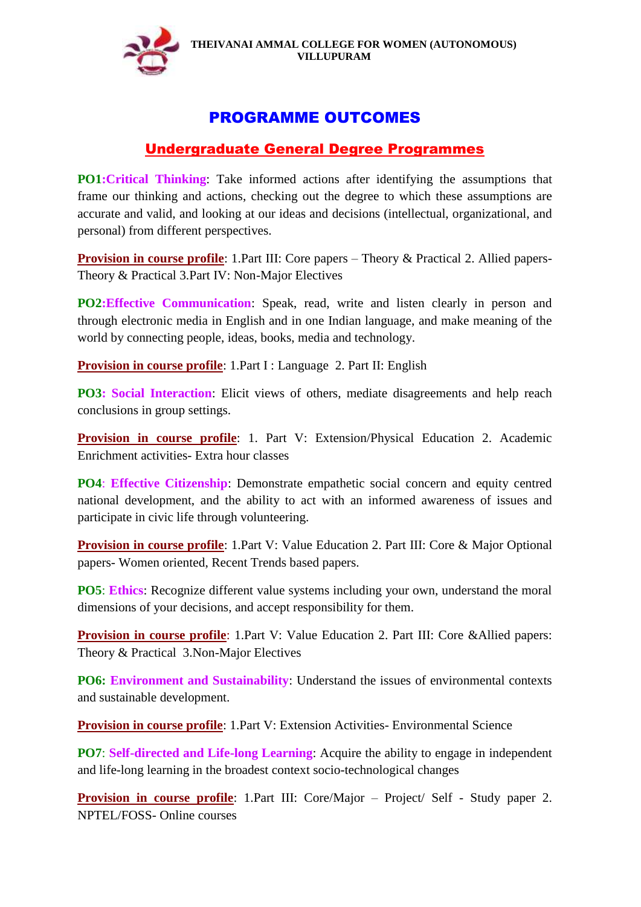**THEIVANAI AMMAL COLLEGE FOR WOMEN (AUTONOMOUS)**
**VILLUPURAM**

# PROGRAMME OUTCOMES

## Undergraduate General Degree Programmes

**PO1:Critical Thinking**: Take informed actions after identifying the assumptions that frame our thinking and actions, checking out the degree to which these assumptions are accurate and valid, and looking at our ideas and decisions (intellectual, organizational, and personal) from different perspectives.

**Provision in course profile**: 1.Part III: Core papers – Theory & Practical 2. Allied papers- Theory & Practical 3.Part IV: Non-Major Electives

**PO2:Effective Communication**: Speak, read, write and listen clearly in person and through electronic media in English and in one Indian language, and make meaning of the world by connecting people, ideas, books, media and technology.

**Provision in course profile**: 1.Part I : Language 2. Part II: English

**PO3: Social Interaction**: Elicit views of others, mediate disagreements and help reach conclusions in group settings.

**Provision in course profile**: 1. Part V: Extension/Physical Education 2. Academic Enrichment activities- Extra hour classes

**PO4**: **Effective Citizenship**: Demonstrate empathetic social concern and equity centred national development, and the ability to act with an informed awareness of issues and participate in civic life through volunteering.

**Provision in course profile**: 1.Part V: Value Education 2. Part III: Core & Major Optional papers- Women oriented, Recent Trends based papers.

**PO5**: **Ethics**: Recognize different value systems including your own, understand the moral dimensions of your decisions, and accept responsibility for them.

**Provision in course profile**: 1.Part V: Value Education 2. Part III: Core &Allied papers: Theory & Practical 3.Non-Major Electives

**PO6: Environment and Sustainability**: Understand the issues of environmental contexts and sustainable development.

**Provision in course profile**: 1.Part V: Extension Activities- Environmental Science

**PO7**: **Self-directed and Life-long Learning**: Acquire the ability to engage in independent and life-long learning in the broadest context socio-technological changes

**Provision in course profile**: 1.Part III: Core/Major – Project/ Self - Study paper 2. NPTEL/FOSS- Online courses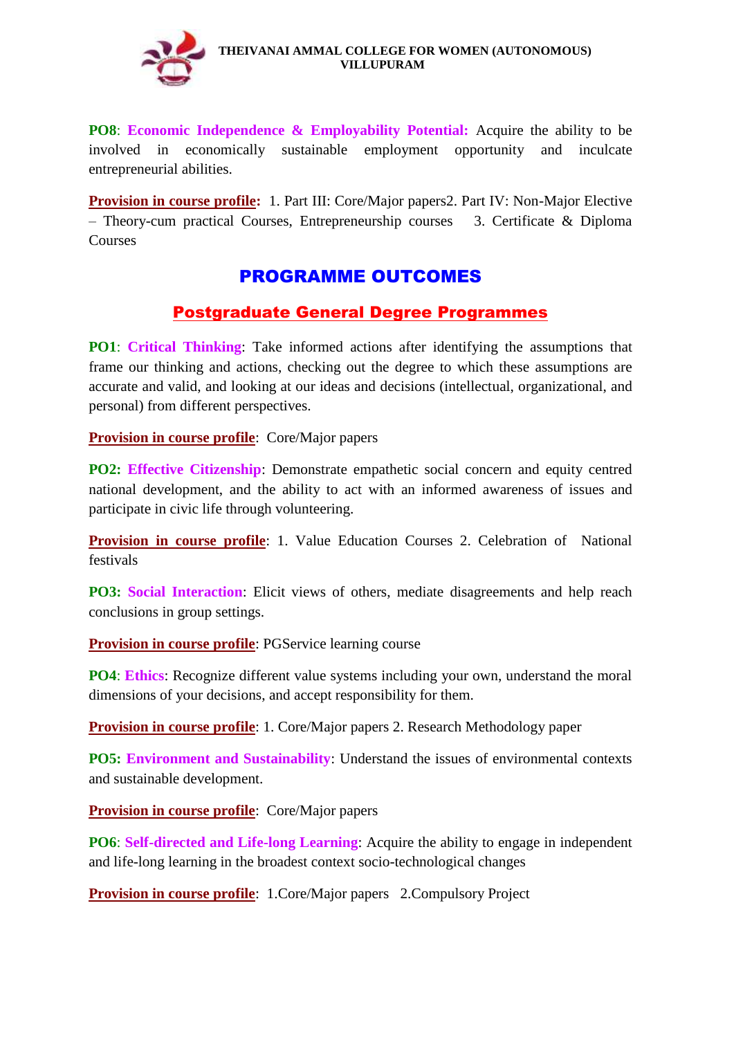**PO8**: **Economic Independence & Employability Potential:** Acquire the ability to be involved in economically sustainable employment opportunity and inculcate entrepreneurial abilities.

**Provision in course profile:** 1. Part III: Core/Major papers2. Part IV: Non-Major Elective – Theory-cum practical Courses, Entrepreneurship courses 3. Certificate & Diploma Courses

# PROGRAMME OUTCOMES

## Postgraduate General Degree Programmes

**PO1**: **Critical Thinking**: Take informed actions after identifying the assumptions that frame our thinking and actions, checking out the degree to which these assumptions are accurate and valid, and looking at our ideas and decisions (intellectual, organizational, and personal) from different perspectives.

**Provision in course profile**: Core/Major papers

**PO2: Effective Citizenship**: Demonstrate empathetic social concern and equity centred national development, and the ability to act with an informed awareness of issues and participate in civic life through volunteering.

**Provision in course profile**: 1. Value Education Courses 2. Celebration of National festivals

**PO3: Social Interaction**: Elicit views of others, mediate disagreements and help reach conclusions in group settings.

**Provision in course profile**: PGService learning course

**PO4**: **Ethics**: Recognize different value systems including your own, understand the moral dimensions of your decisions, and accept responsibility for them.

**Provision in course profile**: 1. Core/Major papers 2. Research Methodology paper

**PO5: Environment and Sustainability**: Understand the issues of environmental contexts and sustainable development.

**Provision in course profile**: Core/Major papers

**PO6**: **Self-directed and Life-long Learning**: Acquire the ability to engage in independent and life-long learning in the broadest context socio-technological changes

**Provision in course profile**: 1.Core/Major papers 2.Compulsory Project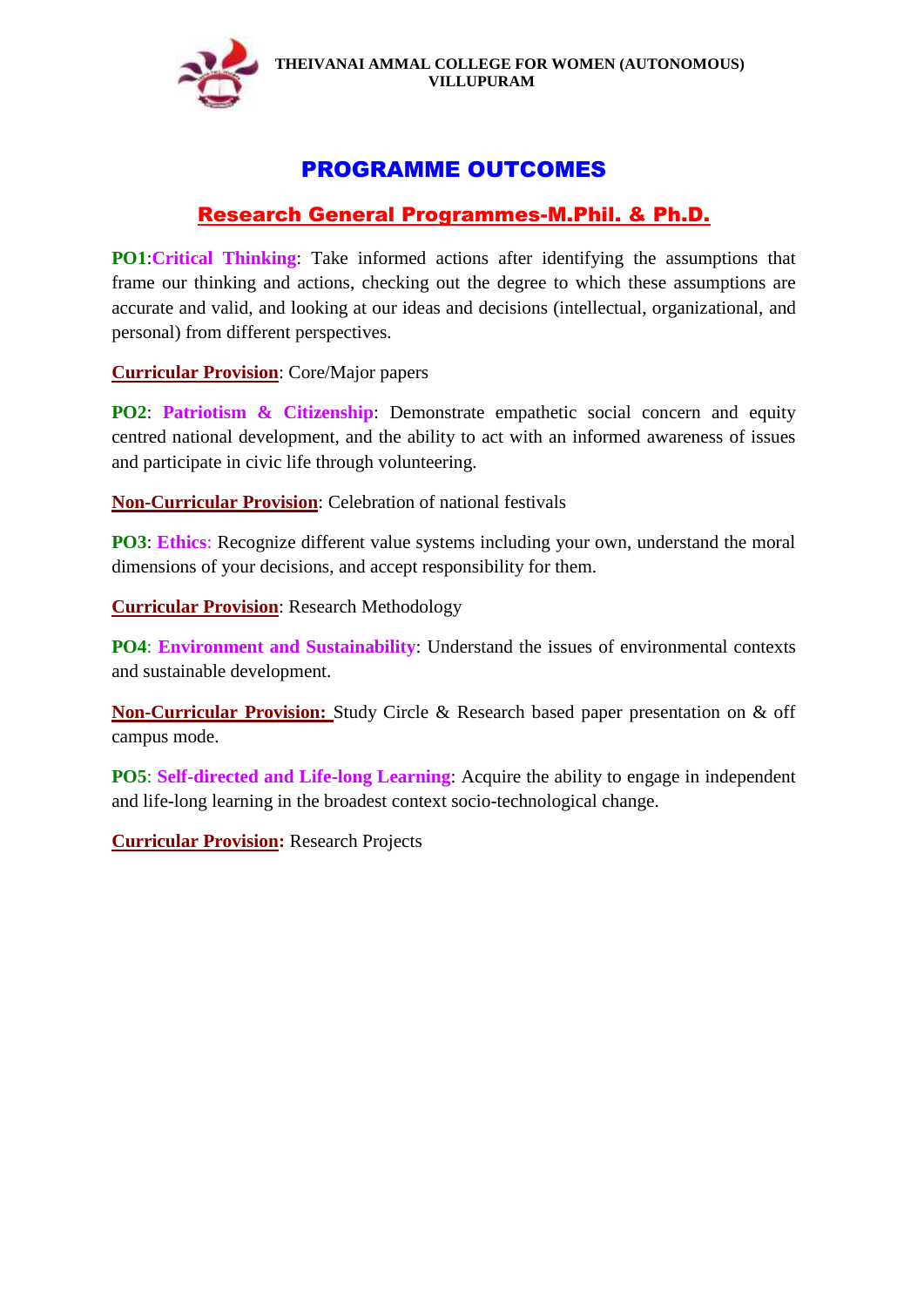**THEIVANAI AMMAL COLLEGE FOR WOMEN (AUTONOMOUS)**
**VILLUPURAM**

# PROGRAMME OUTCOMES

## Research General Programmes-M.Phil. & Ph.D.

**PO1**:**Critical Thinking**: Take informed actions after identifying the assumptions that frame our thinking and actions, checking out the degree to which these assumptions are accurate and valid, and looking at our ideas and decisions (intellectual, organizational, and personal) from different perspectives.

**Curricular Provision**: Core/Major papers

**PO2**: **Patriotism & Citizenship**: Demonstrate empathetic social concern and equity centred national development, and the ability to act with an informed awareness of issues and participate in civic life through volunteering.

**Non-Curricular Provision**: Celebration of national festivals

**PO3**: **Ethics**: Recognize different value systems including your own, understand the moral dimensions of your decisions, and accept responsibility for them.

**Curricular Provision**: Research Methodology

**PO4**: **Environment and Sustainability**: Understand the issues of environmental contexts and sustainable development.

**Non-Curricular Provision:** Study Circle & Research based paper presentation on & off campus mode.

**PO5**: **Self-directed and Life-long Learning**: Acquire the ability to engage in independent and life-long learning in the broadest context socio-technological change.

**Curricular Provision:** Research Projects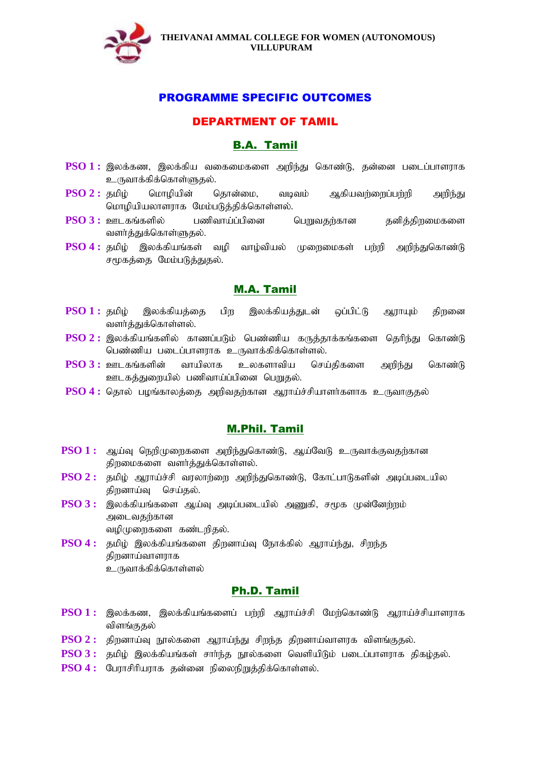**THEIVANAI AMMAL COLLEGE FOR WOMEN (AUTONOMOUS)**
**VILLUPURAM**

# PROGRAMME SPECIFIC OUTCOMES

## DEPARTMENT OF TAMIL

### B.A. Tamil

**PSO 1 :** இலக்கண, இலக்கிய வகைமைகளை அறிந்து கொண்டு, தன்னை படைப்பாளராக உருவாக்கிக்கொள்ளுதல்.

**PSO 2 :** தமிழ் மொழியின் தொன்மை, வடிவம் ஆகியவற்றைப்பற்றி அறிந்து மொழியியலாளராக மேம்படுத்திக்கொள்ளல்.

**PSO 3 :** ஊடகங்களில் பணிவாய்ப்பினை பெறுவதற்கான தனித்திறமைகளை வளர்த்துக்கொள்ளுதல்.

**PSO 4 :** தமிழ் இலக்கியங்கள் வழி வாழ்வியல் முறைமைகள் பற்றி அறிந்துகொண்டு சமூகத்தை மேம்படுத்துதல்.

### M.A. Tamil

**PSO 1 :** தமிழ் இலக்கியத்தை பிற இலக்கியத்துடன் ஒப்பிட்டு ஆராயும் திறனை வளர்த்துக்கொள்ளல்.

**PSO 2 :** இலக்கியங்களில் காணப்படும் பெண்ணிய கருத்தாக்கங்களை தெரிந்து கொண்டு பெண்ணிய படைப்பாளராக உருவாக்கிக்கொள்ளல்.

**PSO 3 :** ஊடகங்களின் வாயிலாக உலகளாவிய செய்திகளை அறிந்து கொண்டு ஊடகத்துறையில் பணிவாய்ப்பினை பெறுதல்.

**PSO 4 :** தொல் பழங்காலத்தை அறிவதற்கான ஆராய்ச்சியாளர்களாக உருவாகுதல்

### M.Phil. Tamil

**PSO 1 :** ஆய்வு நெறிமுறைகளை அறிந்துகொண்டு, ஆய்வேடு உருவாக்குவதற்கான திறமைகளை வளர்த்துக்கொள்ளல்.

**PSO 2 :** தமிழ் ஆராய்ச்சி வரலாற்றை அறிந்துகொண்டு, கோட்பாடுகளின் அடிப்படையில திறனாய்வு செய்தல்.

**PSO 3 :** இலக்கியங்களை ஆய்வு அடிப்படையில் அணுகி, சமூக முன்னேற்றம் அடைவதற்கான வழிமுறைகளை கண்டறிதல்.

**PSO 4 :** தமிழ் இலக்கியங்களை திறனாய்வு நோக்கில் ஆராய்ந்து, சிறந்த திறனாய்வாளராக உருவாக்கிக்கொள்ளல்

### Ph.D. Tamil

**PSO 1 :** இலக்கண, இலக்கியங்களைப் பற்றி ஆராய்ச்சி மேற்கொண்டு ஆராய்ச்சியாளராக விளங்குதல்

**PSO 2 :** திறனாய்வு நூல்களை ஆராய்ந்து சிறந்த திறனாய்வாளரக விளங்குதல்.

**PSO 3 :** தமிழ் இலக்கியங்கள் சார்ந்த நூல்களை வெளியிடும் படைப்பாளராக திகழ்தல்.

**PSO 4 :** பேராசிரியராக தன்னை நிலைநிறுத்திக்கொள்ளல்.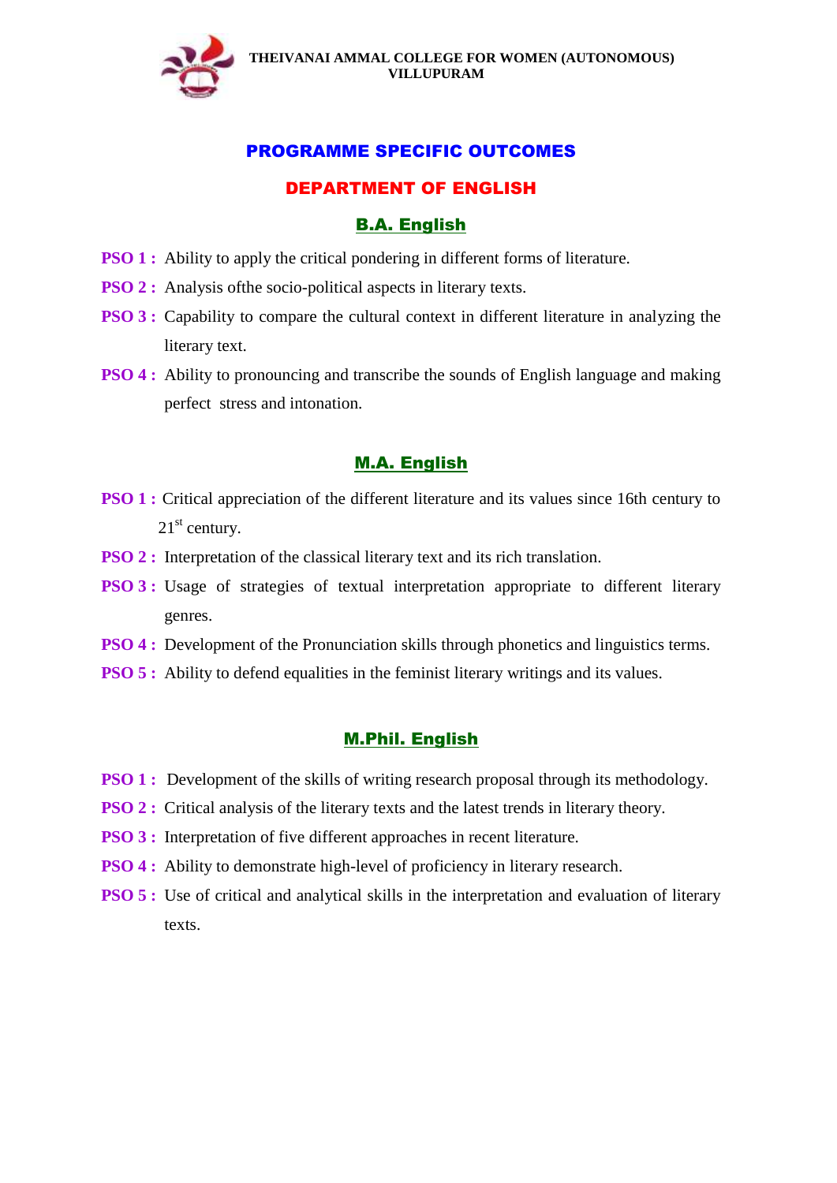**THEIVANAI AMMAL COLLEGE FOR WOMEN (AUTONOMOUS)**
**VILLUPURAM**

# PROGRAMME SPECIFIC OUTCOMES

## DEPARTMENT OF ENGLISH

### B.A. English

**PSO 1 :** Ability to apply the critical pondering in different forms of literature.

**PSO 2 :** Analysis ofthe socio-political aspects in literary texts.

**PSO 3 :** Capability to compare the cultural context in different literature in analyzing the literary text.

**PSO 4 :** Ability to pronouncing and transcribe the sounds of English language and making perfect stress and intonation.

### M.A. English

**PSO 1 :** Critical appreciation of the different literature and its values since 16th century to 21st century.

**PSO 2 :** Interpretation of the classical literary text and its rich translation.

**PSO 3 :** Usage of strategies of textual interpretation appropriate to different literary genres.

**PSO 4 :** Development of the Pronunciation skills through phonetics and linguistics terms.

**PSO 5 :** Ability to defend equalities in the feminist literary writings and its values.

### M.Phil. English

**PSO 1 :** Development of the skills of writing research proposal through its methodology.

**PSO 2 :** Critical analysis of the literary texts and the latest trends in literary theory.

**PSO 3 :** Interpretation of five different approaches in recent literature.

**PSO 4 :** Ability to demonstrate high-level of proficiency in literary research.

**PSO 5 :** Use of critical and analytical skills in the interpretation and evaluation of literary texts.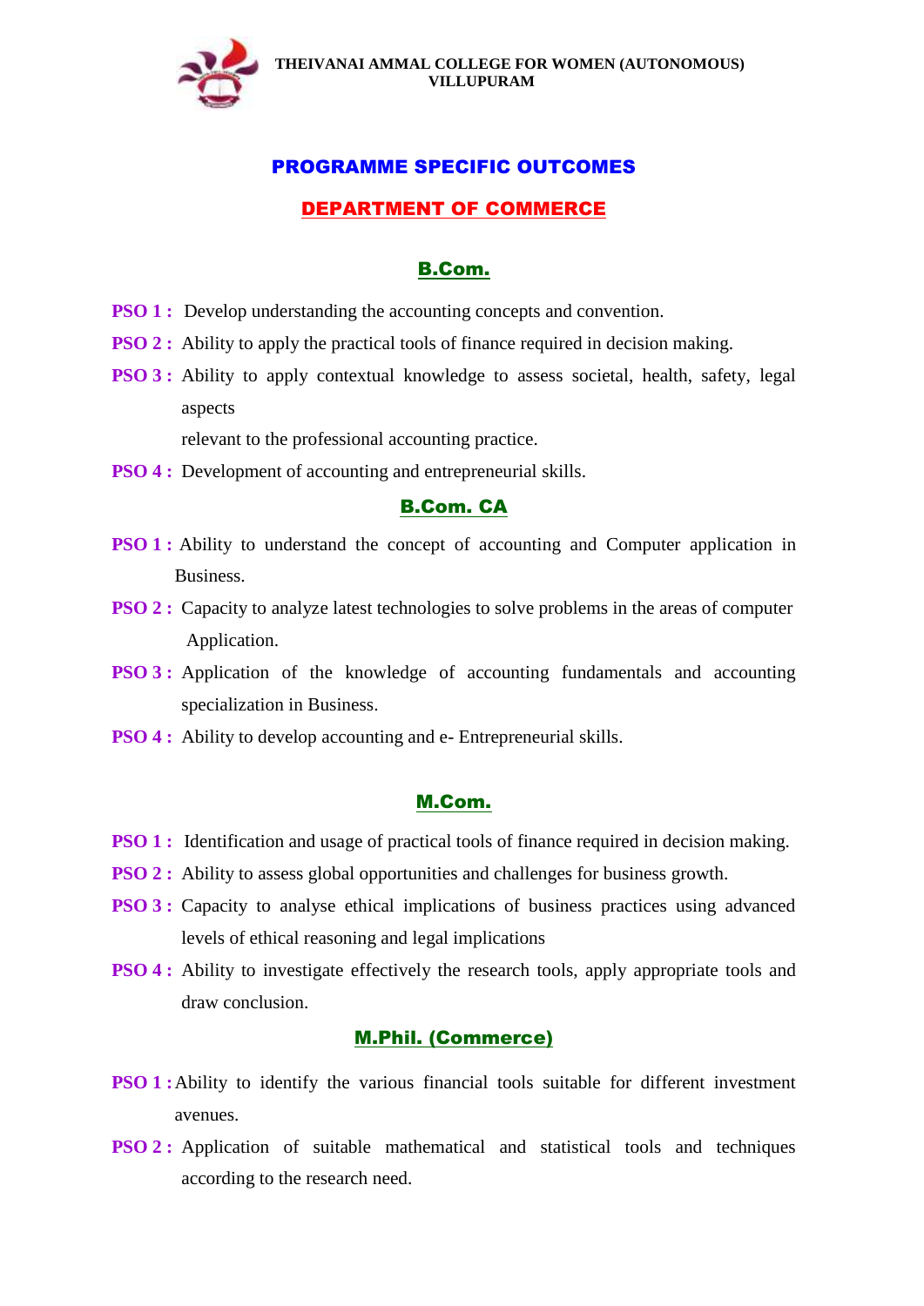THEIVANAI AMMAL COLLEGE FOR WOMEN (AUTONOMOUS)
VILLUPURAM

# PROGRAMME SPECIFIC OUTCOMES

## DEPARTMENT OF COMMERCE

### B.Com.

**PSO 1 :** Develop understanding the accounting concepts and convention.

**PSO 2 :** Ability to apply the practical tools of finance required in decision making.

**PSO 3 :** Ability to apply contextual knowledge to assess societal, health, safety, legal aspects relevant to the professional accounting practice.

**PSO 4 :** Development of accounting and entrepreneurial skills.

### B.Com. CA

**PSO 1 :** Ability to understand the concept of accounting and Computer application in Business.

**PSO 2 :** Capacity to analyze latest technologies to solve problems in the areas of computer Application.

**PSO 3 :** Application of the knowledge of accounting fundamentals and accounting specialization in Business.

**PSO 4 :** Ability to develop accounting and e- Entrepreneurial skills.

### M.Com.

**PSO 1 :** Identification and usage of practical tools of finance required in decision making.

**PSO 2 :** Ability to assess global opportunities and challenges for business growth.

**PSO 3 :** Capacity to analyse ethical implications of business practices using advanced levels of ethical reasoning and legal implications

**PSO 4 :** Ability to investigate effectively the research tools, apply appropriate tools and draw conclusion.

### M.Phil. (Commerce)

**PSO 1 :** Ability to identify the various financial tools suitable for different investment avenues.

**PSO 2 :** Application of suitable mathematical and statistical tools and techniques according to the research need.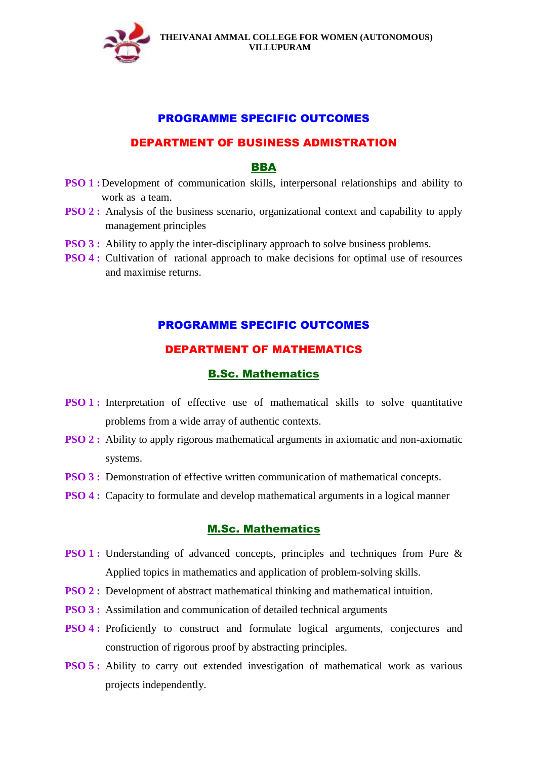# PROGRAMME SPECIFIC OUTCOMES

## DEPARTMENT OF BUSINESS ADMISTRATION

### BBA

**PSO 1 :** Development of communication skills, interpersonal relationships and ability to work as a team.

**PSO 2 :** Analysis of the business scenario, organizational context and capability to apply management principles

**PSO 3 :** Ability to apply the inter-disciplinary approach to solve business problems.

**PSO 4 :** Cultivation of rational approach to make decisions for optimal use of resources and maximise returns.

# PROGRAMME SPECIFIC OUTCOMES

## DEPARTMENT OF MATHEMATICS

### B.Sc. Mathematics

**PSO 1 :** Interpretation of effective use of mathematical skills to solve quantitative problems from a wide array of authentic contexts.

**PSO 2 :** Ability to apply rigorous mathematical arguments in axiomatic and non-axiomatic systems.

**PSO 3 :** Demonstration of effective written communication of mathematical concepts.

**PSO 4 :** Capacity to formulate and develop mathematical arguments in a logical manner

### M.Sc. Mathematics

**PSO 1 :** Understanding of advanced concepts, principles and techniques from Pure & Applied topics in mathematics and application of problem-solving skills.

**PSO 2 :** Development of abstract mathematical thinking and mathematical intuition.

**PSO 3 :** Assimilation and communication of detailed technical arguments

**PSO 4 :** Proficiently to construct and formulate logical arguments, conjectures and construction of rigorous proof by abstracting principles.

**PSO 5 :** Ability to carry out extended investigation of mathematical work as various projects independently.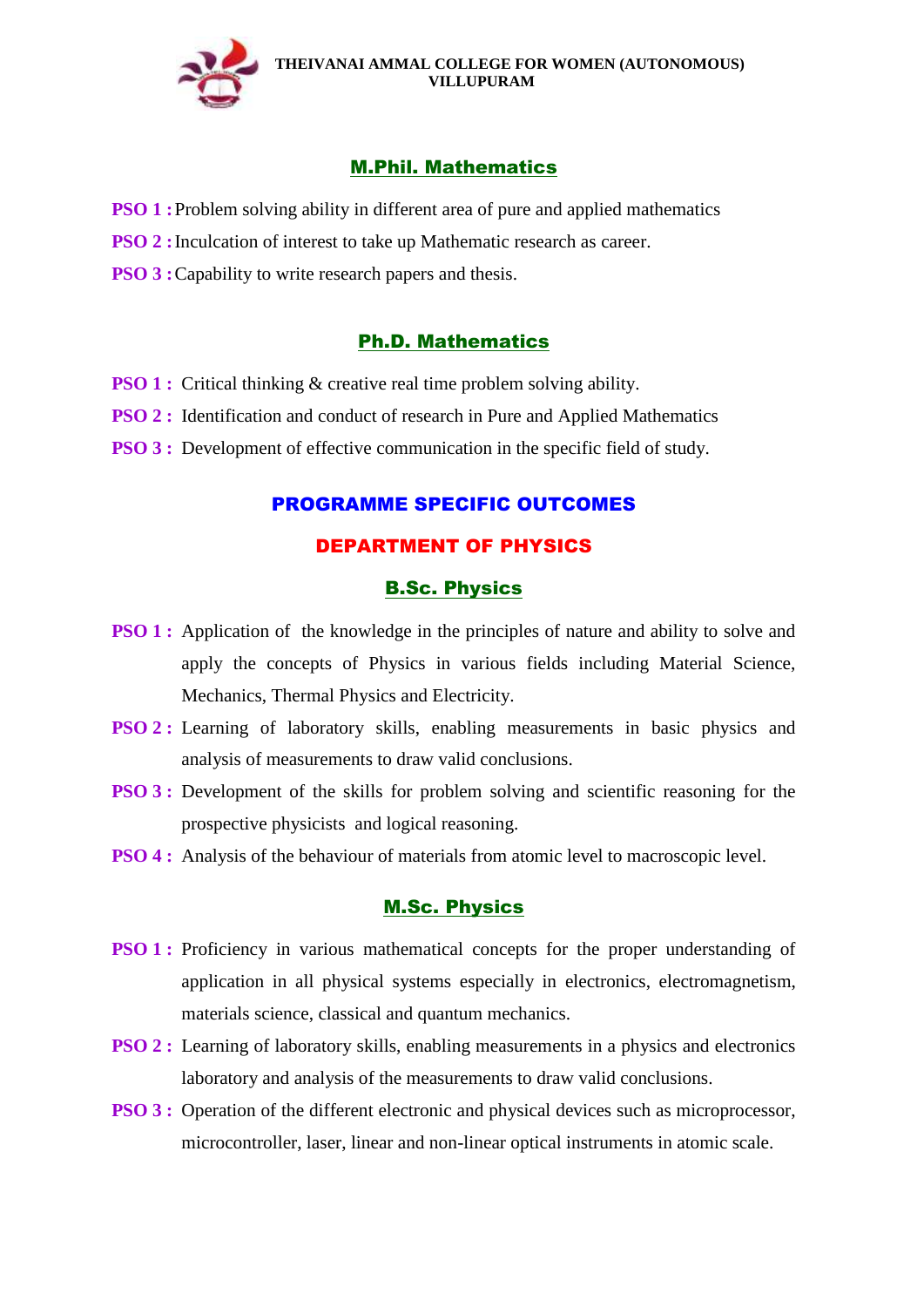## M.Phil. Mathematics

**PSO 1 :** Problem solving ability in different area of pure and applied mathematics

**PSO 2 :** Inculcation of interest to take up Mathematic research as career.

**PSO 3 :** Capability to write research papers and thesis.

## Ph.D. Mathematics

**PSO 1 :** Critical thinking & creative real time problem solving ability.

**PSO 2 :** Identification and conduct of research in Pure and Applied Mathematics

**PSO 3 :** Development of effective communication in the specific field of study.

# PROGRAMME SPECIFIC OUTCOMES

# DEPARTMENT OF PHYSICS

## B.Sc. Physics

**PSO 1 :** Application of the knowledge in the principles of nature and ability to solve and apply the concepts of Physics in various fields including Material Science, Mechanics, Thermal Physics and Electricity.

**PSO 2 :** Learning of laboratory skills, enabling measurements in basic physics and analysis of measurements to draw valid conclusions.

**PSO 3 :** Development of the skills for problem solving and scientific reasoning for the prospective physicists and logical reasoning.

**PSO 4 :** Analysis of the behaviour of materials from atomic level to macroscopic level.

## M.Sc. Physics

**PSO 1 :** Proficiency in various mathematical concepts for the proper understanding of application in all physical systems especially in electronics, electromagnetism, materials science, classical and quantum mechanics.

**PSO 2 :** Learning of laboratory skills, enabling measurements in a physics and electronics laboratory and analysis of the measurements to draw valid conclusions.

**PSO 3 :** Operation of the different electronic and physical devices such as microprocessor, microcontroller, laser, linear and non-linear optical instruments in atomic scale.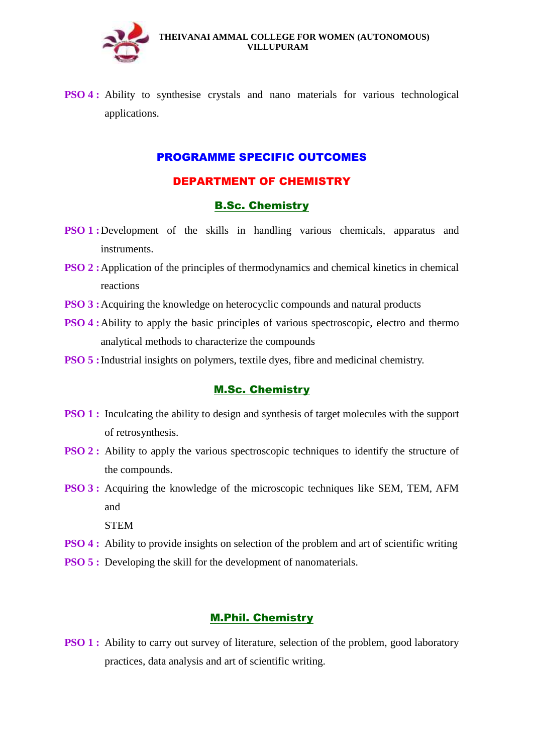**PSO 4 :** Ability to synthesise crystals and nano materials for various technological applications.

## PROGRAMME SPECIFIC OUTCOMES

## DEPARTMENT OF CHEMISTRY

### B.Sc. Chemistry

**PSO 1 :** Development of the skills in handling various chemicals, apparatus and instruments.

**PSO 2 :** Application of the principles of thermodynamics and chemical kinetics in chemical reactions

**PSO 3 :** Acquiring the knowledge on heterocyclic compounds and natural products

**PSO 4 :** Ability to apply the basic principles of various spectroscopic, electro and thermo analytical methods to characterize the compounds

**PSO 5 :** Industrial insights on polymers, textile dyes, fibre and medicinal chemistry.

### M.Sc. Chemistry

**PSO 1 :** Inculcating the ability to design and synthesis of target molecules with the support of retrosynthesis.

**PSO 2 :** Ability to apply the various spectroscopic techniques to identify the structure of the compounds.

**PSO 3 :** Acquiring the knowledge of the microscopic techniques like SEM, TEM, AFM and STEM

**PSO 4 :** Ability to provide insights on selection of the problem and art of scientific writing

**PSO 5 :** Developing the skill for the development of nanomaterials.

### M.Phil. Chemistry

**PSO 1 :** Ability to carry out survey of literature, selection of the problem, good laboratory practices, data analysis and art of scientific writing.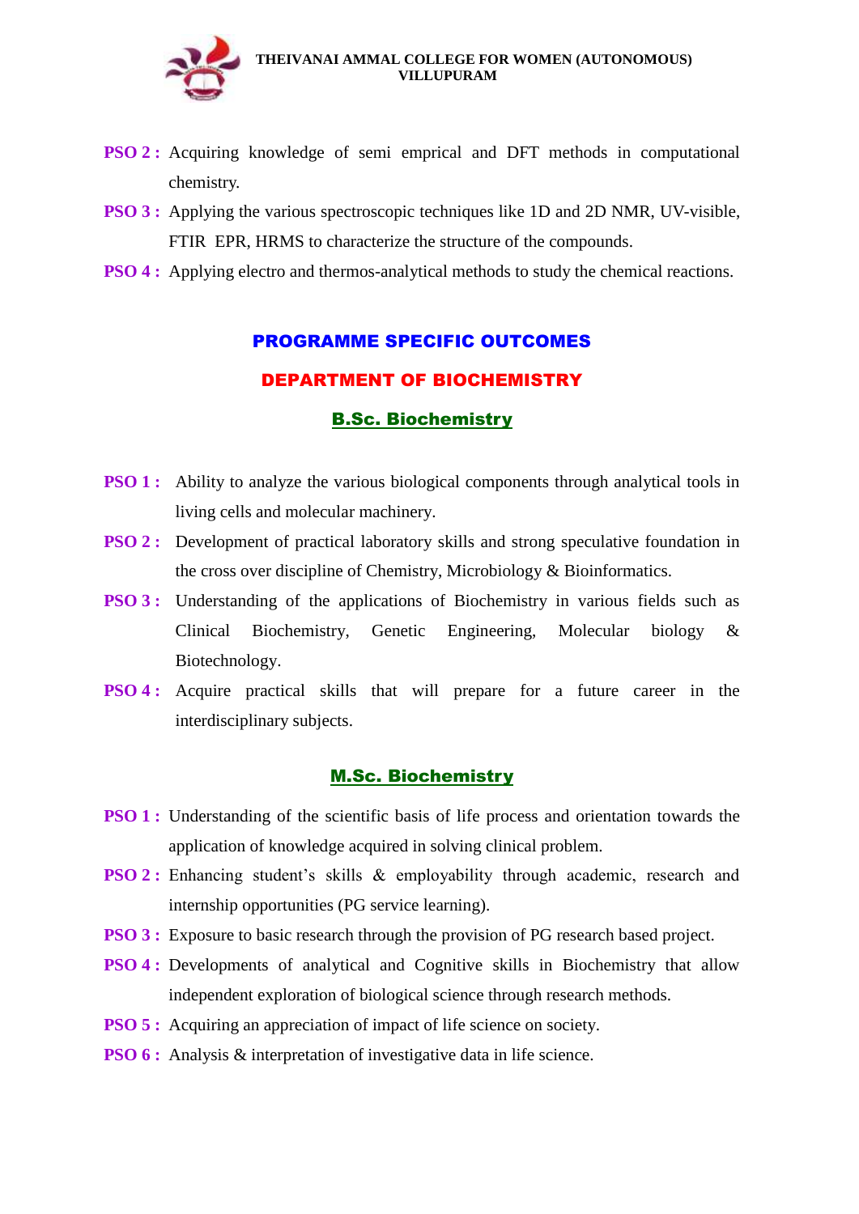**PSO 2 :** Acquiring knowledge of semi emprical and DFT methods in computational chemistry.

**PSO 3 :** Applying the various spectroscopic techniques like 1D and 2D NMR, UV-visible, FTIR EPR, HRMS to characterize the structure of the compounds.

**PSO 4 :** Applying electro and thermos-analytical methods to study the chemical reactions.

## PROGRAMME SPECIFIC OUTCOMES

## DEPARTMENT OF BIOCHEMISTRY

### B.Sc. Biochemistry

**PSO 1 :** Ability to analyze the various biological components through analytical tools in living cells and molecular machinery.

**PSO 2 :** Development of practical laboratory skills and strong speculative foundation in the cross over discipline of Chemistry, Microbiology & Bioinformatics.

**PSO 3 :** Understanding of the applications of Biochemistry in various fields such as Clinical Biochemistry, Genetic Engineering, Molecular biology & Biotechnology.

**PSO 4 :** Acquire practical skills that will prepare for a future career in the interdisciplinary subjects.

### M.Sc. Biochemistry

**PSO 1 :** Understanding of the scientific basis of life process and orientation towards the application of knowledge acquired in solving clinical problem.

**PSO 2 :** Enhancing student's skills & employability through academic, research and internship opportunities (PG service learning).

**PSO 3 :** Exposure to basic research through the provision of PG research based project.

**PSO 4 :** Developments of analytical and Cognitive skills in Biochemistry that allow independent exploration of biological science through research methods.

**PSO 5 :** Acquiring an appreciation of impact of life science on society.

**PSO 6 :** Analysis & interpretation of investigative data in life science.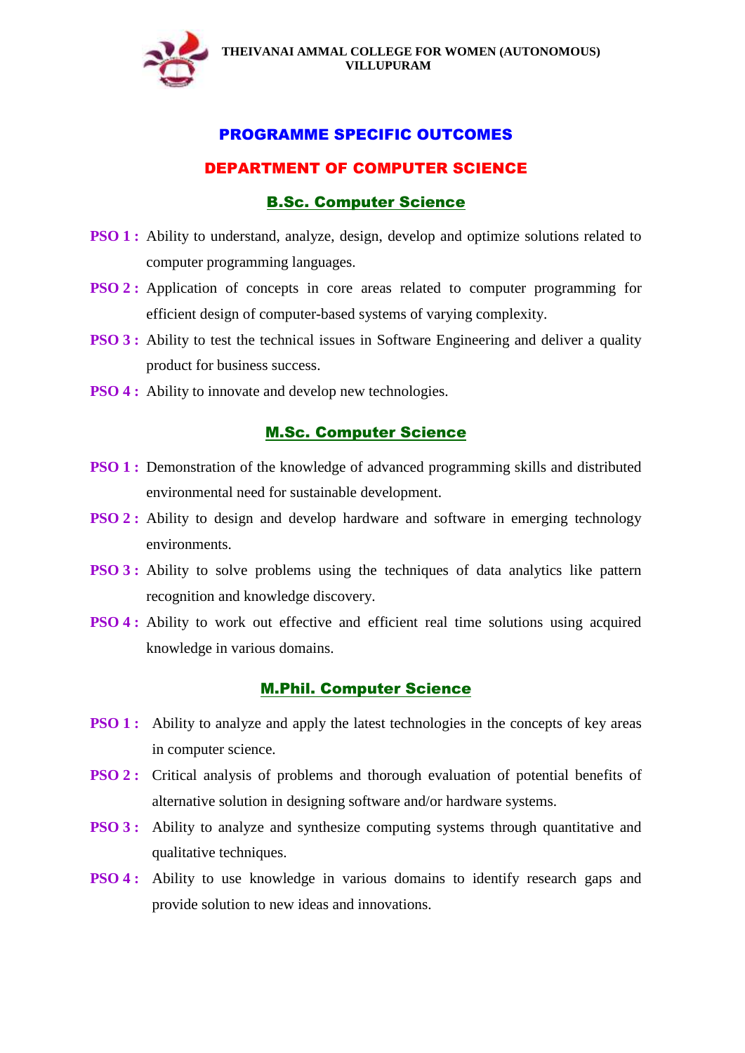THEIVANAI AMMAL COLLEGE FOR WOMEN (AUTONOMOUS)
VILLUPURAM

# PROGRAMME SPECIFIC OUTCOMES

## DEPARTMENT OF COMPUTER SCIENCE

### B.Sc. Computer Science

**PSO 1 :** Ability to understand, analyze, design, develop and optimize solutions related to computer programming languages.

**PSO 2 :** Application of concepts in core areas related to computer programming for efficient design of computer-based systems of varying complexity.

**PSO 3 :** Ability to test the technical issues in Software Engineering and deliver a quality product for business success.

**PSO 4 :** Ability to innovate and develop new technologies.

### M.Sc. Computer Science

**PSO 1 :** Demonstration of the knowledge of advanced programming skills and distributed environmental need for sustainable development.

**PSO 2 :** Ability to design and develop hardware and software in emerging technology environments.

**PSO 3 :** Ability to solve problems using the techniques of data analytics like pattern recognition and knowledge discovery.

**PSO 4 :** Ability to work out effective and efficient real time solutions using acquired knowledge in various domains.

### M.Phil. Computer Science

**PSO 1 :** Ability to analyze and apply the latest technologies in the concepts of key areas in computer science.

**PSO 2 :** Critical analysis of problems and thorough evaluation of potential benefits of alternative solution in designing software and/or hardware systems.

**PSO 3 :** Ability to analyze and synthesize computing systems through quantitative and qualitative techniques.

**PSO 4 :** Ability to use knowledge in various domains to identify research gaps and provide solution to new ideas and innovations.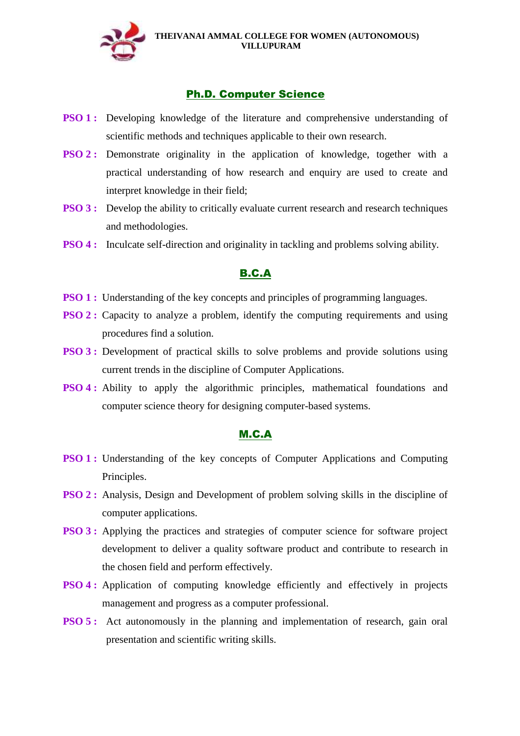THEIVANAI AMMAL COLLEGE FOR WOMEN (AUTONOMOUS)
VILLUPURAM

## Ph.D. Computer Science

**PSO 1 :** Developing knowledge of the literature and comprehensive understanding of scientific methods and techniques applicable to their own research.

**PSO 2 :** Demonstrate originality in the application of knowledge, together with a practical understanding of how research and enquiry are used to create and interpret knowledge in their field;

**PSO 3 :** Develop the ability to critically evaluate current research and research techniques and methodologies.

**PSO 4 :** Inculcate self-direction and originality in tackling and problems solving ability.

## B.C.A

**PSO 1 :** Understanding of the key concepts and principles of programming languages.

**PSO 2 :** Capacity to analyze a problem, identify the computing requirements and using procedures find a solution.

**PSO 3 :** Development of practical skills to solve problems and provide solutions using current trends in the discipline of Computer Applications.

**PSO 4 :** Ability to apply the algorithmic principles, mathematical foundations and computer science theory for designing computer-based systems.

## M.C.A

**PSO 1 :** Understanding of the key concepts of Computer Applications and Computing Principles.

**PSO 2 :** Analysis, Design and Development of problem solving skills in the discipline of computer applications.

**PSO 3 :** Applying the practices and strategies of computer science for software project development to deliver a quality software product and contribute to research in the chosen field and perform effectively.

**PSO 4 :** Application of computing knowledge efficiently and effectively in projects management and progress as a computer professional.

**PSO 5 :** Act autonomously in the planning and implementation of research, gain oral presentation and scientific writing skills.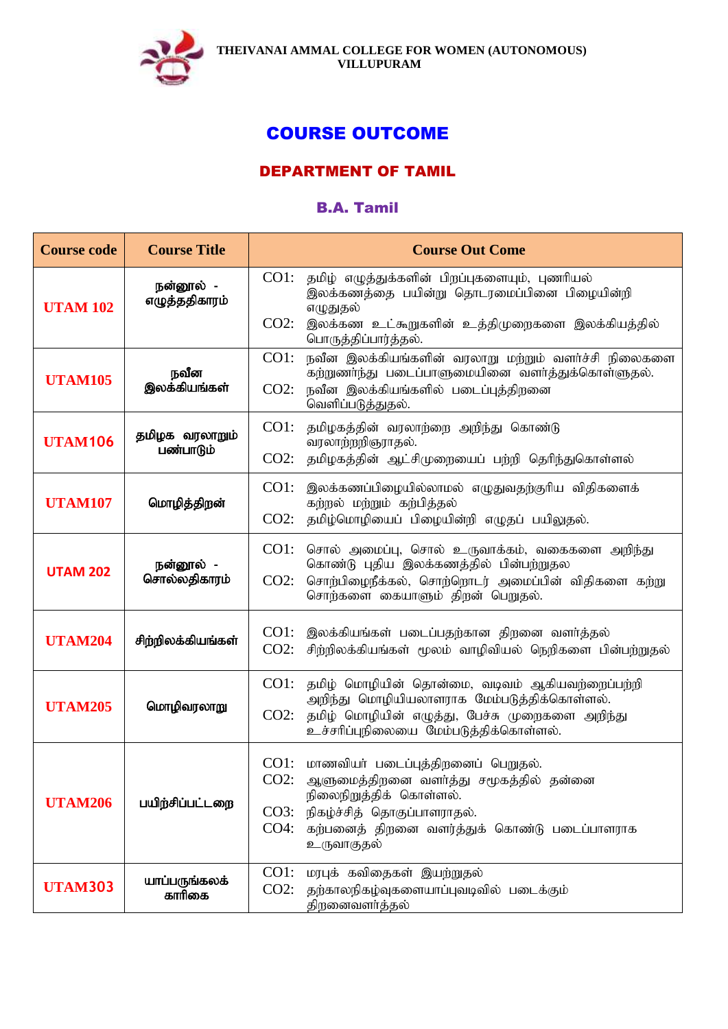**THEIVANAI AMMAL COLLEGE FOR WOMEN (AUTONOMOUS)**
**VILLUPURAM**

# COURSE OUTCOME

## DEPARTMENT OF TAMIL

### B.A. Tamil

| Course code | Course Title | Course Out Come |
|---|---|---|
| UTAM 102 | நன்னூல் - எழுத்ததிகாரம் | CO1: தமிழ் எழுத்துக்களின் பிறப்புகளையும், புணரியல் இலக்கணத்தை பயின்று தொடரமைப்பினை பிழையின்றி எழுதுதல்<br>CO2: இலக்கண உட்கூறுகளின் உத்திமுறைகளை இலக்கியத்தில் பொருத்திப்பார்த்தல். |
| UTAM105 | நவீன இலக்கியங்கள் | CO1: நவீன இலக்கியங்களின் வரலாறு மற்றும் வளர்ச்சி நிலைகளை கற்றுணர்ந்து படைப்பாளுமையினை வளர்த்துக்கொள்ளுதல்.<br>CO2: நவீன இலக்கியங்களில் படைப்புத்திறனை வெளிப்படுத்துதல். |
| UTAM106 | தமிழக வரலாறும் பண்பாடும் | CO1: தமிழகத்தின் வரலாற்றை அறிந்து கொண்டு வரலாற்றறிஞராதல்.<br>CO2: தமிழகத்தின் ஆட்சிமுறையைப் பற்றி தெரிந்துகொள்ளல் |
| UTAM107 | மொழித்திறன் | CO1: இலக்கணப்பிழையில்லாமல் எழுதுவதற்குரிய விதிகளைக் கற்றல் மற்றும் கற்பித்தல்<br>CO2: தமிழ்மொழியைப் பிழையின்றி எழுதப் பயிலுதல். |
| UTAM 202 | நன்னூல் - சொல்லதிகாரம் | CO1: சொல் அமைப்பு, சொல் உருவாக்கம், வகைகளை அறிந்து கொண்டு புதிய இலக்கணத்தில் பின்பற்றுதல<br>CO2: சொற்பிழைநீக்கல், சொற்றொடர் அமைப்பின் விதிகளை கற்று சொற்களை கையாளும் திறன் பெறுதல். |
| UTAM204 | சிற்றிலக்கியங்கள் | CO1: இலக்கியங்கள் படைப்பதற்கான திறனை வளர்த்தல்<br>CO2: சிற்றிலக்கியங்கள் மூலம் வாழிவியல் நெறிகளை பின்பற்றுதல் |
| UTAM205 | மொழிவரலாறு | CO1: தமிழ் மொழியின் தொன்மை, வடிவம் ஆகியவற்றைப்பற்றி அறிந்து மொழியியலாளராக மேம்படுத்திக்கொள்ளல்.<br>CO2: தமிழ் மொழியின் எழுத்து, பேச்சு முறைகளை அறிந்து உச்சரிப்புநிலையை மேம்படுத்திக்கொள்ளல். |
| UTAM206 | பயிற்சிப்பட்டறை | CO1: மாணவியர் படைப்புத்திறனைப் பெறுதல்.<br>CO2: ஆளுமைத்திறனை வளர்த்து சமூகத்தில் தன்னை நிலைநிறுத்திக் கொள்ளல்.<br>CO3: நிகழ்ச்சித் தொகுப்பாளராதல்.<br>CO4: கற்பனைத் திறனை வளர்த்துக் கொண்டு படைப்பாளராக உருவாகுதல் |
| UTAM303 | யாப்பருங்கலக் காரிகை | CO1: மரபுக் கவிதைகள் இயற்றுதல்<br>CO2: தற்காலநிகழ்வுகளையாப்புவடிவில் படைக்கும் திறனைவளர்த்தல் |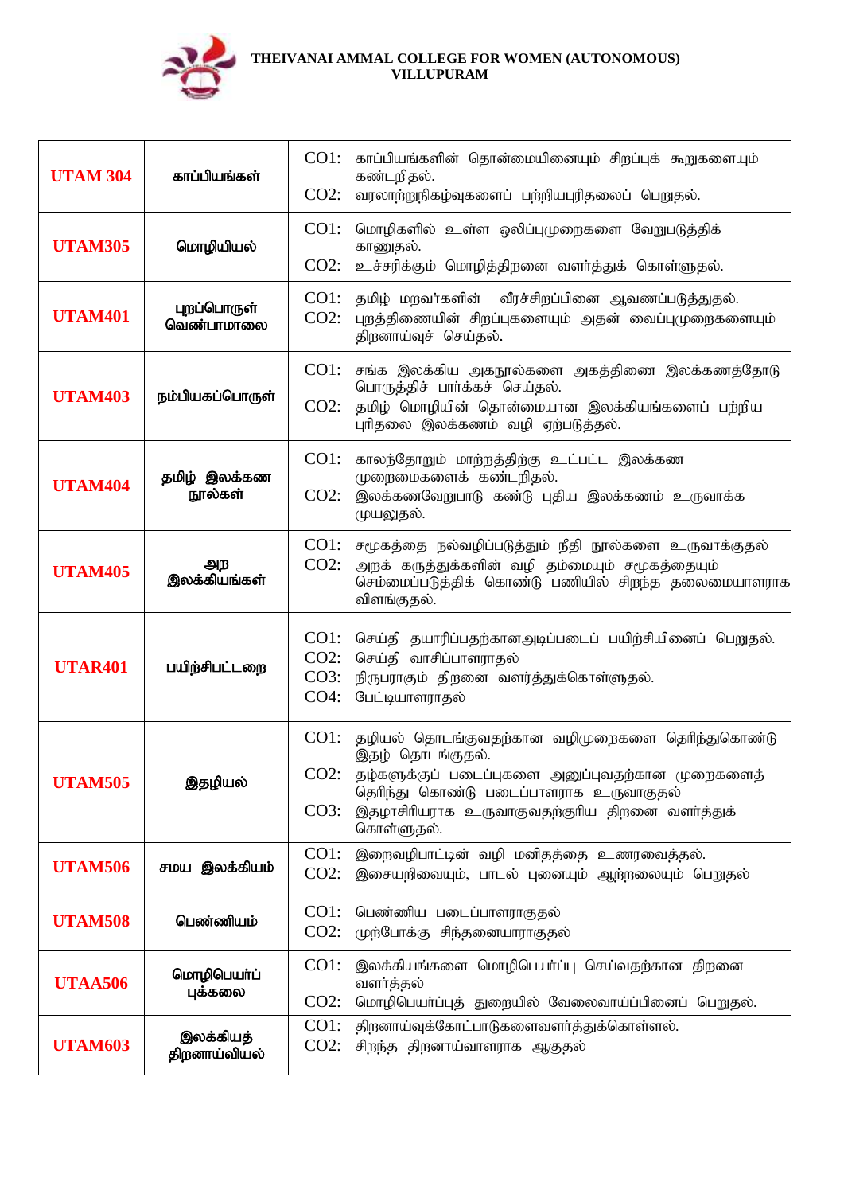**THEIVANAI AMMAL COLLEGE FOR WOMEN (AUTONOMOUS)**
**VILLUPURAM**

| | | |
|---|---|---|
| UTAM 304 | காப்பியங்கள் | CO1: காப்பியங்களின் தொன்மையினையும் சிறப்புக் கூறுகளையும் கண்டறிதல்.<br>CO2: வரலாற்றுநிகழ்வுகளைப் பற்றியபுரிதலைப் பெறுதல். |
| UTAM305 | மொழியியல் | CO1: மொழிகளில் உள்ள ஒலிப்புமுறைகளை வேறுபடுத்திக் காணுதல்.<br>CO2: உச்சரிக்கும் மொழித்திறனை வளர்த்துக் கொள்ளுதல். |
| UTAM401 | புறப்பொருள் வெண்பாமாலை | CO1: தமிழ் மறவர்களின் வீரச்சிறப்பினை ஆவணப்படுத்துதல்.<br>CO2: புறத்திணையின் சிறப்புகளையும் அதன் வைப்புமுறைகளையும் திறனாய்வுச் செய்தல். |
| UTAM403 | நம்பியகப்பொருள் | CO1: சங்க இலக்கிய அகநூல்களை அகத்திணை இலக்கணத்தோடு பொருத்திச் பார்க்கச் செய்தல்.<br>CO2: தமிழ் மொழியின் தொன்மையான இலக்கியங்களைப் பற்றிய புரிதலை இலக்கணம் வழி ஏற்படுத்தல். |
| UTAM404 | தமிழ் இலக்கண நூல்கள் | CO1: காலந்தோறும் மாற்றத்திற்கு உட்பட்ட இலக்கண முறைமைகளைக் கண்டறிதல்.<br>CO2: இலக்கணவேறுபாடு கண்டு புதிய இலக்கணம் உருவாக்க முயலுதல். |
| UTAM405 | அற இலக்கியங்கள் | CO1: சமூகத்தை நல்வழிப்படுத்தும் நீதி நூல்களை உருவாக்குதல்<br>CO2: அறக் கருத்துக்களின் வழி தம்மையும் சமூகத்தையும் செம்மைப்படுத்திக் கொண்டு பணியில் சிறந்த தலைமையாளராக விளங்குதல். |
| UTAR401 | பயிற்சிபட்டறை | CO1: செய்தி தயாரிப்பதற்கானஅடிப்படைப் பயிற்சியினைப் பெறுதல்.<br>CO2: செய்தி வாசிப்பாளராதல்<br>CO3: நிருபராகும் திறனை வளர்த்துக்கொள்ளுதல்.<br>CO4: பேட்டியாளராதல் |
| UTAM505 | இதழியல் | CO1: தழியல் தொடங்குவதற்கான வழிமுறைகளை தெரிந்துகொண்டு இதழ் தொடங்குதல்.<br>CO2: தழ்களுக்குப் படைப்புகளை அனுப்புவதற்கான முறைகளைத் தெரிந்து கொண்டு படைப்பாளராக உருவாகுதல்<br>CO3: இதழாசிரியராக உருவாகுவதற்குரிய திறனை வளர்த்துக் கொள்ளுதல். |
| UTAM506 | சமய இலக்கியம் | CO1: இறைவழிபாட்டின் வழி மனிதத்தை உணரவைத்தல்.<br>CO2: இசையறிவையும், பாடல் புனையும் ஆற்றலையும் பெறுதல் |
| UTAM508 | பெண்ணியம் | CO1: பெண்ணிய படைப்பாளராகுதல்<br>CO2: முற்போக்கு சிந்தனையாராகுதல் |
| UTAA506 | மொழிபெயர்ப் புக்கலை | CO1: இலக்கியங்களை மொழிபெயர்ப்பு செய்வதற்கான திறனை வளர்த்தல்<br>CO2: மொழிபெயர்ப்புத் துறையில் வேலைவாய்ப்பினைப் பெறுதல். |
| UTAM603 | இலக்கியத் திறனாய்வியல் | CO1: திறனாய்வுக்கோட்பாடுகளைவளர்த்துக்கொள்ளல்.<br>CO2: சிறந்த திறனாய்வாளராக ஆகுதல் |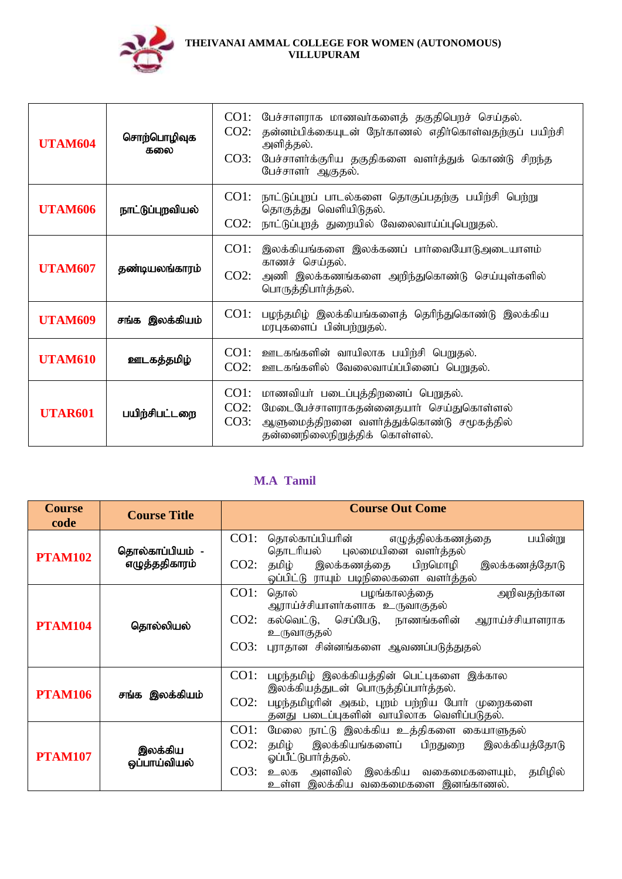| | | |
|---|---|---|
| **UTAM604** | சொற்பொழிவுக கலை | CO1: பேச்சாளராக மாணவர்களைத் தகுதிபெறச் செய்தல்.<br>CO2: தன்னம்பிக்கையுடன் நேர்காணல் எதிர்கொள்வதற்குப் பயிற்சி அளித்தல்.<br>CO3: பேச்சாளர்க்குரிய தகுதிகளை வளர்த்துக் கொண்டு சிறந்த பேச்சாளர் ஆகுதல். |
| **UTAM606** | நாட்டுப்புறவியல் | CO1: நாட்டுப்புறப் பாடல்களை தொகுப்பதற்கு பயிற்சி பெற்று தொகுத்து வெளியிடுதல்.<br>CO2: நாட்டுப்புறத் துறையில் வேலைவாய்ப்புபெறுதல். |
| **UTAM607** | தண்டியலங்காரம் | CO1: இலக்கியங்களை இலக்கணப் பார்வையோடுஅடையாளம் காணச் செய்தல்.<br>CO2: அணி இலக்கணங்களை அறிந்துகொண்டு செய்யுள்களில் பொருத்திபார்த்தல். |
| **UTAM609** | சங்க இலக்கியம் | CO1: பழந்தமிழ் இலக்கியங்களைத் தெரிந்துகொண்டு இலக்கிய மரபுகளைப் பின்பற்றுதல். |
| **UTAM610** | ஊடகத்தமிழ் | CO1: ஊடகங்களின் வாயிலாக பயிற்சி பெறுதல்.<br>CO2: ஊடகங்களில் வேலைவாய்ப்பினைப் பெறுதல். |
| **UTAR601** | பயிற்சிபட்டறை | CO1: மாணவியர் படைப்புத்திறனைப் பெறுதல்.<br>CO2: மேடைபேச்சாளராகதன்னைதயார் செய்துகொள்ளல்<br>CO3: ஆளுமைத்திறனை வளர்த்துக்கொண்டு சமூகத்தில் தன்னைநிலைநிறுத்திக் கொள்ளல். |

## M.A Tamil

| Course code | Course Title | Course Out Come |
|---|---|---|
| **PTAM102** | தொல்காப்பியம் - எழுத்ததிகாரம் | CO1: தொல்காப்பியரின் எழுத்திலக்கணத்தை பயின்று தொடரியல் புலமையினை வளர்த்தல்<br>CO2: தமிழ் இலக்கணத்தை பிறமொழி இலக்கணத்தோடு ஒப்பிட்டு ராயும் படிநிலைகளை வளர்த்தல் |
| **PTAM104** | தொல்லியல் | CO1: தொல் பழங்காலத்தை அறிவதற்கான ஆராய்ச்சியாளர்களாக உருவாகுதல்<br>CO2: கல்வெட்டு, செப்பேடு, நாணங்களின் ஆராய்ச்சியாளராக உருவாகுதல்<br>CO3: புராதான சின்னங்களை ஆவணப்படுத்துதல் |
| **PTAM106** | சங்க இலக்கியம் | CO1: பழந்தமிழ் இலக்கியத்தின் பெட்புகளை இக்கால இலக்கியத்துடன் பொருத்திப்பார்த்தல்.<br>CO2: பழந்தமிழரின் அகம், புறம் பற்றிய போர் முறைகளை தனது படைப்புகளின் வாயிலாக வெளிப்படுதல். |
| **PTAM107** | இலக்கிய ஒப்பாய்வியல் | CO1: மேலை நாட்டு இலக்கிய உத்திகளை கையாளுதல்<br>CO2: தமிழ் இலக்கியங்களைப் பிறதுறை இலக்கியத்தோடு ஒப்பீட்டுபார்த்தல்.<br>CO3: உலக அளவில் இலக்கிய வகைமைகளையும், தமிழில் உள்ள இலக்கிய வகைமைகளை இனங்காணல். |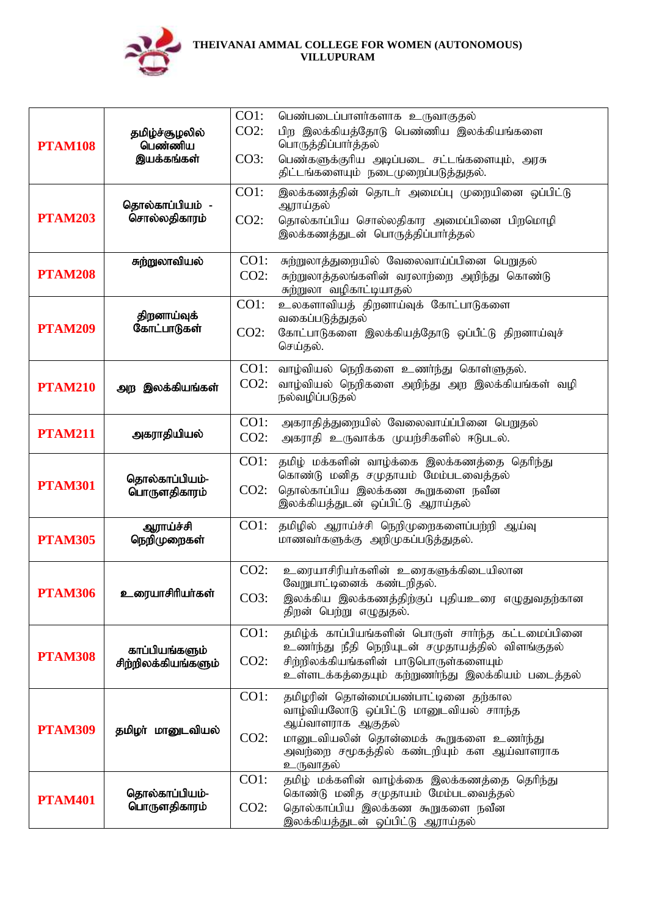**THEIVANAI AMMAL COLLEGE FOR WOMEN (AUTONOMOUS)**
**VILLUPURAM**

| | | |
|---|---|---|
| **PTAM108** | **தமிழ்ச்சூழலில் பெண்ணிய இயக்கங்கள்** | CO1: பெண்படைப்பாளர்களாக உருவாகுதல் <br> CO2: பிற இலக்கியத்தோடு பெண்ணிய இலக்கியங்களை பொருத்திப்பார்த்தல் <br> CO3: பெண்களுக்குரிய அடிப்படை சட்டங்களையும், அரசு திட்டங்களையும் நடைமுறைப்படுத்துதல். |
| **PTAM203** | **தொல்காப்பியம் - சொல்லதிகாரம்** | CO1: இலக்கணத்தின் தொடர் அமைப்பு முறையினை ஒப்பிட்டு ஆராய்தல் <br> CO2: தொல்காப்பிய சொல்லதிகார அமைப்பினை பிறமொழி இலக்கணத்துடன் பொருத்திப்பார்த்தல் |
| **PTAM208** | **சுற்றுலாவியல்** | CO1: சுற்றுலாத்துறையில் வேலைவாய்ப்பினை பெறுதல் <br> CO2: சுற்றுலாத்தலங்களின் வரலாற்றை அறிந்து கொண்டு சுற்றுலா வழிகாட்டியாதல் |
| **PTAM209** | **திறனாய்வுக் கோட்பாடுகள்** | CO1: உலகளாவியத் திறனாய்வுக் கோட்பாடுகளை வகைப்படுத்துதல் <br> CO2: கோட்பாடுகளை இலக்கியத்தோடு ஒப்பீட்டு திறனாய்வுச் செய்தல். |
| **PTAM210** | **அற இலக்கியங்கள்** | CO1: வாழ்வியல் நெறிகளை உணர்ந்து கொள்ளுதல். <br> CO2: வாழ்வியல் நெறிகளை அறிந்து அற இலக்கியங்கள் வழி நல்வழிப்படுதல் |
| **PTAM211** | **அகராதியியல்** | CO1: அகராதித்துறையில் வேலைவாய்ப்பினை பெறுதல் <br> CO2: அகராதி உருவாக்க முயற்சிகளில் ஈடுபடல். |
| **PTAM301** | **தொல்காப்பியம்- பொருளதிகாரம்** | CO1: தமிழ் மக்களின் வாழ்க்கை இலக்கணத்தை தெரிந்து கொண்டு மனித சமுதாயம் மேம்படவைத்தல் <br> CO2: தொல்காப்பிய இலக்கண கூறுகளை நவீன இலக்கியத்துடன் ஒப்பிட்டு ஆராய்தல் |
| **PTAM305** | **ஆராய்ச்சி நெறிமுறைகள்** | CO1: தமிழில் ஆராய்ச்சி நெறிமுறைகளைப்பற்றி ஆய்வு மாணவர்களுக்கு அறிமுகப்படுத்துதல். |
| **PTAM306** | **உரையாசிரியர்கள்** | CO2: உரையாசிரியர்களின் உரைகளுக்கிடையிலான வேறுபாட்டினைக் கண்டறிதல். <br> CO3: இலக்கிய இலக்கணத்திற்குப் புதியஉரை எழுதுவதற்கான திறன் பெற்று எழுதுதல். |
| **PTAM308** | **காப்பியங்களும் சிற்றிலக்கியங்களும்** | CO1: தமிழ்க் காப்பியங்களின் பொருள் சார்ந்த கட்டமைப்பினை உணர்ந்து நீதி நெறியுடன் சமுதாயத்தில் விளங்குதல் <br> CO2: சிற்றிலக்கியங்களின் பாடுபொருள்களையும் உள்ளடக்கத்தையும் கற்றுணர்ந்து இலக்கியம் படைத்தல் |
| **PTAM309** | **தமிழர் மானுடவியல்** | CO1: தமிழரின் தொன்மைப்பண்பாட்டினை தற்கால வாழ்வியலோடு ஒப்பிட்டு மானுடவியல் சார்ந்த ஆய்வாளராக ஆகுதல் <br> CO2: மானுடவியலின் தொன்மைக் கூறுகளை உணர்ந்து அவற்றை சமூகத்தில் கண்டறியும் கள ஆய்வாளராக உருவாதல் |
| **PTAM401** | **தொல்காப்பியம்- பொருளதிகாரம்** | CO1: தமிழ் மக்களின் வாழ்க்கை இலக்கணத்தை தெரிந்து கொண்டு மனித சமுதாயம் மேம்படவைத்தல் <br> CO2: தொல்காப்பிய இலக்கண கூறுகளை நவீன இலக்கியத்துடன் ஒப்பிட்டு ஆராய்தல் |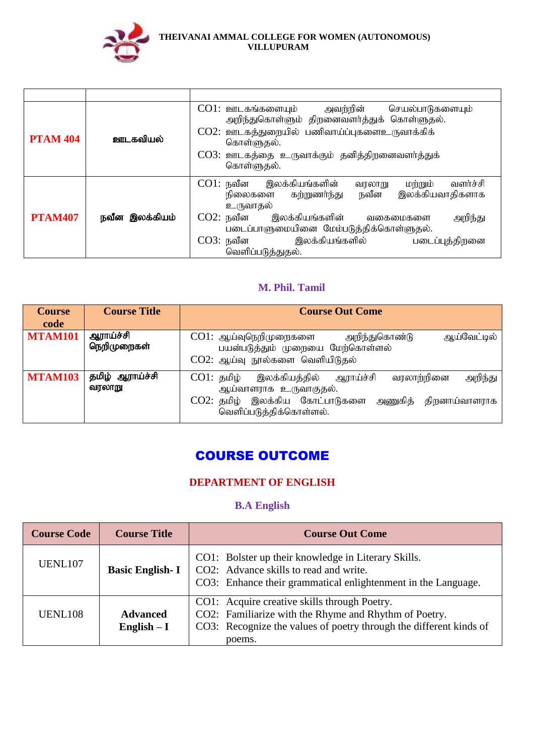| | | |
|---|---|---|
| **PTAM 404** | **ஊடகவியல்** | CO1: ஊடகங்களையும் அவற்றின் செயல்பாடுகளையும் அறிந்துகொள்ளும் திறனைவளர்த்துக் கொள்ளுதல்.<br>CO2: ஊடகத்துறையில் பணிவாய்ப்புகளைஉருவாக்கிக் கொள்ளுதல்.<br>CO3: ஊடகத்தை உருவாக்கும் தனித்திறனைவளர்த்துக் கொள்ளுதல். |
| **PTAM407** | **நவீன இலக்கியம்** | CO1: நவீன இலக்கியங்களின் வரலாறு மற்றும் வளர்ச்சி நிலைகளை கற்றுணர்ந்து நவீன இலக்கியவாதிகளாக உருவாதல்<br>CO2: நவீன இலக்கியங்களின் வகைமைகளை அறிந்து படைப்பாளுமையினை மேம்படுத்திக்கொள்ளுதல்.<br>CO3: நவீன இலக்கியங்களில் படைப்புத்திறனை வெளிப்படுத்துதல். |

### M. Phil. Tamil

| Course code | Course Title | Course Out Come |
|---|---|---|
| **MTAM101** | **ஆராய்ச்சி நெறிமுறைகள்** | CO1: ஆய்வுநெறிமுறைகளை அறிந்துகொண்டு ஆய்வேட்டில் பயன்படுத்தும் முறையை மேற்கொள்ளல்<br>CO2: ஆய்வு நூல்களை வெளியிடுதல் |
| **MTAM103** | **தமிழ் ஆராய்ச்சி வரலாறு** | CO1: தமிழ் இலக்கியத்தில் ஆராய்ச்சி வரலாற்றினை அறிந்து ஆய்வாளராக உருவாகுதல்.<br>CO2: தமிழ் இலக்கிய கோட்பாடுகளை அணுகித் திறனாய்வாளராக வெளிப்படுத்திக்கொள்ளல். |

# COURSE OUTCOME

## DEPARTMENT OF ENGLISH

### B.A English

| Course Code | Course Title | Course Out Come |
|---|---|---|
| UENL107 | **Basic English- I** | CO1: Bolster up their knowledge in Literary Skills.<br>CO2: Advance skills to read and write.<br>CO3: Enhance their grammatical enlightenment in the Language. |
| UENL108 | **Advanced English – I** | CO1: Acquire creative skills through Poetry.<br>CO2: Familiarize with the Rhyme and Rhythm of Poetry.<br>CO3: Recognize the values of poetry through the different kinds of poems. |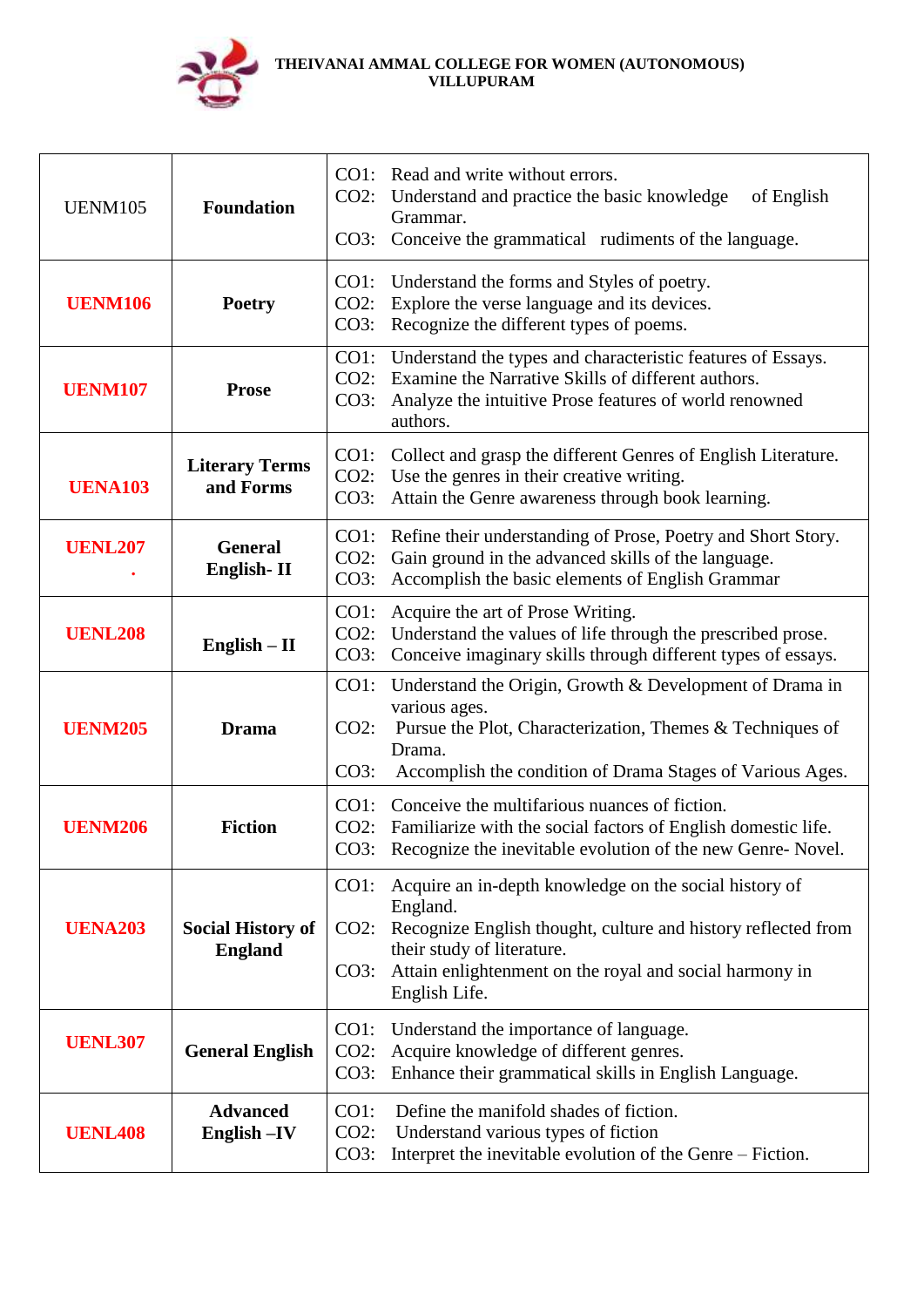**THEIVANAI AMMAL COLLEGE FOR WOMEN (AUTONOMOUS)**
**VILLUPURAM**

| | | |
|---|---|---|
| UENM105 | **Foundation** | CO1: Read and write without errors.<br>CO2: Understand and practice the basic knowledge of English Grammar.<br>CO3: Conceive the grammatical rudiments of the language. |
| **UENM106** | **Poetry** | CO1: Understand the forms and Styles of poetry.<br>CO2: Explore the verse language and its devices.<br>CO3: Recognize the different types of poems. |
| **UENM107** | **Prose** | CO1: Understand the types and characteristic features of Essays.<br>CO2: Examine the Narrative Skills of different authors.<br>CO3: Analyze the intuitive Prose features of world renowned authors. |
| **UENA103** | **Literary Terms and Forms** | CO1: Collect and grasp the different Genres of English Literature.<br>CO2: Use the genres in their creative writing.<br>CO3: Attain the Genre awareness through book learning. |
| **UENL207** | **General English- II** | CO1: Refine their understanding of Prose, Poetry and Short Story.<br>CO2: Gain ground in the advanced skills of the language.<br>CO3: Accomplish the basic elements of English Grammar |
| **UENL208** | **English – II** | CO1: Acquire the art of Prose Writing.<br>CO2: Understand the values of life through the prescribed prose.<br>CO3: Conceive imaginary skills through different types of essays. |
| **UENM205** | **Drama** | CO1: Understand the Origin, Growth & Development of Drama in various ages.<br>CO2: Pursue the Plot, Characterization, Themes & Techniques of Drama.<br>CO3: Accomplish the condition of Drama Stages of Various Ages. |
| **UENM206** | **Fiction** | CO1: Conceive the multifarious nuances of fiction.<br>CO2: Familiarize with the social factors of English domestic life.<br>CO3: Recognize the inevitable evolution of the new Genre- Novel. |
| **UENA203** | **Social History of England** | CO1: Acquire an in-depth knowledge on the social history of England.<br>CO2: Recognize English thought, culture and history reflected from their study of literature.<br>CO3: Attain enlightenment on the royal and social harmony in English Life. |
| **UENL307** | **General English** | CO1: Understand the importance of language.<br>CO2: Acquire knowledge of different genres.<br>CO3: Enhance their grammatical skills in English Language. |
| **UENL408** | **Advanced English –IV** | CO1: Define the manifold shades of fiction.<br>CO2: Understand various types of fiction<br>CO3: Interpret the inevitable evolution of the Genre – Fiction. |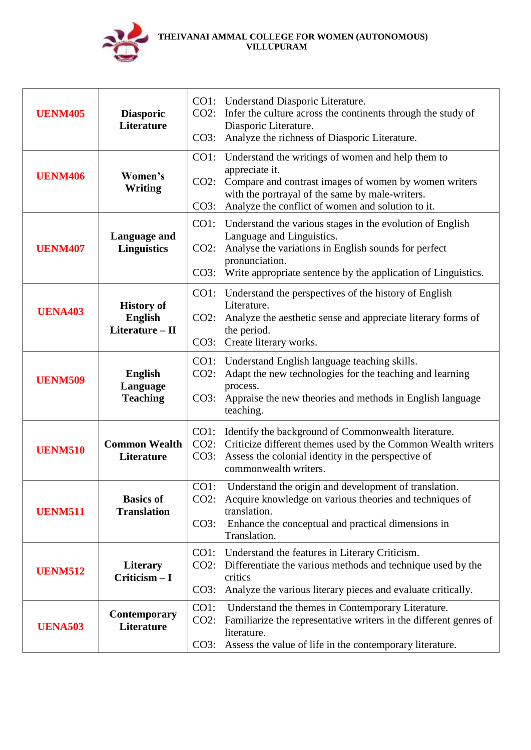**THEIVANAI AMMAL COLLEGE FOR WOMEN (AUTONOMOUS)**
**VILLUPURAM**

| | | |
|---|---|---|
| **UENM405** | **Diasporic Literature** | CO1: Understand Diasporic Literature.<br>CO2: Infer the culture across the continents through the study of Diasporic Literature.<br>CO3: Analyze the richness of Diasporic Literature. |
| **UENM406** | **Women's Writing** | CO1: Understand the writings of women and help them to appreciate it.<br>CO2: Compare and contrast images of women by women writers with the portrayal of the same by male-writers.<br>CO3: Analyze the conflict of women and solution to it. |
| **UENM407** | **Language and Linguistics** | CO1: Understand the various stages in the evolution of English Language and Linguistics.<br>CO2: Analyse the variations in English sounds for perfect pronunciation.<br>CO3: Write appropriate sentence by the application of Linguistics. |
| **UENA403** | **History of English Literature – II** | CO1: Understand the perspectives of the history of English Literature.<br>CO2: Analyze the aesthetic sense and appreciate literary forms of the period.<br>CO3: Create literary works. |
| **UENM509** | **English Language Teaching** | CO1: Understand English language teaching skills.<br>CO2: Adapt the new technologies for the teaching and learning process.<br>CO3: Appraise the new theories and methods in English language teaching. |
| **UENM510** | **Common Wealth Literature** | CO1: Identify the background of Commonwealth literature.<br>CO2: Criticize different themes used by the Common Wealth writers<br>CO3: Assess the colonial identity in the perspective of commonwealth writers. |
| **UENM511** | **Basics of Translation** | CO1: Understand the origin and development of translation.<br>CO2: Acquire knowledge on various theories and techniques of translation.<br>CO3: Enhance the conceptual and practical dimensions in Translation. |
| **UENM512** | **Literary Criticism – I** | CO1: Understand the features in Literary Criticism.<br>CO2: Differentiate the various methods and technique used by the critics<br>CO3: Analyze the various literary pieces and evaluate critically. |
| **UENA503** | **Contemporary Literature** | CO1: Understand the themes in Contemporary Literature.<br>CO2: Familiarize the representative writers in the different genres of literature.<br>CO3: Assess the value of life in the contemporary literature. |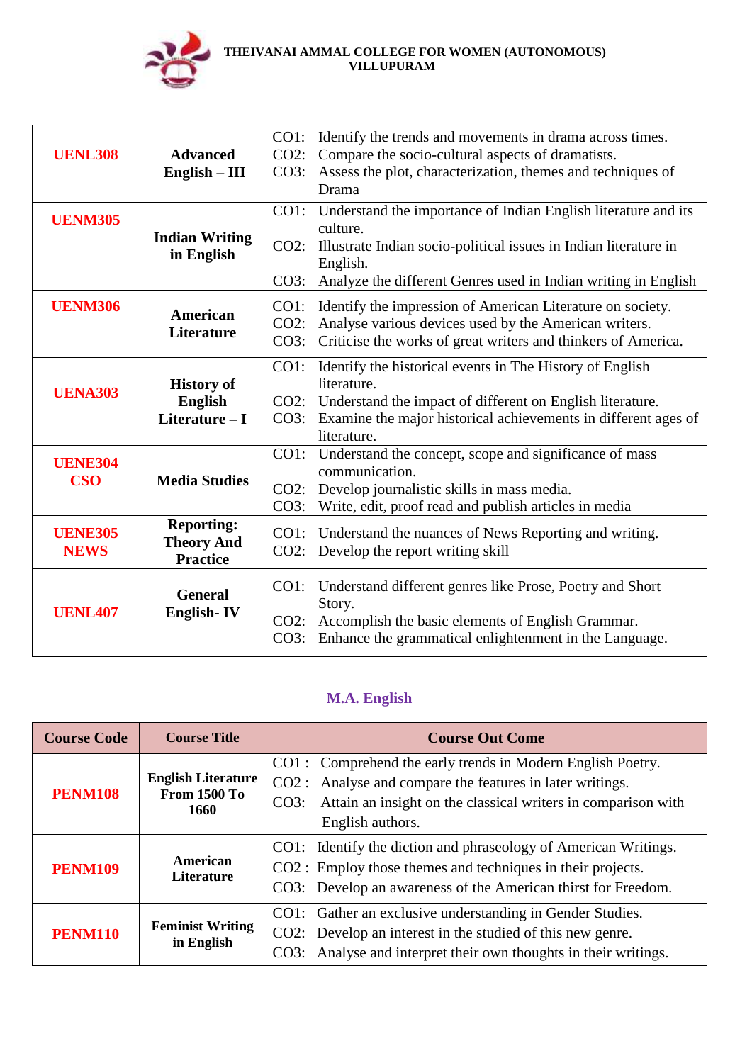**THEIVANAI AMMAL COLLEGE FOR WOMEN (AUTONOMOUS)**
**VILLUPURAM**

| | | |
|---|---|---|
| **UENL308** | **Advanced English – III** | CO1: Identify the trends and movements in drama across times.<br>CO2: Compare the socio-cultural aspects of dramatists.<br>CO3: Assess the plot, characterization, themes and techniques of Drama |
| **UENM305** | **Indian Writing in English** | CO1: Understand the importance of Indian English literature and its culture.<br>CO2: Illustrate Indian socio-political issues in Indian literature in English.<br>CO3: Analyze the different Genres used in Indian writing in English |
| **UENM306** | **American Literature** | CO1: Identify the impression of American Literature on society.<br>CO2: Analyse various devices used by the American writers.<br>CO3: Criticise the works of great writers and thinkers of America. |
| **UENA303** | **History of English Literature – I** | CO1: Identify the historical events in The History of English literature.<br>CO2: Understand the impact of different on English literature.<br>CO3: Examine the major historical achievements in different ages of literature. |
| **UENE304 CSO** | **Media Studies** | CO1: Understand the concept, scope and significance of mass communication.<br>CO2: Develop journalistic skills in mass media.<br>CO3: Write, edit, proof read and publish articles in media |
| **UENE305 NEWS** | **Reporting: Theory And Practice** | CO1: Understand the nuances of News Reporting and writing.<br>CO2: Develop the report writing skill |
| **UENL407** | **General English- IV** | CO1: Understand different genres like Prose, Poetry and Short Story.<br>CO2: Accomplish the basic elements of English Grammar.<br>CO3: Enhance the grammatical enlightenment in the Language. |

## M.A. English

| Course Code | Course Title | Course Out Come |
|---|---|---|
| **PENM108** | **English Literature From 1500 To 1660** | CO1 : Comprehend the early trends in Modern English Poetry.<br>CO2 : Analyse and compare the features in later writings.<br>CO3: Attain an insight on the classical writers in comparison with English authors. |
| **PENM109** | **American Literature** | CO1: Identify the diction and phraseology of American Writings.<br>CO2 : Employ those themes and techniques in their projects.<br>CO3: Develop an awareness of the American thirst for Freedom. |
| **PENM110** | **Feminist Writing in English** | CO1: Gather an exclusive understanding in Gender Studies.<br>CO2: Develop an interest in the studied of this new genre.<br>CO3: Analyse and interpret their own thoughts in their writings. |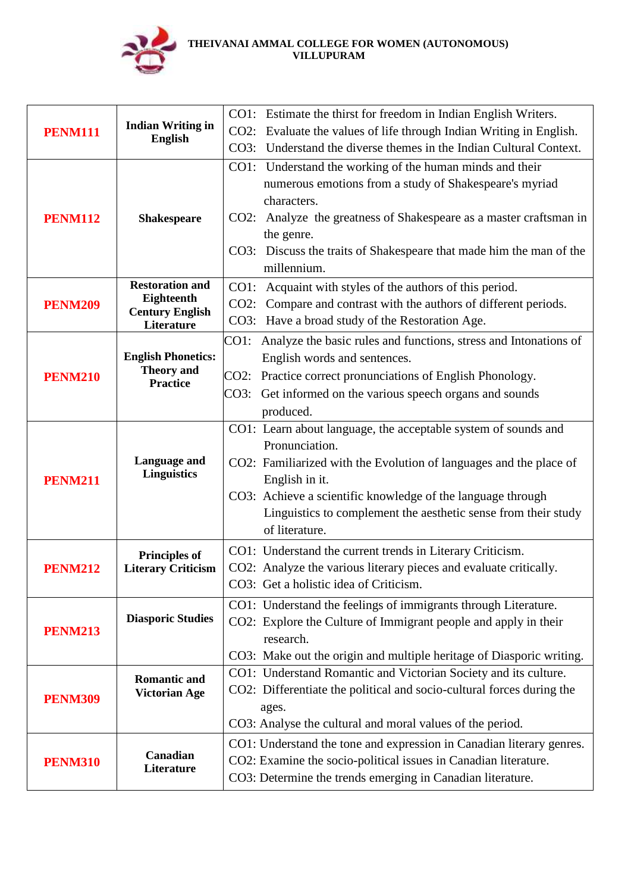THEIVANAI AMMAL COLLEGE FOR WOMEN (AUTONOMOUS)
VILLUPURAM

| Course Code | Course Title | Course Outcomes |
|---|---|---|
| **PENM111** | **Indian Writing in English** | CO1: Estimate the thirst for freedom in Indian English Writers.<br>CO2: Evaluate the values of life through Indian Writing in English.<br>CO3: Understand the diverse themes in the Indian Cultural Context. |
| **PENM112** | **Shakespeare** | CO1: Understand the working of the human minds and their numerous emotions from a study of Shakespeare's myriad characters.<br>CO2: Analyze the greatness of Shakespeare as a master craftsman in the genre.<br>CO3: Discuss the traits of Shakespeare that made him the man of the millennium. |
| **PENM209** | **Restoration and Eighteenth Century English Literature** | CO1: Acquaint with styles of the authors of this period.<br>CO2: Compare and contrast with the authors of different periods.<br>CO3: Have a broad study of the Restoration Age. |
| **PENM210** | **English Phonetics: Theory and Practice** | CO1: Analyze the basic rules and functions, stress and Intonations of English words and sentences.<br>CO2: Practice correct pronunciations of English Phonology.<br>CO3: Get informed on the various speech organs and sounds produced. |
| **PENM211** | **Language and Linguistics** | CO1: Learn about language, the acceptable system of sounds and Pronunciation.<br>CO2: Familiarized with the Evolution of languages and the place of English in it.<br>CO3: Achieve a scientific knowledge of the language through Linguistics to complement the aesthetic sense from their study of literature. |
| **PENM212** | **Principles of Literary Criticism** | CO1: Understand the current trends in Literary Criticism.<br>CO2: Analyze the various literary pieces and evaluate critically.<br>CO3: Get a holistic idea of Criticism. |
| **PENM213** | **Diasporic Studies** | CO1: Understand the feelings of immigrants through Literature.<br>CO2: Explore the Culture of Immigrant people and apply in their research.<br>CO3: Make out the origin and multiple heritage of Diasporic writing. |
| **PENM309** | **Romantic and Victorian Age** | CO1: Understand Romantic and Victorian Society and its culture.<br>CO2: Differentiate the political and socio-cultural forces during the ages.<br>CO3: Analyse the cultural and moral values of the period. |
| **PENM310** | **Canadian Literature** | CO1: Understand the tone and expression in Canadian literary genres.<br>CO2: Examine the socio-political issues in Canadian literature.<br>CO3: Determine the trends emerging in Canadian literature. |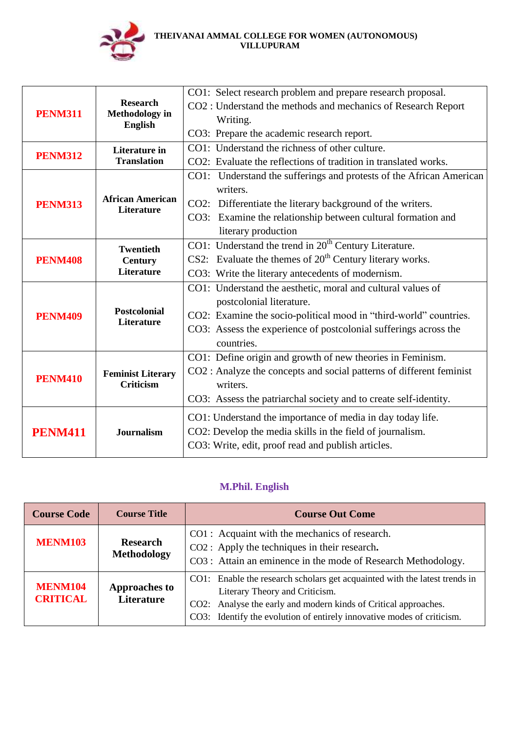**THEIVANAI AMMAL COLLEGE FOR WOMEN (AUTONOMOUS)**
**VILLUPURAM**

| | | |
|---|---|---|
| **PENM311** | **Research Methodology in English** | CO1: Select research problem and prepare research proposal.<br>CO2 : Understand the methods and mechanics of Research Report Writing.<br>CO3: Prepare the academic research report. |
| **PENM312** | **Literature in Translation** | CO1: Understand the richness of other culture.<br>CO2: Evaluate the reflections of tradition in translated works. |
| **PENM313** | **African American Literature** | CO1: Understand the sufferings and protests of the African American writers.<br>CO2: Differentiate the literary background of the writers.<br>CO3: Examine the relationship between cultural formation and literary production |
| **PENM408** | **Twentieth Century Literature** | CO1: Understand the trend in 20th Century Literature.<br>CS2: Evaluate the themes of 20th Century literary works.<br>CO3: Write the literary antecedents of modernism. |
| **PENM409** | **Postcolonial Literature** | CO1: Understand the aesthetic, moral and cultural values of postcolonial literature.<br>CO2: Examine the socio-political mood in "third-world" countries.<br>CO3: Assess the experience of postcolonial sufferings across the countries. |
| **PENM410** | **Feminist Literary Criticism** | CO1: Define origin and growth of new theories in Feminism.<br>CO2 : Analyze the concepts and social patterns of different feminist writers.<br>CO3: Assess the patriarchal society and to create self-identity. |
| **PENM411** | **Journalism** | CO1: Understand the importance of media in day today life.<br>CO2: Develop the media skills in the field of journalism.<br>CO3: Write, edit, proof read and publish articles. |

## M.Phil. English

| Course Code | Course Title | Course Out Come |
|---|---|---|
| **MENM103** | **Research Methodology** | CO1 : Acquaint with the mechanics of research.<br>CO2 : Apply the techniques in their research.<br>CO3 : Attain an eminence in the mode of Research Methodology. |
| **MENM104 CRITICAL** | **Approaches to Literature** | CO1: Enable the research scholars get acquainted with the latest trends in Literary Theory and Criticism.<br>CO2: Analyse the early and modern kinds of Critical approaches.<br>CO3: Identify the evolution of entirely innovative modes of criticism. |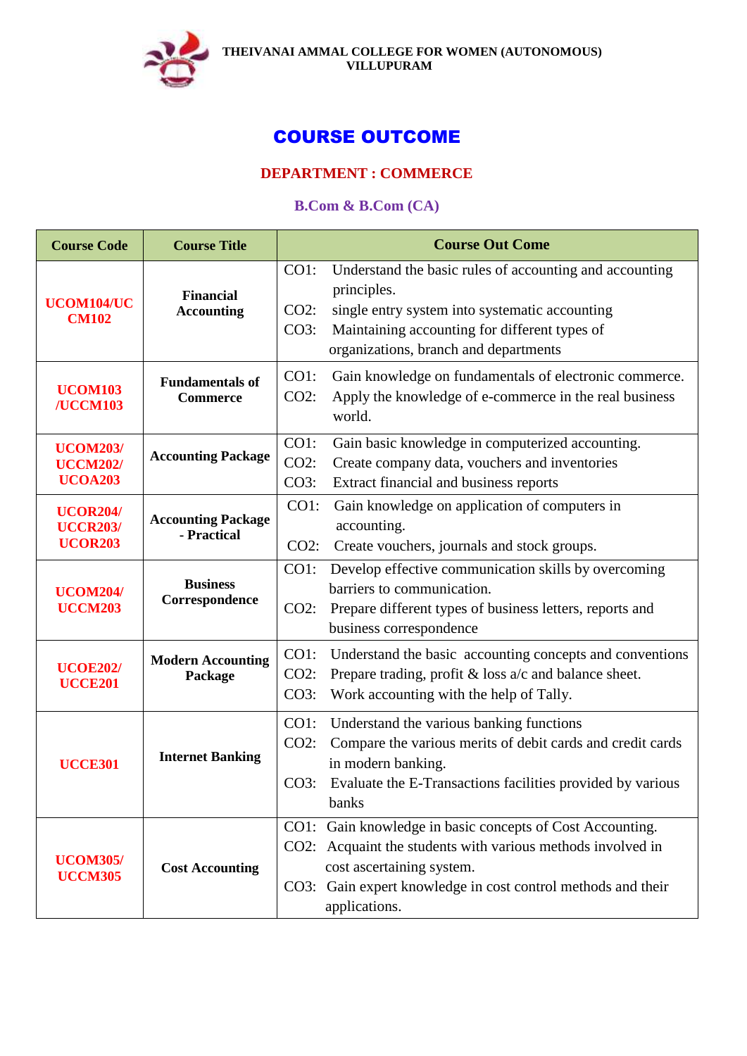**THEIVANAI AMMAL COLLEGE FOR WOMEN (AUTONOMOUS)**
**VILLUPURAM**

# COURSE OUTCOME

## DEPARTMENT : COMMERCE

### B.Com & B.Com (CA)

| Course Code | Course Title | Course Out Come |
|---|---|---|
| UCOM104/UCCM102 | Financial Accounting | CO1: Understand the basic rules of accounting and accounting principles.<br>CO2: single entry system into systematic accounting<br>CO3: Maintaining accounting for different types of organizations, branch and departments |
| UCOM103 /UCCM103 | Fundamentals of Commerce | CO1: Gain knowledge on fundamentals of electronic commerce.<br>CO2: Apply the knowledge of e-commerce in the real business world. |
| UCOM203/ UCCM202/ UCOA203 | Accounting Package | CO1: Gain basic knowledge in computerized accounting.<br>CO2: Create company data, vouchers and inventories<br>CO3: Extract financial and business reports |
| UCOR204/ UCCR203/ UCOR203 | Accounting Package - Practical | CO1: Gain knowledge on application of computers in accounting.<br>CO2: Create vouchers, journals and stock groups. |
| UCOM204/ UCCM203 | Business Correspondence | CO1: Develop effective communication skills by overcoming barriers to communication.<br>CO2: Prepare different types of business letters, reports and business correspondence |
| UCOE202/ UCCE201 | Modern Accounting Package | CO1: Understand the basic accounting concepts and conventions<br>CO2: Prepare trading, profit & loss a/c and balance sheet.<br>CO3: Work accounting with the help of Tally. |
| UCCE301 | Internet Banking | CO1: Understand the various banking functions<br>CO2: Compare the various merits of debit cards and credit cards in modern banking.<br>CO3: Evaluate the E-Transactions facilities provided by various banks |
| UCOM305/ UCCM305 | Cost Accounting | CO1: Gain knowledge in basic concepts of Cost Accounting.<br>CO2: Acquaint the students with various methods involved in cost ascertaining system.<br>CO3: Gain expert knowledge in cost control methods and their applications. |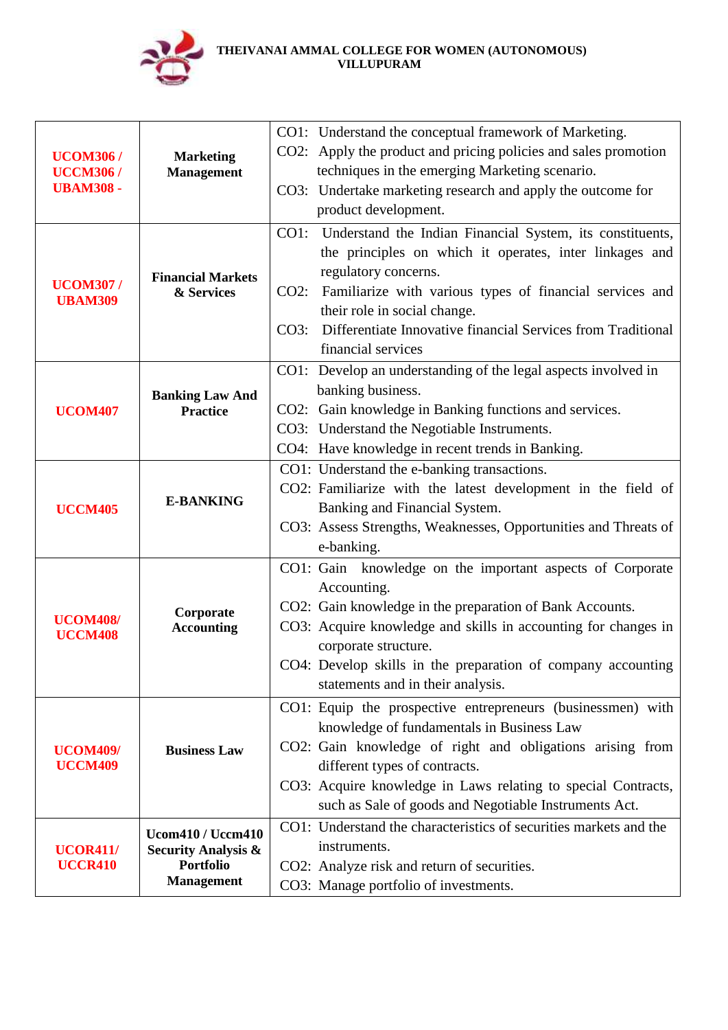**THEIVANAI AMMAL COLLEGE FOR WOMEN (AUTONOMOUS)**
**VILLUPURAM**

| | | |
|---|---|---|
| **UCOM306 / UCCM306 / UBAM308 -** | **Marketing Management** | CO1: Understand the conceptual framework of Marketing.<br>CO2: Apply the product and pricing policies and sales promotion techniques in the emerging Marketing scenario.<br>CO3: Undertake marketing research and apply the outcome for product development. |
| **UCOM307 / UBAM309** | **Financial Markets & Services** | CO1: Understand the Indian Financial System, its constituents, the principles on which it operates, inter linkages and regulatory concerns.<br>CO2: Familiarize with various types of financial services and their role in social change.<br>CO3: Differentiate Innovative financial Services from Traditional financial services |
| **UCOM407** | **Banking Law And Practice** | CO1: Develop an understanding of the legal aspects involved in banking business.<br>CO2: Gain knowledge in Banking functions and services.<br>CO3: Understand the Negotiable Instruments.<br>CO4: Have knowledge in recent trends in Banking. |
| **UCCM405** | **E-BANKING** | CO1: Understand the e-banking transactions.<br>CO2: Familiarize with the latest development in the field of Banking and Financial System.<br>CO3: Assess Strengths, Weaknesses, Opportunities and Threats of e-banking. |
| **UCOM408/ UCCM408** | **Corporate Accounting** | CO1: Gain knowledge on the important aspects of Corporate Accounting.<br>CO2: Gain knowledge in the preparation of Bank Accounts.<br>CO3: Acquire knowledge and skills in accounting for changes in corporate structure.<br>CO4: Develop skills in the preparation of company accounting statements and in their analysis. |
| **UCOM409/ UCCM409** | **Business Law** | CO1: Equip the prospective entrepreneurs (businessmen) with knowledge of fundamentals in Business Law<br>CO2: Gain knowledge of right and obligations arising from different types of contracts.<br>CO3: Acquire knowledge in Laws relating to special Contracts, such as Sale of goods and Negotiable Instruments Act. |
| **UCOR411/ UCCR410** | **Ucom410 / Uccm410 Security Analysis & Portfolio Management** | CO1: Understand the characteristics of securities markets and the instruments.<br>CO2: Analyze risk and return of securities.<br>CO3: Manage portfolio of investments. |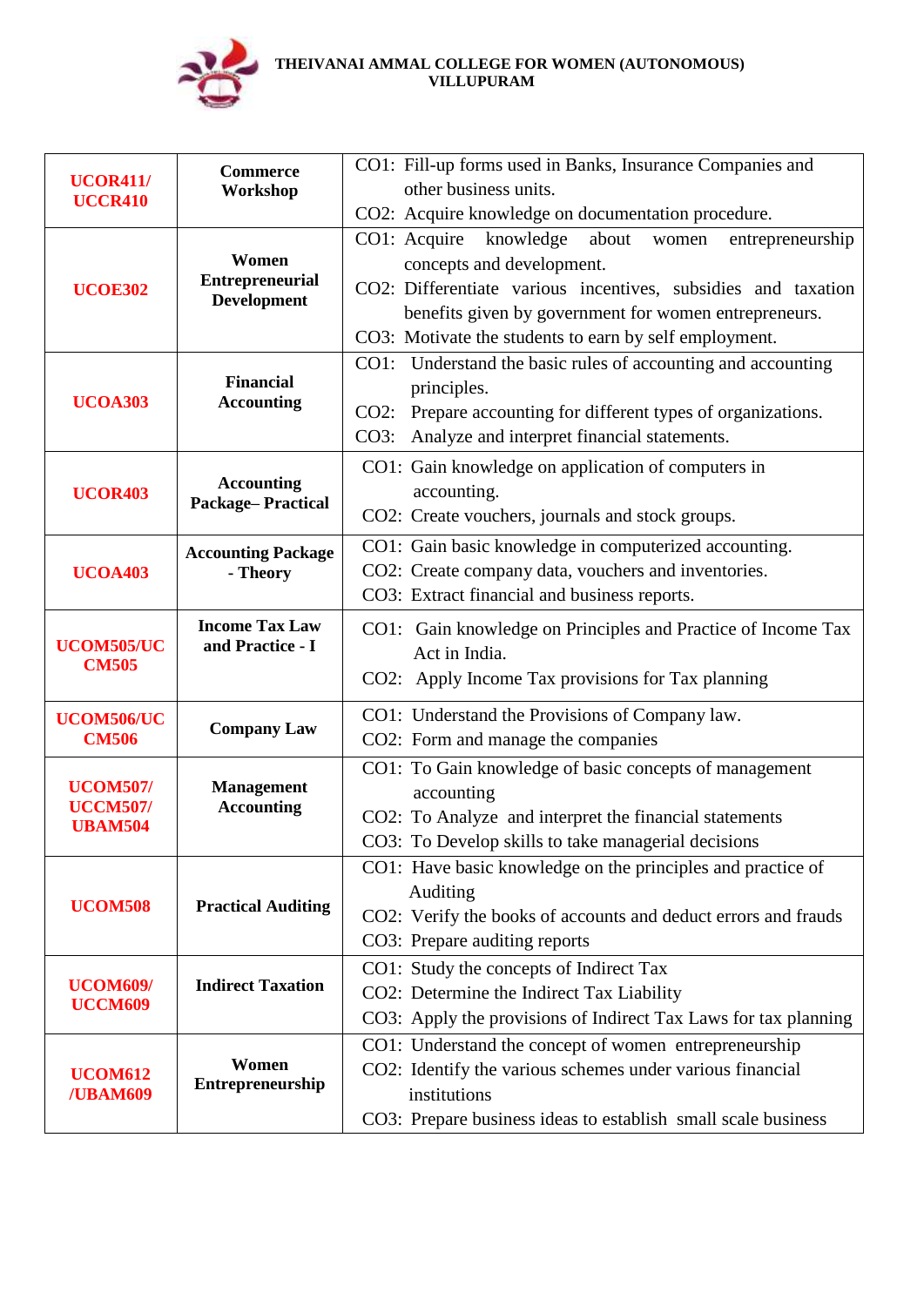**THEIVANAI AMMAL COLLEGE FOR WOMEN (AUTONOMOUS)**
**VILLUPURAM**

| | | |
|---|---|---|
| **UCOR411/ UCCR410** | **Commerce Workshop** | CO1: Fill-up forms used in Banks, Insurance Companies and other business units.<br>CO2: Acquire knowledge on documentation procedure. |
| **UCOE302** | **Women Entrepreneurial Development** | CO1: Acquire knowledge about women entrepreneurship concepts and development.<br>CO2: Differentiate various incentives, subsidies and taxation benefits given by government for women entrepreneurs.<br>CO3: Motivate the students to earn by self employment. |
| **UCOA303** | **Financial Accounting** | CO1: Understand the basic rules of accounting and accounting principles.<br>CO2: Prepare accounting for different types of organizations.<br>CO3: Analyze and interpret financial statements. |
| **UCOR403** | **Accounting Package– Practical** | CO1: Gain knowledge on application of computers in accounting.<br>CO2: Create vouchers, journals and stock groups. |
| **UCOA403** | **Accounting Package - Theory** | CO1: Gain basic knowledge in computerized accounting.<br>CO2: Create company data, vouchers and inventories.<br>CO3: Extract financial and business reports. |
| **UCOM505/UCCM505** | **Income Tax Law and Practice - I** | CO1: Gain knowledge on Principles and Practice of Income Tax Act in India.<br>CO2: Apply Income Tax provisions for Tax planning |
| **UCOM506/UCCM506** | **Company Law** | CO1: Understand the Provisions of Company law.<br>CO2: Form and manage the companies |
| **UCOM507/ UCCM507/ UBAM504** | **Management Accounting** | CO1: To Gain knowledge of basic concepts of management accounting<br>CO2: To Analyze and interpret the financial statements<br>CO3: To Develop skills to take managerial decisions |
| **UCOM508** | **Practical Auditing** | CO1: Have basic knowledge on the principles and practice of Auditing<br>CO2: Verify the books of accounts and deduct errors and frauds<br>CO3: Prepare auditing reports |
| **UCOM609/ UCCM609** | **Indirect Taxation** | CO1: Study the concepts of Indirect Tax<br>CO2: Determine the Indirect Tax Liability<br>CO3: Apply the provisions of Indirect Tax Laws for tax planning |
| **UCOM612 /UBAM609** | **Women Entrepreneurship** | CO1: Understand the concept of women entrepreneurship<br>CO2: Identify the various schemes under various financial institutions<br>CO3: Prepare business ideas to establish small scale business |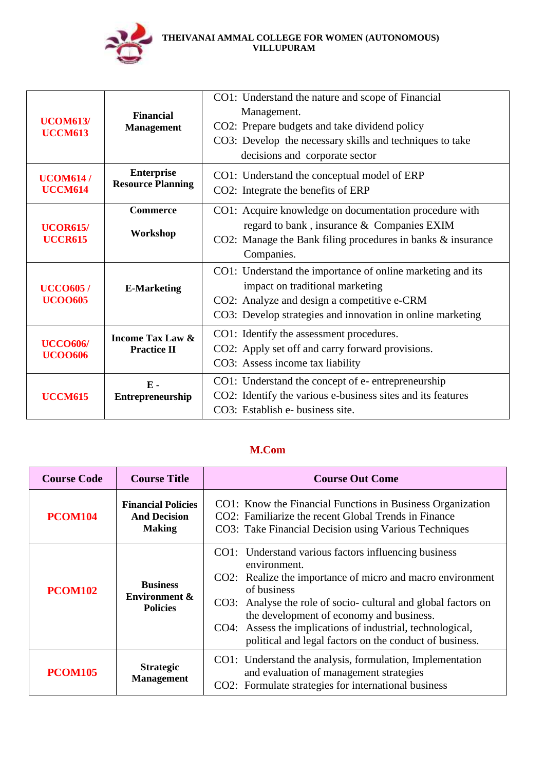**THEIVANAI AMMAL COLLEGE FOR WOMEN (AUTONOMOUS)**
**VILLUPURAM**

| | | |
|---|---|---|
| **UCOM613/ UCCM613** | **Financial Management** | CO1: Understand the nature and scope of Financial Management.<br>CO2: Prepare budgets and take dividend policy<br>CO3: Develop the necessary skills and techniques to take decisions and corporate sector |
| **UCOM614 / UCCM614** | **Enterprise Resource Planning** | CO1: Understand the conceptual model of ERP<br>CO2: Integrate the benefits of ERP |
| **UCOR615/ UCCR615** | **Commerce Workshop** | CO1: Acquire knowledge on documentation procedure with regard to bank , insurance & Companies EXIM<br>CO2: Manage the Bank filing procedures in banks & insurance Companies. |
| **UCCO605 / UCOO605** | **E-Marketing** | CO1: Understand the importance of online marketing and its impact on traditional marketing<br>CO2: Analyze and design a competitive e-CRM<br>CO3: Develop strategies and innovation in online marketing |
| **UCCO606/ UCOO606** | **Income Tax Law & Practice II** | CO1: Identify the assessment procedures.<br>CO2: Apply set off and carry forward provisions.<br>CO3: Assess income tax liability |
| **UCCM615** | **E - Entrepreneurship** | CO1: Understand the concept of e- entrepreneurship<br>CO2: Identify the various e-business sites and its features<br>CO3: Establish e- business site. |

## M.Com

| Course Code | Course Title | Course Out Come |
|---|---|---|
| **PCOM104** | **Financial Policies And Decision Making** | CO1: Know the Financial Functions in Business Organization<br>CO2: Familiarize the recent Global Trends in Finance<br>CO3: Take Financial Decision using Various Techniques |
| **PCOM102** | **Business Environment & Policies** | CO1: Understand various factors influencing business environment.<br>CO2: Realize the importance of micro and macro environment of business<br>CO3: Analyse the role of socio- cultural and global factors on the development of economy and business.<br>CO4: Assess the implications of industrial, technological, political and legal factors on the conduct of business. |
| **PCOM105** | **Strategic Management** | CO1: Understand the analysis, formulation, Implementation and evaluation of management strategies<br>CO2: Formulate strategies for international business |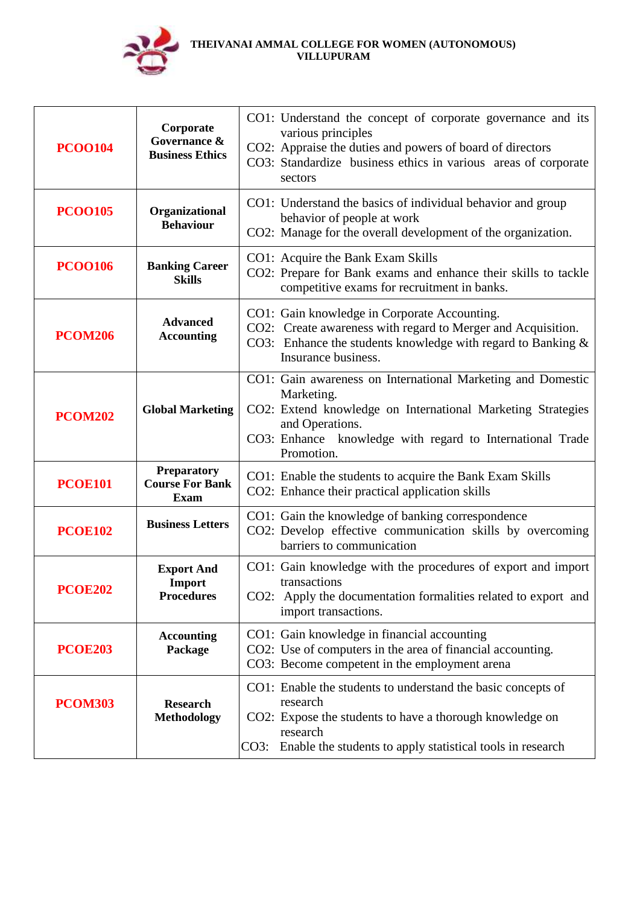**THEIVANAI AMMAL COLLEGE FOR WOMEN (AUTONOMOUS)**
**VILLUPURAM**

| | | |
|---|---|---|
| **PCOO104** | **Corporate Governance & Business Ethics** | CO1: Understand the concept of corporate governance and its various principles<br>CO2: Appraise the duties and powers of board of directors<br>CO3: Standardize business ethics in various areas of corporate sectors |
| **PCOO105** | **Organizational Behaviour** | CO1: Understand the basics of individual behavior and group behavior of people at work<br>CO2: Manage for the overall development of the organization. |
| **PCOO106** | **Banking Career Skills** | CO1: Acquire the Bank Exam Skills<br>CO2: Prepare for Bank exams and enhance their skills to tackle competitive exams for recruitment in banks. |
| **PCOM206** | **Advanced Accounting** | CO1: Gain knowledge in Corporate Accounting.<br>CO2: Create awareness with regard to Merger and Acquisition.<br>CO3: Enhance the students knowledge with regard to Banking & Insurance business. |
| **PCOM202** | **Global Marketing** | CO1: Gain awareness on International Marketing and Domestic Marketing.<br>CO2: Extend knowledge on International Marketing Strategies and Operations.<br>CO3: Enhance knowledge with regard to International Trade Promotion. |
| **PCOE101** | **Preparatory Course For Bank Exam** | CO1: Enable the students to acquire the Bank Exam Skills<br>CO2: Enhance their practical application skills |
| **PCOE102** | **Business Letters** | CO1: Gain the knowledge of banking correspondence<br>CO2: Develop effective communication skills by overcoming barriers to communication |
| **PCOE202** | **Export And Import Procedures** | CO1: Gain knowledge with the procedures of export and import transactions<br>CO2: Apply the documentation formalities related to export and import transactions. |
| **PCOE203** | **Accounting Package** | CO1: Gain knowledge in financial accounting<br>CO2: Use of computers in the area of financial accounting.<br>CO3: Become competent in the employment arena |
| **PCOM303** | **Research Methodology** | CO1: Enable the students to understand the basic concepts of research<br>CO2: Expose the students to have a thorough knowledge on research<br>CO3: Enable the students to apply statistical tools in research |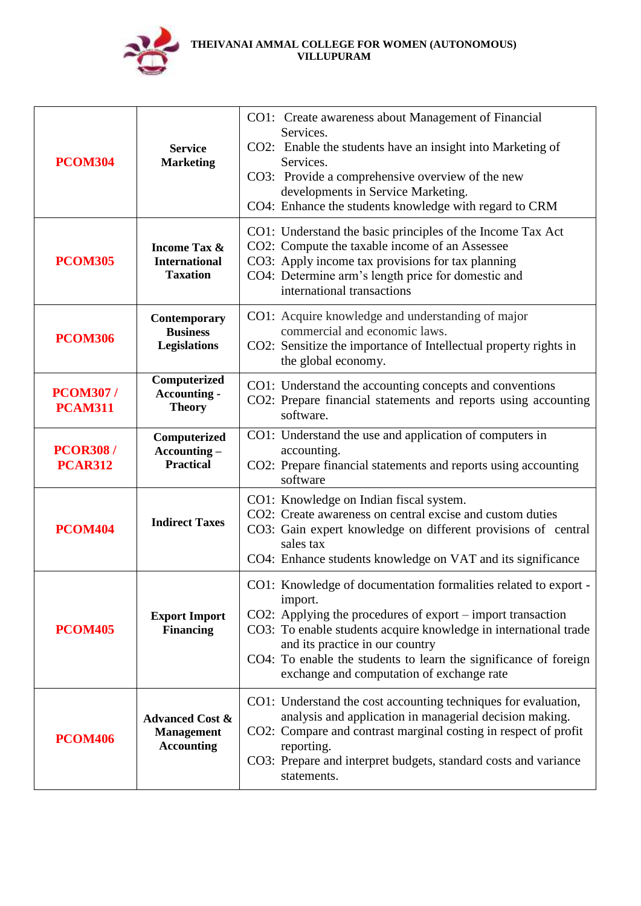**THEIVANAI AMMAL COLLEGE FOR WOMEN (AUTONOMOUS)**
**VILLUPURAM**

| | | |
|---|---|---|
| **PCOM304** | **Service Marketing** | CO1: Create awareness about Management of Financial Services.<br>CO2: Enable the students have an insight into Marketing of Services.<br>CO3: Provide a comprehensive overview of the new developments in Service Marketing.<br>CO4: Enhance the students knowledge with regard to CRM |
| **PCOM305** | **Income Tax & International Taxation** | CO1: Understand the basic principles of the Income Tax Act<br>CO2: Compute the taxable income of an Assessee<br>CO3: Apply income tax provisions for tax planning<br>CO4: Determine arm's length price for domestic and international transactions |
| **PCOM306** | **Contemporary Business Legislations** | CO1: Acquire knowledge and understanding of major commercial and economic laws.<br>CO2: Sensitize the importance of Intellectual property rights in the global economy. |
| **PCOM307 / PCAM311** | **Computerized Accounting - Theory** | CO1: Understand the accounting concepts and conventions<br>CO2: Prepare financial statements and reports using accounting software. |
| **PCOR308 / PCAR312** | **Computerized Accounting – Practical** | CO1: Understand the use and application of computers in accounting.<br>CO2: Prepare financial statements and reports using accounting software |
| **PCOM404** | **Indirect Taxes** | CO1: Knowledge on Indian fiscal system.<br>CO2: Create awareness on central excise and custom duties<br>CO3: Gain expert knowledge on different provisions of central sales tax<br>CO4: Enhance students knowledge on VAT and its significance |
| **PCOM405** | **Export Import Financing** | CO1: Knowledge of documentation formalities related to export - import.<br>CO2: Applying the procedures of export – import transaction<br>CO3: To enable students acquire knowledge in international trade and its practice in our country<br>CO4: To enable the students to learn the significance of foreign exchange and computation of exchange rate |
| **PCOM406** | **Advanced Cost & Management Accounting** | CO1: Understand the cost accounting techniques for evaluation, analysis and application in managerial decision making.<br>CO2: Compare and contrast marginal costing in respect of profit reporting.<br>CO3: Prepare and interpret budgets, standard costs and variance statements. |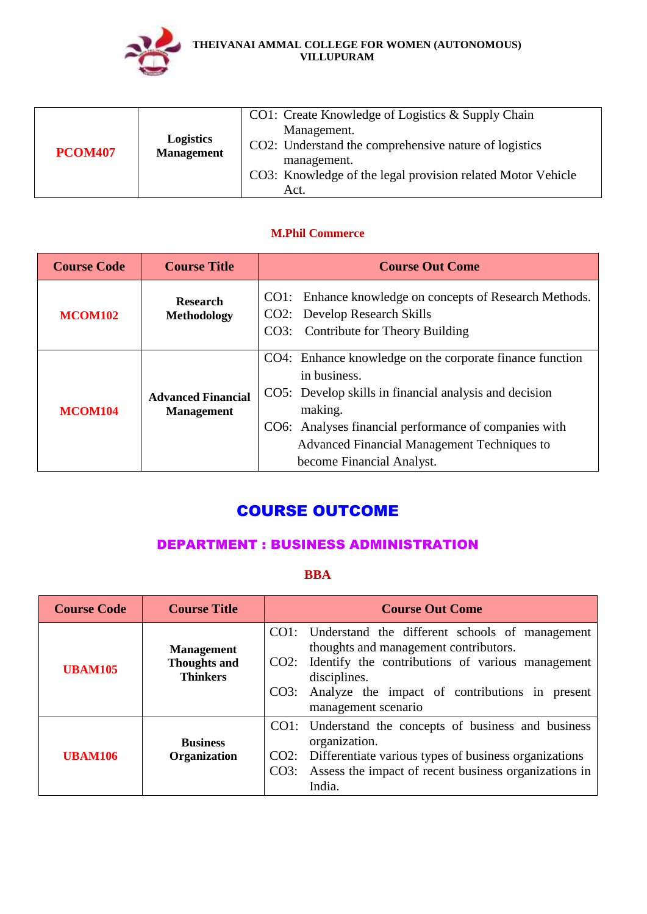| | | |
|---|---|---|
| **PCOM407** | **Logistics Management** | CO1: Create Knowledge of Logistics & Supply Chain Management.<br>CO2: Understand the comprehensive nature of logistics management.<br>CO3: Knowledge of the legal provision related Motor Vehicle Act. |

### M.Phil Commerce

| Course Code | Course Title | Course Out Come |
|---|---|---|
| **MCOM102** | **Research Methodology** | CO1: Enhance knowledge on concepts of Research Methods.<br>CO2: Develop Research Skills<br>CO3: Contribute for Theory Building |
| **MCOM104** | **Advanced Financial Management** | CO4: Enhance knowledge on the corporate finance function in business.<br>CO5: Develop skills in financial analysis and decision making.<br>CO6: Analyses financial performance of companies with Advanced Financial Management Techniques to become Financial Analyst. |

# COURSE OUTCOME

## DEPARTMENT : BUSINESS ADMINISTRATION

### BBA

| Course Code | Course Title | Course Out Come |
|---|---|---|
| **UBAM105** | **Management Thoughts and Thinkers** | CO1: Understand the different schools of management thoughts and management contributors.<br>CO2: Identify the contributions of various management disciplines.<br>CO3: Analyze the impact of contributions in present management scenario |
| **UBAM106** | **Business Organization** | CO1: Understand the concepts of business and business organization.<br>CO2: Differentiate various types of business organizations<br>CO3: Assess the impact of recent business organizations in India. |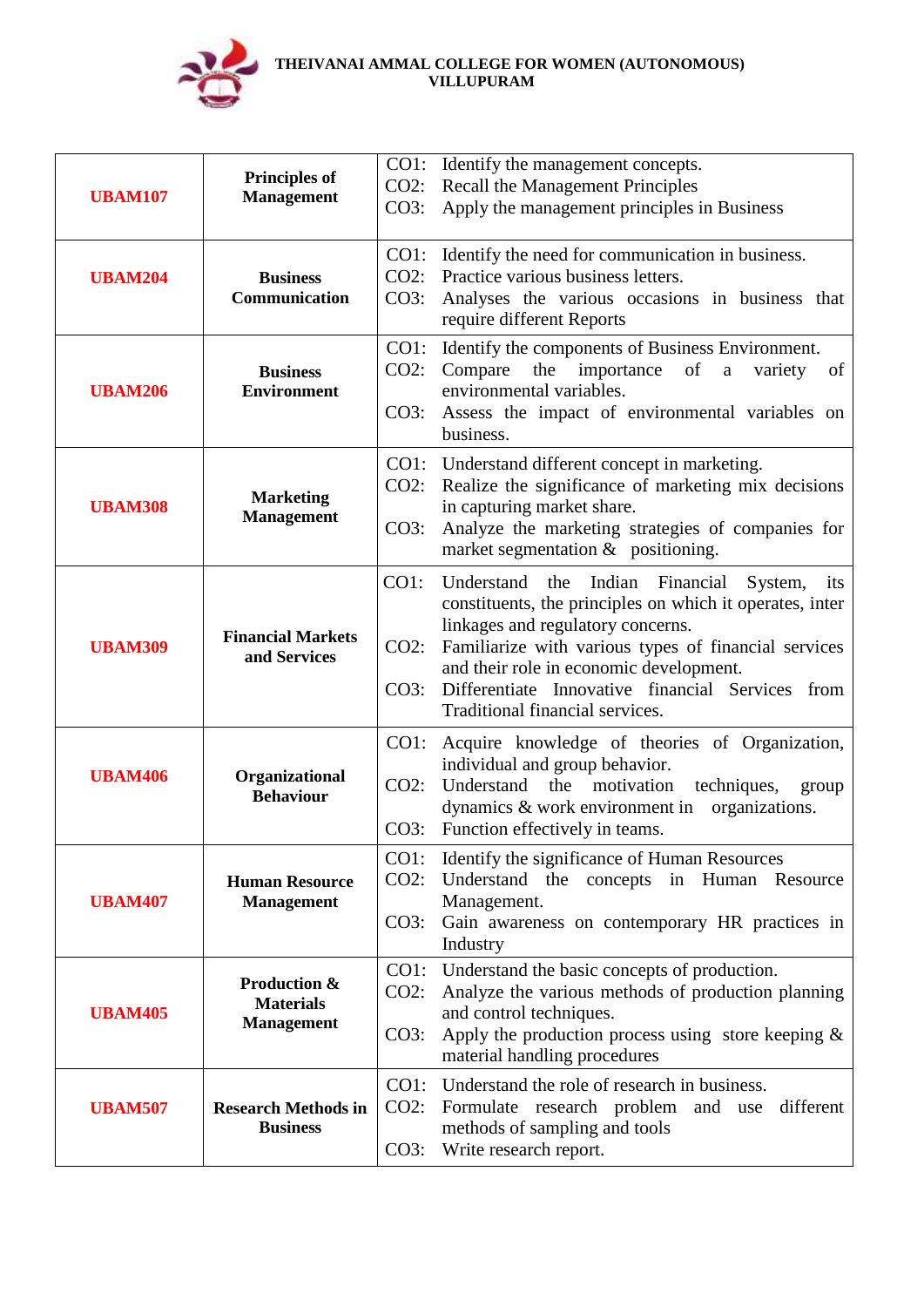**THEIVANAI AMMAL COLLEGE FOR WOMEN (AUTONOMOUS)**
**VILLUPURAM**

| Code | Course | Course Outcomes |
|---|---|---|
| **UBAM107** | **Principles of Management** | CO1: Identify the management concepts.<br>CO2: Recall the Management Principles<br>CO3: Apply the management principles in Business |
| **UBAM204** | **Business Communication** | CO1: Identify the need for communication in business.<br>CO2: Practice various business letters.<br>CO3: Analyses the various occasions in business that require different Reports |
| **UBAM206** | **Business Environment** | CO1: Identify the components of Business Environment.<br>CO2: Compare the importance of a variety of environmental variables.<br>CO3: Assess the impact of environmental variables on business. |
| **UBAM308** | **Marketing Management** | CO1: Understand different concept in marketing.<br>CO2: Realize the significance of marketing mix decisions in capturing market share.<br>CO3: Analyze the marketing strategies of companies for market segmentation & positioning. |
| **UBAM309** | **Financial Markets and Services** | CO1: Understand the Indian Financial System, its constituents, the principles on which it operates, inter linkages and regulatory concerns.<br>CO2: Familiarize with various types of financial services and their role in economic development.<br>CO3: Differentiate Innovative financial Services from Traditional financial services. |
| **UBAM406** | **Organizational Behaviour** | CO1: Acquire knowledge of theories of Organization, individual and group behavior.<br>CO2: Understand the motivation techniques, group dynamics & work environment in organizations.<br>CO3: Function effectively in teams. |
| **UBAM407** | **Human Resource Management** | CO1: Identify the significance of Human Resources<br>CO2: Understand the concepts in Human Resource Management.<br>CO3: Gain awareness on contemporary HR practices in Industry |
| **UBAM405** | **Production & Materials Management** | CO1: Understand the basic concepts of production.<br>CO2: Analyze the various methods of production planning and control techniques.<br>CO3: Apply the production process using store keeping & material handling procedures |
| **UBAM507** | **Research Methods in Business** | CO1: Understand the role of research in business.<br>CO2: Formulate research problem and use different methods of sampling and tools<br>CO3: Write research report. |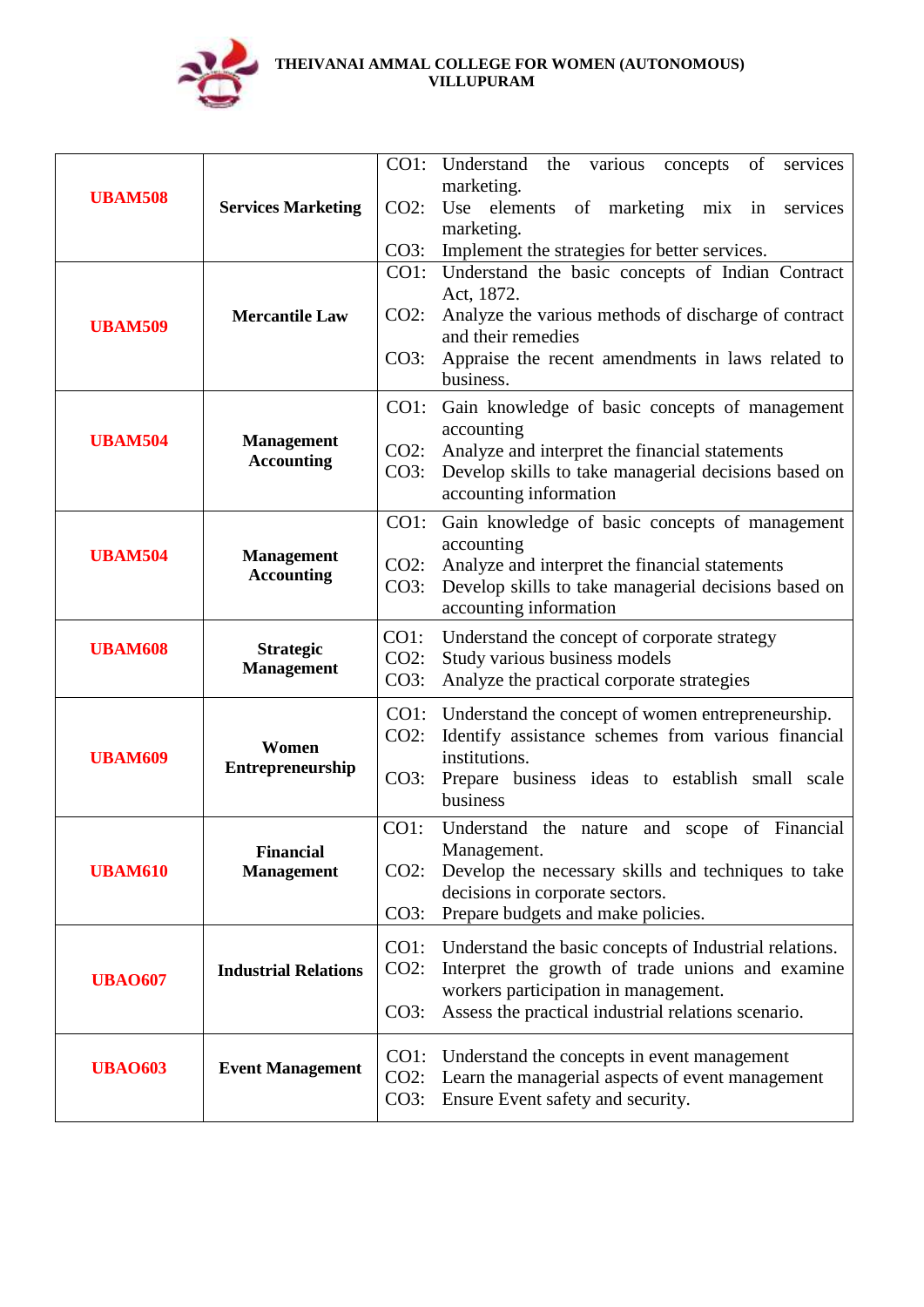| UBAM508 | Services Marketing | CO1: Understand the various concepts of services marketing.<br>CO2: Use elements of marketing mix in services marketing.<br>CO3: Implement the strategies for better services. |
|---|---|---|
| UBAM509 | Mercantile Law | CO1: Understand the basic concepts of Indian Contract Act, 1872.<br>CO2: Analyze the various methods of discharge of contract and their remedies<br>CO3: Appraise the recent amendments in laws related to business. |
| UBAM504 | Management Accounting | CO1: Gain knowledge of basic concepts of management accounting<br>CO2: Analyze and interpret the financial statements<br>CO3: Develop skills to take managerial decisions based on accounting information |
| UBAM504 | Management Accounting | CO1: Gain knowledge of basic concepts of management accounting<br>CO2: Analyze and interpret the financial statements<br>CO3: Develop skills to take managerial decisions based on accounting information |
| UBAM608 | Strategic Management | CO1: Understand the concept of corporate strategy<br>CO2: Study various business models<br>CO3: Analyze the practical corporate strategies |
| UBAM609 | Women Entrepreneurship | CO1: Understand the concept of women entrepreneurship.<br>CO2: Identify assistance schemes from various financial institutions.<br>CO3: Prepare business ideas to establish small scale business |
| UBAM610 | Financial Management | CO1: Understand the nature and scope of Financial Management.<br>CO2: Develop the necessary skills and techniques to take decisions in corporate sectors.<br>CO3: Prepare budgets and make policies. |
| UBAO607 | Industrial Relations | CO1: Understand the basic concepts of Industrial relations.<br>CO2: Interpret the growth of trade unions and examine workers participation in management.<br>CO3: Assess the practical industrial relations scenario. |
| UBAO603 | Event Management | CO1: Understand the concepts in event management<br>CO2: Learn the managerial aspects of event management<br>CO3: Ensure Event safety and security. |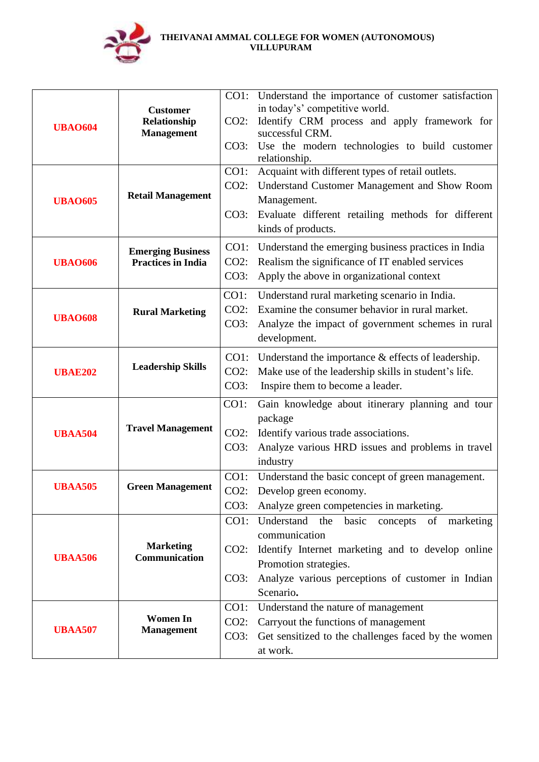| UBAO604 | Customer Relationship Management | CO1: Understand the importance of customer satisfaction in today's' competitive world.<br>CO2: Identify CRM process and apply framework for successful CRM.<br>CO3: Use the modern technologies to build customer relationship. |
|---|---|---|
| UBAO605 | Retail Management | CO1: Acquaint with different types of retail outlets.<br>CO2: Understand Customer Management and Show Room Management.<br>CO3: Evaluate different retailing methods for different kinds of products. |
| UBAO606 | Emerging Business Practices in India | CO1: Understand the emerging business practices in India<br>CO2: Realism the significance of IT enabled services<br>CO3: Apply the above in organizational context |
| UBAO608 | Rural Marketing | CO1: Understand rural marketing scenario in India.<br>CO2: Examine the consumer behavior in rural market.<br>CO3: Analyze the impact of government schemes in rural development. |
| UBAE202 | Leadership Skills | CO1: Understand the importance & effects of leadership.<br>CO2: Make use of the leadership skills in student's life.<br>CO3: Inspire them to become a leader. |
| UBAA504 | Travel Management | CO1: Gain knowledge about itinerary planning and tour package<br>CO2: Identify various trade associations.<br>CO3: Analyze various HRD issues and problems in travel industry |
| UBAA505 | Green Management | CO1: Understand the basic concept of green management.<br>CO2: Develop green economy.<br>CO3: Analyze green competencies in marketing. |
| UBAA506 | Marketing Communication | CO1: Understand the basic concepts of marketing communication<br>CO2: Identify Internet marketing and to develop online Promotion strategies.<br>CO3: Analyze various perceptions of customer in Indian Scenario. |
| UBAA507 | Women In Management | CO1: Understand the nature of management<br>CO2: Carryout the functions of management<br>CO3: Get sensitized to the challenges faced by the women at work. |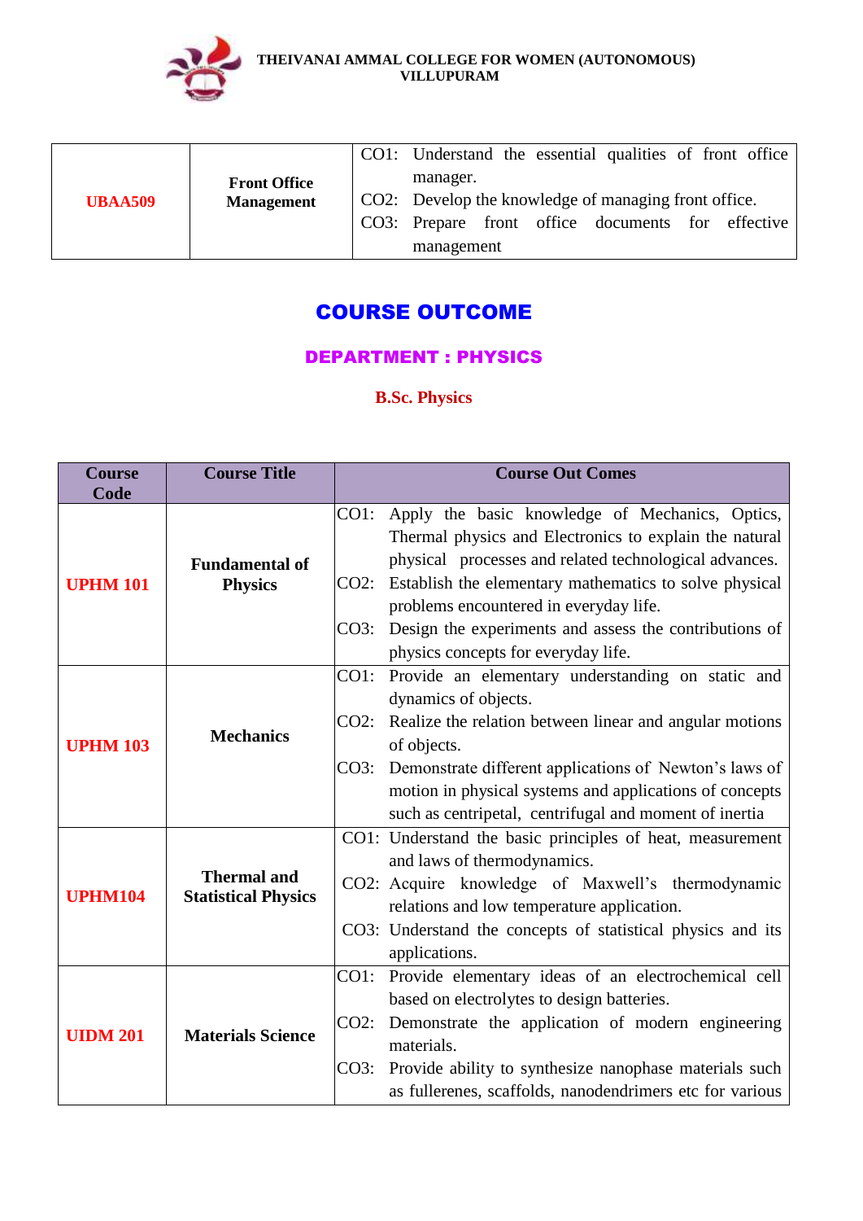| UBAA509 | Front Office Management | CO1: Understand the essential qualities of front office manager.<br>CO2: Develop the knowledge of managing front office.<br>CO3: Prepare front office documents for effective management |
|---|---|---|

# COURSE OUTCOME

## DEPARTMENT : PHYSICS

### B.Sc. Physics

| Course Code | Course Title | Course Out Comes |
|---|---|---|
| UPHM 101 | Fundamental of Physics | CO1: Apply the basic knowledge of Mechanics, Optics, Thermal physics and Electronics to explain the natural physical processes and related technological advances.<br>CO2: Establish the elementary mathematics to solve physical problems encountered in everyday life.<br>CO3: Design the experiments and assess the contributions of physics concepts for everyday life. |
| UPHM 103 | Mechanics | CO1: Provide an elementary understanding on static and dynamics of objects.<br>CO2: Realize the relation between linear and angular motions of objects.<br>CO3: Demonstrate different applications of Newton's laws of motion in physical systems and applications of concepts such as centripetal, centrifugal and moment of inertia |
| UPHM104 | Thermal and Statistical Physics | CO1: Understand the basic principles of heat, measurement and laws of thermodynamics.<br>CO2: Acquire knowledge of Maxwell's thermodynamic relations and low temperature application.<br>CO3: Understand the concepts of statistical physics and its applications. |
| UIDM 201 | Materials Science | CO1: Provide elementary ideas of an electrochemical cell based on electrolytes to design batteries.<br>CO2: Demonstrate the application of modern engineering materials.<br>CO3: Provide ability to synthesize nanophase materials such as fullerenes, scaffolds, nanodendrimers etc for various |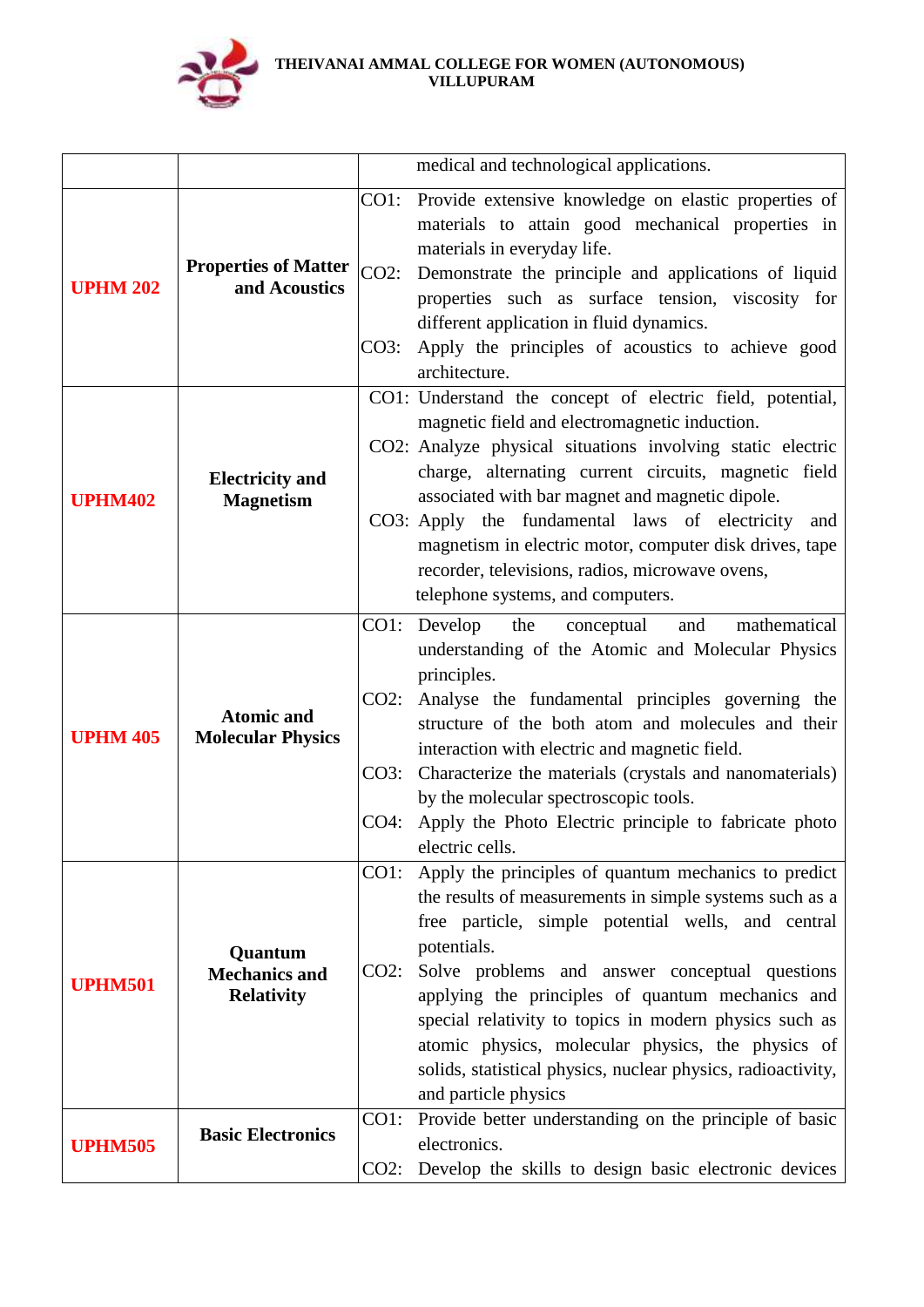| | | |
|---|---|---|
| | | medical and technological applications. |
| **UPHM 202** | **Properties of Matter and Acoustics** | CO1: Provide extensive knowledge on elastic properties of materials to attain good mechanical properties in materials in everyday life.<br>CO2: Demonstrate the principle and applications of liquid properties such as surface tension, viscosity for different application in fluid dynamics.<br>CO3: Apply the principles of acoustics to achieve good architecture. |
| **UPHM402** | **Electricity and Magnetism** | CO1: Understand the concept of electric field, potential, magnetic field and electromagnetic induction.<br>CO2: Analyze physical situations involving static electric charge, alternating current circuits, magnetic field associated with bar magnet and magnetic dipole.<br>CO3: Apply the fundamental laws of electricity and magnetism in electric motor, computer disk drives, tape recorder, televisions, radios, microwave ovens, telephone systems, and computers. |
| **UPHM 405** | **Atomic and Molecular Physics** | CO1: Develop the conceptual and mathematical understanding of the Atomic and Molecular Physics principles.<br>CO2: Analyse the fundamental principles governing the structure of the both atom and molecules and their interaction with electric and magnetic field.<br>CO3: Characterize the materials (crystals and nanomaterials) by the molecular spectroscopic tools.<br>CO4: Apply the Photo Electric principle to fabricate photo electric cells. |
| **UPHM501** | **Quantum Mechanics and Relativity** | CO1: Apply the principles of quantum mechanics to predict the results of measurements in simple systems such as a free particle, simple potential wells, and central potentials.<br>CO2: Solve problems and answer conceptual questions applying the principles of quantum mechanics and special relativity to topics in modern physics such as atomic physics, molecular physics, the physics of solids, statistical physics, nuclear physics, radioactivity, and particle physics |
| **UPHM505** | **Basic Electronics** | CO1: Provide better understanding on the principle of basic electronics.<br>CO2: Develop the skills to design basic electronic devices |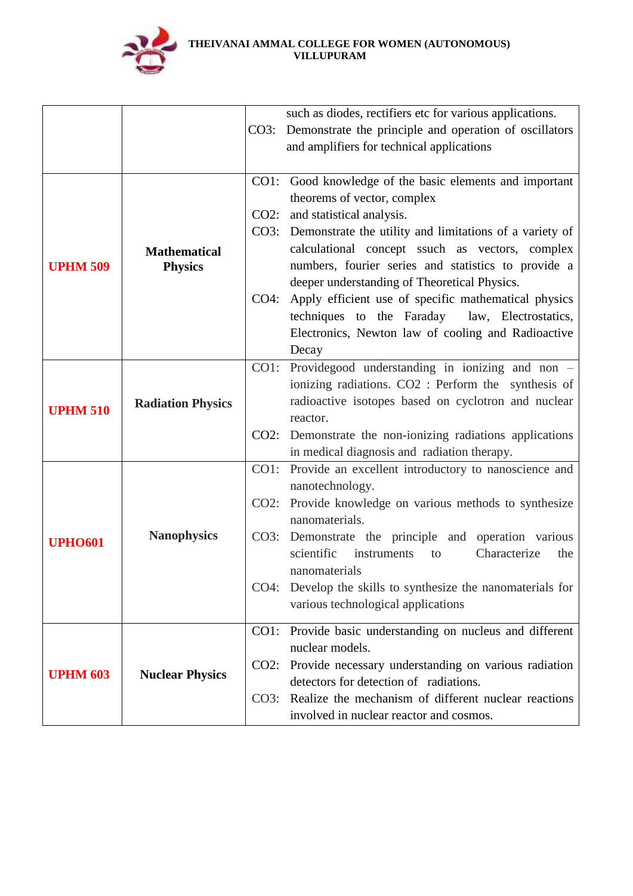| | | |
|---|---|---|
| | | such as diodes, rectifiers etc for various applications.<br>CO3: Demonstrate the principle and operation of oscillators and amplifiers for technical applications |
| **UPHM 509** | **Mathematical Physics** | CO1: Good knowledge of the basic elements and important theorems of vector, complex<br>CO2: and statistical analysis.<br>CO3: Demonstrate the utility and limitations of a variety of calculational concept ssuch as vectors, complex numbers, fourier series and statistics to provide a deeper understanding of Theoretical Physics.<br>CO4: Apply efficient use of specific mathematical physics techniques to the Faraday law, Electrostatics, Electronics, Newton law of cooling and Radioactive Decay |
| **UPHM 510** | **Radiation Physics** | CO1: Providegood understanding in ionizing and non – ionizing radiations. CO2 : Perform the synthesis of radioactive isotopes based on cyclotron and nuclear reactor.<br>CO2: Demonstrate the non-ionizing radiations applications in medical diagnosis and radiation therapy. |
| **UPHO601** | **Nanophysics** | CO1: Provide an excellent introductory to nanoscience and nanotechnology.<br>CO2: Provide knowledge on various methods to synthesize nanomaterials.<br>CO3: Demonstrate the principle and operation various scientific instruments to Characterize the nanomaterials<br>CO4: Develop the skills to synthesize the nanomaterials for various technological applications |
| **UPHM 603** | **Nuclear Physics** | CO1: Provide basic understanding on nucleus and different nuclear models.<br>CO2: Provide necessary understanding on various radiation detectors for detection of radiations.<br>CO3: Realize the mechanism of different nuclear reactions involved in nuclear reactor and cosmos. |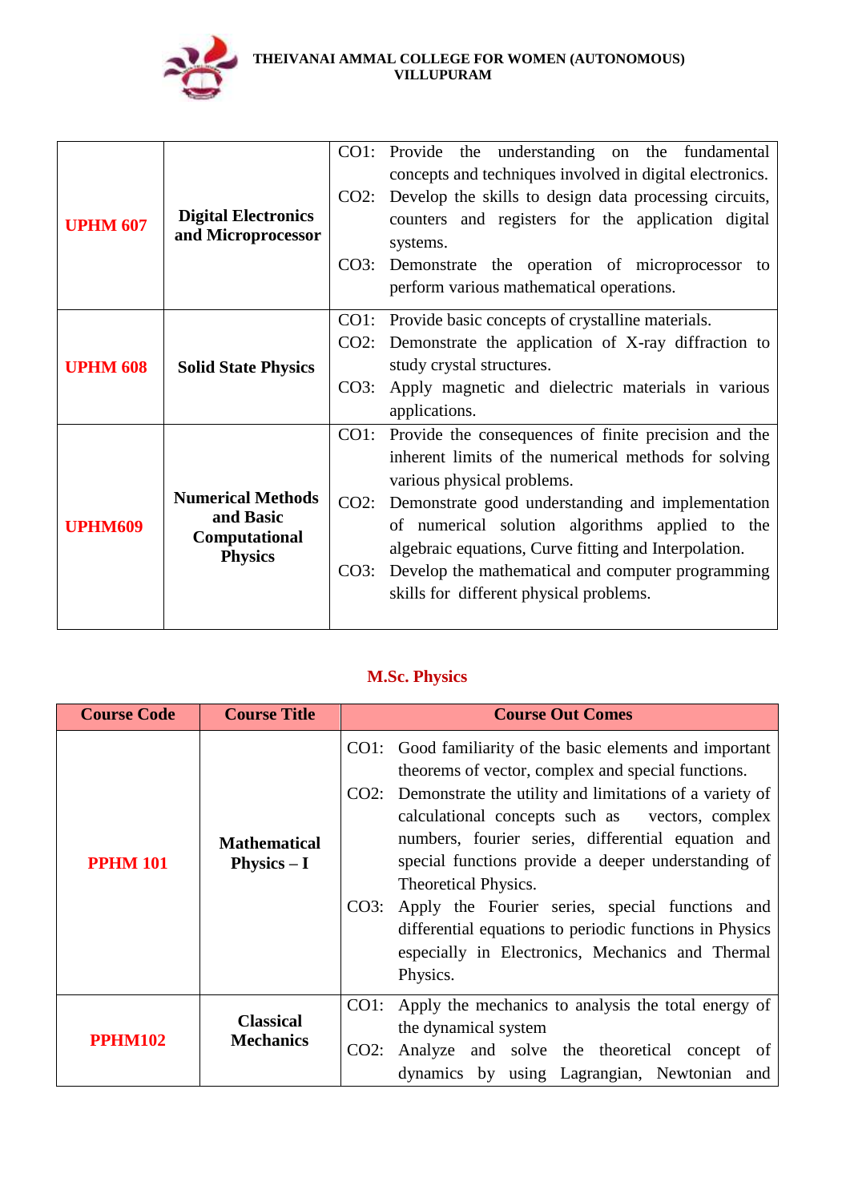| UPHM 607 | Digital Electronics and Microprocessor | CO1: Provide the understanding on the fundamental concepts and techniques involved in digital electronics.<br>CO2: Develop the skills to design data processing circuits, counters and registers for the application digital systems.<br>CO3: Demonstrate the operation of microprocessor to perform various mathematical operations. |
|---|---|---|
| UPHM 608 | Solid State Physics | CO1: Provide basic concepts of crystalline materials.<br>CO2: Demonstrate the application of X-ray diffraction to study crystal structures.<br>CO3: Apply magnetic and dielectric materials in various applications. |
| UPHM609 | Numerical Methods and Basic Computational Physics | CO1: Provide the consequences of finite precision and the inherent limits of the numerical methods for solving various physical problems.<br>CO2: Demonstrate good understanding and implementation of numerical solution algorithms applied to the algebraic equations, Curve fitting and Interpolation.<br>CO3: Develop the mathematical and computer programming skills for different physical problems. |

## M.Sc. Physics

| Course Code | Course Title | Course Out Comes |
|---|---|---|
| PPHM 101 | Mathematical Physics – I | CO1: Good familiarity of the basic elements and important theorems of vector, complex and special functions.<br>CO2: Demonstrate the utility and limitations of a variety of calculational concepts such as vectors, complex numbers, fourier series, differential equation and special functions provide a deeper understanding of Theoretical Physics.<br>CO3: Apply the Fourier series, special functions and differential equations to periodic functions in Physics especially in Electronics, Mechanics and Thermal Physics. |
| PPHM102 | Classical Mechanics | CO1: Apply the mechanics to analysis the total energy of the dynamical system<br>CO2: Analyze and solve the theoretical concept of dynamics by using Lagrangian, Newtonian and |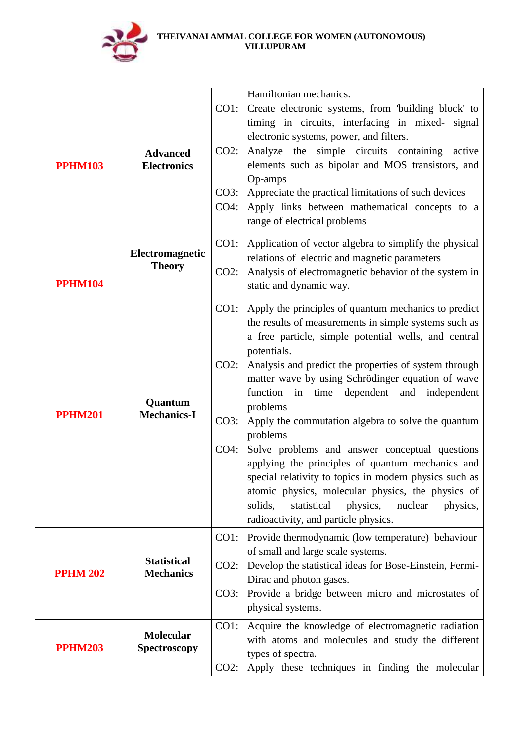| | | |
|---|---|---|
| | | Hamiltonian mechanics. |
| **PPHM103** | **Advanced Electronics** | CO1: Create electronic systems, from 'building block' to timing in circuits, interfacing in mixed- signal electronic systems, power, and filters.<br>CO2: Analyze the simple circuits containing active elements such as bipolar and MOS transistors, and Op-amps<br>CO3: Appreciate the practical limitations of such devices<br>CO4: Apply links between mathematical concepts to a range of electrical problems |
| **PPHM104** | **Electromagnetic Theory** | CO1: Application of vector algebra to simplify the physical relations of electric and magnetic parameters<br>CO2: Analysis of electromagnetic behavior of the system in static and dynamic way. |
| **PPHM201** | **Quantum Mechanics-I** | CO1: Apply the principles of quantum mechanics to predict the results of measurements in simple systems such as a free particle, simple potential wells, and central potentials.<br>CO2: Analysis and predict the properties of system through matter wave by using Schrödinger equation of wave function in time dependent and independent problems<br>CO3: Apply the commutation algebra to solve the quantum problems<br>CO4: Solve problems and answer conceptual questions applying the principles of quantum mechanics and special relativity to topics in modern physics such as atomic physics, molecular physics, the physics of solids, statistical physics, nuclear physics, radioactivity, and particle physics. |
| **PPHM 202** | **Statistical Mechanics** | CO1: Provide thermodynamic (low temperature) behaviour of small and large scale systems.<br>CO2: Develop the statistical ideas for Bose-Einstein, Fermi-Dirac and photon gases.<br>CO3: Provide a bridge between micro and microstates of physical systems. |
| **PPHM203** | **Molecular Spectroscopy** | CO1: Acquire the knowledge of electromagnetic radiation with atoms and molecules and study the different types of spectra.<br>CO2: Apply these techniques in finding the molecular |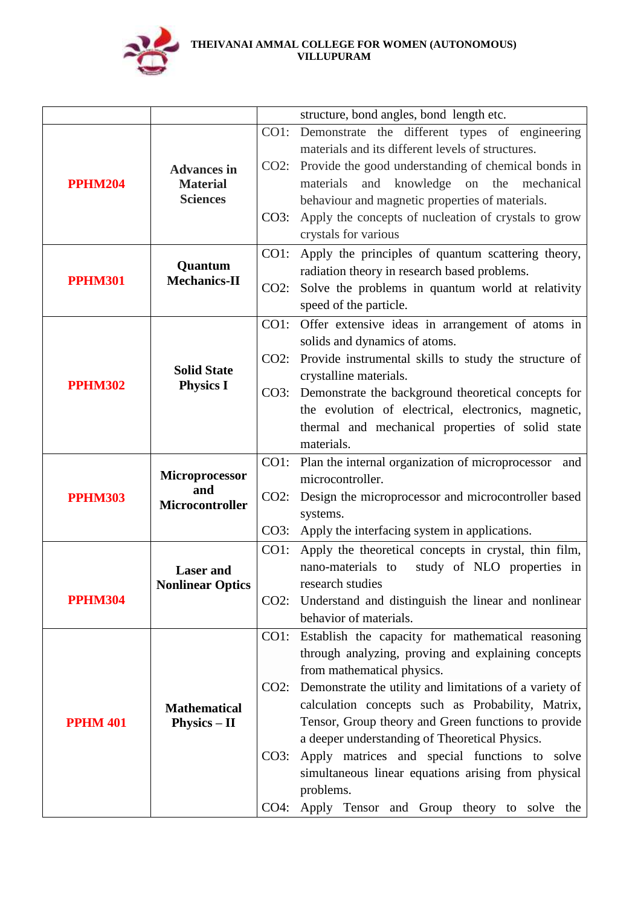| | | |
|---|---|---|
| | | structure, bond angles, bond length etc. |
| **PPHM204** | **Advances in Material Sciences** | CO1: Demonstrate the different types of engineering materials and its different levels of structures.<br>CO2: Provide the good understanding of chemical bonds in materials and knowledge on the mechanical behaviour and magnetic properties of materials.<br>CO3: Apply the concepts of nucleation of crystals to grow crystals for various |
| **PPHM301** | **Quantum Mechanics-II** | CO1: Apply the principles of quantum scattering theory, radiation theory in research based problems.<br>CO2: Solve the problems in quantum world at relativity speed of the particle. |
| **PPHM302** | **Solid State Physics I** | CO1: Offer extensive ideas in arrangement of atoms in solids and dynamics of atoms.<br>CO2: Provide instrumental skills to study the structure of crystalline materials.<br>CO3: Demonstrate the background theoretical concepts for the evolution of electrical, electronics, magnetic, thermal and mechanical properties of solid state materials. |
| **PPHM303** | **Microprocessor and Microcontroller** | CO1: Plan the internal organization of microprocessor and microcontroller.<br>CO2: Design the microprocessor and microcontroller based systems.<br>CO3: Apply the interfacing system in applications. |
| **PPHM304** | **Laser and Nonlinear Optics** | CO1: Apply the theoretical concepts in crystal, thin film, nano-materials to study of NLO properties in research studies<br>CO2: Understand and distinguish the linear and nonlinear behavior of materials. |
| **PPHM 401** | **Mathematical Physics – II** | CO1: Establish the capacity for mathematical reasoning through analyzing, proving and explaining concepts from mathematical physics.<br>CO2: Demonstrate the utility and limitations of a variety of calculation concepts such as Probability, Matrix, Tensor, Group theory and Green functions to provide a deeper understanding of Theoretical Physics.<br>CO3: Apply matrices and special functions to solve simultaneous linear equations arising from physical problems.<br>CO4: Apply Tensor and Group theory to solve the |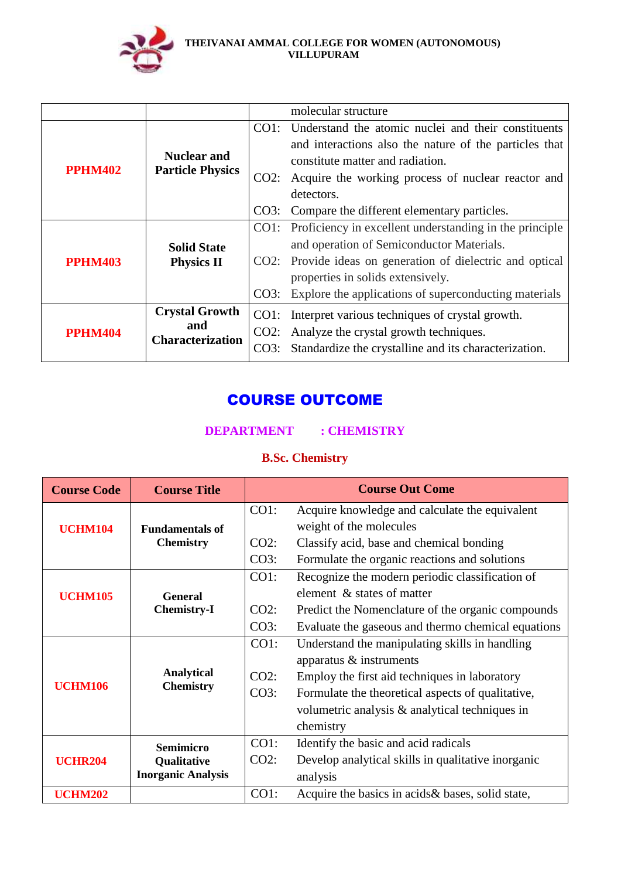| | | |
|---|---|---|
| | | molecular structure |
| **PPHM402** | **Nuclear and Particle Physics** | CO1: Understand the atomic nuclei and their constituents and interactions also the nature of the particles that constitute matter and radiation.<br>CO2: Acquire the working process of nuclear reactor and detectors.<br>CO3: Compare the different elementary particles. |
| **PPHM403** | **Solid State Physics II** | CO1: Proficiency in excellent understanding in the principle and operation of Semiconductor Materials.<br>CO2: Provide ideas on generation of dielectric and optical properties in solids extensively.<br>CO3: Explore the applications of superconducting materials |
| **PPHM404** | **Crystal Growth and Characterization** | CO1: Interpret various techniques of crystal growth.<br>CO2: Analyze the crystal growth techniques.<br>CO3: Standardize the crystalline and its characterization. |

# COURSE OUTCOME

**DEPARTMENT : CHEMISTRY**

**B.Sc. Chemistry**

| Course Code | Course Title | Course Out Come |
|---|---|---|
| **UCHM104** | **Fundamentals of Chemistry** | CO1: Acquire knowledge and calculate the equivalent weight of the molecules<br>CO2: Classify acid, base and chemical bonding<br>CO3: Formulate the organic reactions and solutions |
| **UCHM105** | **General Chemistry-I** | CO1: Recognize the modern periodic classification of element & states of matter<br>CO2: Predict the Nomenclature of the organic compounds<br>CO3: Evaluate the gaseous and thermo chemical equations |
| **UCHM106** | **Analytical Chemistry** | CO1: Understand the manipulating skills in handling apparatus & instruments<br>CO2: Employ the first aid techniques in laboratory<br>CO3: Formulate the theoretical aspects of qualitative, volumetric analysis & analytical techniques in chemistry |
| **UCHR204** | **Semimicro Qualitative Inorganic Analysis** | CO1: Identify the basic and acid radicals<br>CO2: Develop analytical skills in qualitative inorganic analysis |
| **UCHM202** | | CO1: Acquire the basics in acids& bases, solid state, |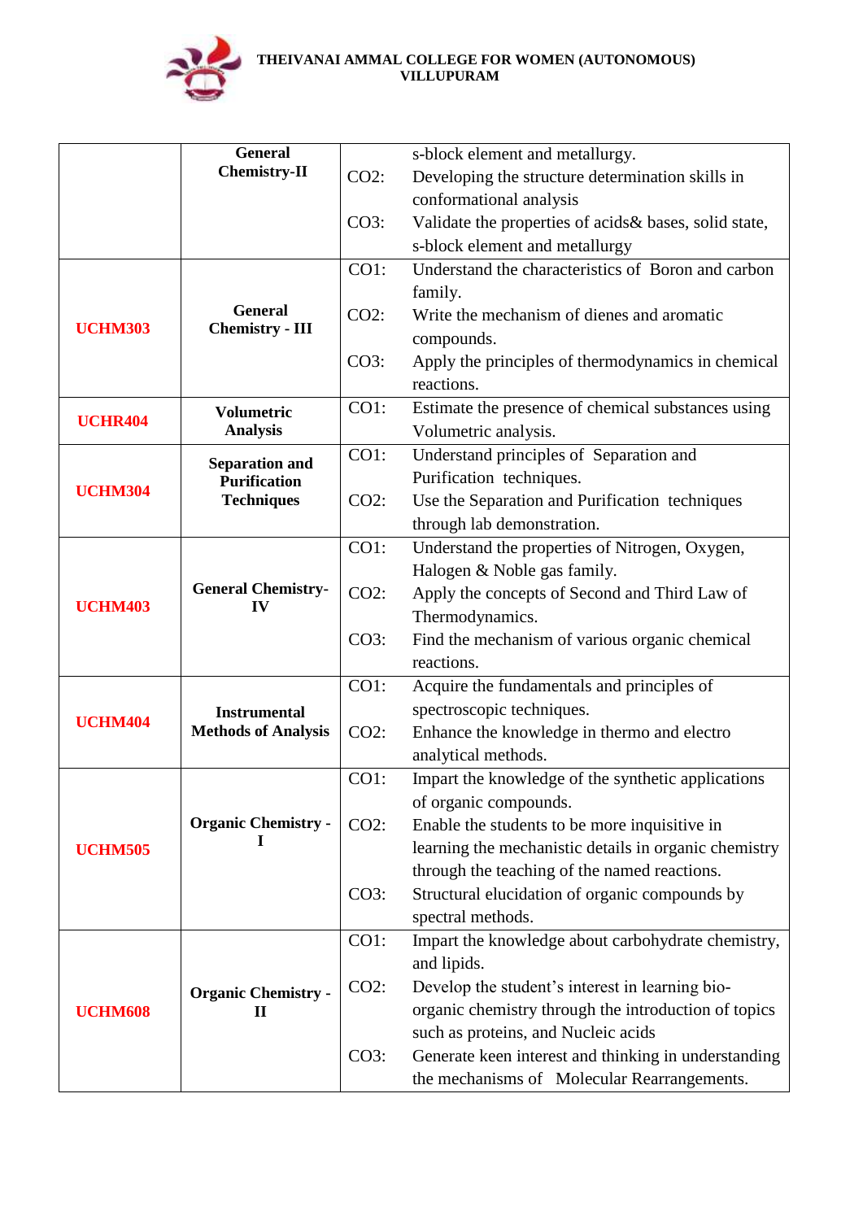**THEIVANAI AMMAL COLLEGE FOR WOMEN (AUTONOMOUS)**
**VILLUPURAM**

| | | | |
|---|---|---|---|
| | **General Chemistry-II** | | s-block element and metallurgy. |
| | | CO2: | Developing the structure determination skills in conformational analysis |
| | | CO3: | Validate the properties of acids& bases, solid state, s-block element and metallurgy |
| **UCHM303** | **General Chemistry - III** | CO1: | Understand the characteristics of Boron and carbon family. |
| | | CO2: | Write the mechanism of dienes and aromatic compounds. |
| | | CO3: | Apply the principles of thermodynamics in chemical reactions. |
| **UCHR404** | **Volumetric Analysis** | CO1: | Estimate the presence of chemical substances using Volumetric analysis. |
| **UCHM304** | **Separation and Purification Techniques** | CO1: | Understand principles of Separation and Purification techniques. |
| | | CO2: | Use the Separation and Purification techniques through lab demonstration. |
| **UCHM403** | **General Chemistry-IV** | CO1: | Understand the properties of Nitrogen, Oxygen, Halogen & Noble gas family. |
| | | CO2: | Apply the concepts of Second and Third Law of Thermodynamics. |
| | | CO3: | Find the mechanism of various organic chemical reactions. |
| **UCHM404** | **Instrumental Methods of Analysis** | CO1: | Acquire the fundamentals and principles of spectroscopic techniques. |
| | | CO2: | Enhance the knowledge in thermo and electro analytical methods. |
| **UCHM505** | **Organic Chemistry - I** | CO1: | Impart the knowledge of the synthetic applications of organic compounds. |
| | | CO2: | Enable the students to be more inquisitive in learning the mechanistic details in organic chemistry through the teaching of the named reactions. |
| | | CO3: | Structural elucidation of organic compounds by spectral methods. |
| **UCHM608** | **Organic Chemistry - II** | CO1: | Impart the knowledge about carbohydrate chemistry, and lipids. |
| | | CO2: | Develop the student's interest in learning bio-organic chemistry through the introduction of topics such as proteins, and Nucleic acids |
| | | CO3: | Generate keen interest and thinking in understanding the mechanisms of Molecular Rearrangements. |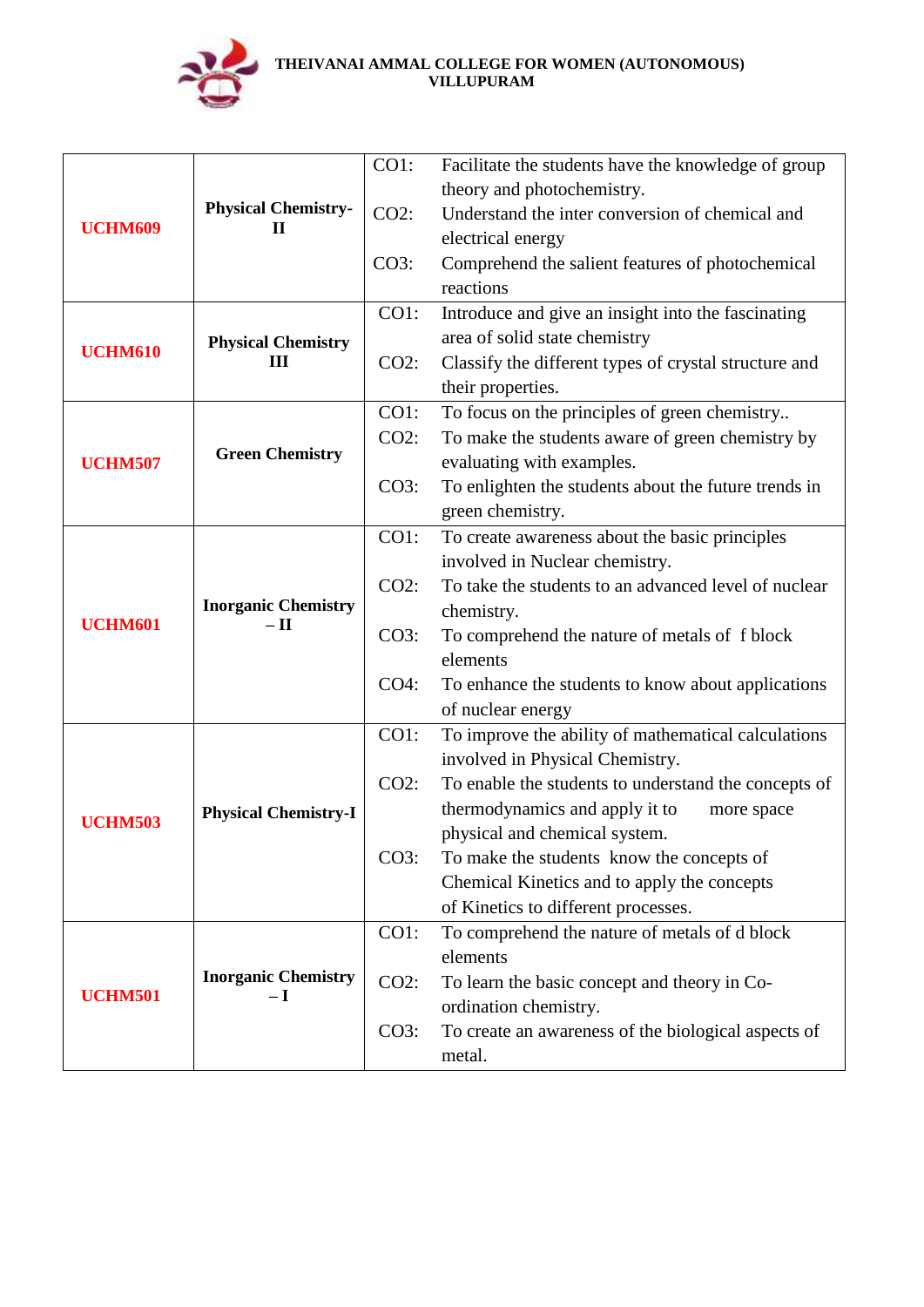**THEIVANAI AMMAL COLLEGE FOR WOMEN (AUTONOMOUS)**
**VILLUPURAM**

| | | |
|---|---|---|
| **UCHM609** | **Physical Chemistry-II** | CO1: Facilitate the students have the knowledge of group theory and photochemistry.<br>CO2: Understand the inter conversion of chemical and electrical energy<br>CO3: Comprehend the salient features of photochemical reactions |
| **UCHM610** | **Physical Chemistry III** | CO1: Introduce and give an insight into the fascinating area of solid state chemistry<br>CO2: Classify the different types of crystal structure and their properties. |
| **UCHM507** | **Green Chemistry** | CO1: To focus on the principles of green chemistry..<br>CO2: To make the students aware of green chemistry by evaluating with examples.<br>CO3: To enlighten the students about the future trends in green chemistry. |
| **UCHM601** | **Inorganic Chemistry – II** | CO1: To create awareness about the basic principles involved in Nuclear chemistry.<br>CO2: To take the students to an advanced level of nuclear chemistry.<br>CO3: To comprehend the nature of metals of f block elements<br>CO4: To enhance the students to know about applications of nuclear energy |
| **UCHM503** | **Physical Chemistry-I** | CO1: To improve the ability of mathematical calculations involved in Physical Chemistry.<br>CO2: To enable the students to understand the concepts of thermodynamics and apply it to more space physical and chemical system.<br>CO3: To make the students know the concepts of Chemical Kinetics and to apply the concepts of Kinetics to different processes. |
| **UCHM501** | **Inorganic Chemistry – I** | CO1: To comprehend the nature of metals of d block elements<br>CO2: To learn the basic concept and theory in Co-ordination chemistry.<br>CO3: To create an awareness of the biological aspects of metal. |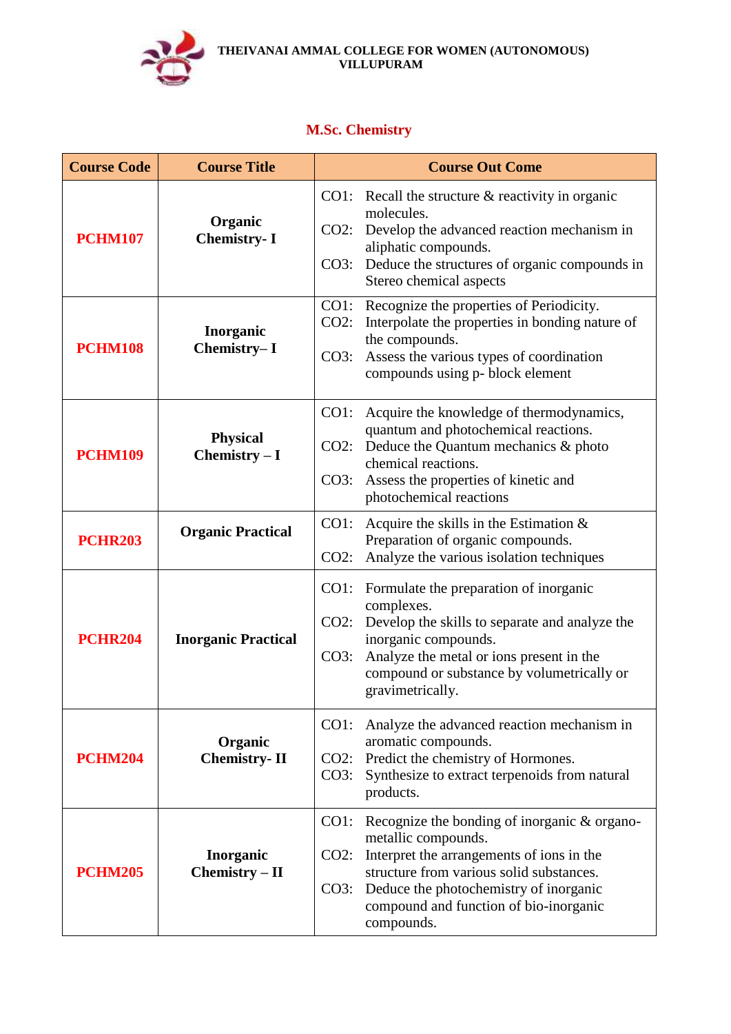THEIVANAI AMMAL COLLEGE FOR WOMEN (AUTONOMOUS)
VILLUPURAM

## M.Sc. Chemistry

| Course Code | Course Title | Course Out Come |
|---|---|---|
| **PCHM107** | **Organic Chemistry- I** | CO1: Recall the structure & reactivity in organic molecules.<br>CO2: Develop the advanced reaction mechanism in aliphatic compounds.<br>CO3: Deduce the structures of organic compounds in Stereo chemical aspects |
| **PCHM108** | **Inorganic Chemistry– I** | CO1: Recognize the properties of Periodicity.<br>CO2: Interpolate the properties in bonding nature of the compounds.<br>CO3: Assess the various types of coordination compounds using p- block element |
| **PCHM109** | **Physical Chemistry – I** | CO1: Acquire the knowledge of thermodynamics, quantum and photochemical reactions.<br>CO2: Deduce the Quantum mechanics & photo chemical reactions.<br>CO3: Assess the properties of kinetic and photochemical reactions |
| **PCHR203** | **Organic Practical** | CO1: Acquire the skills in the Estimation & Preparation of organic compounds.<br>CO2: Analyze the various isolation techniques |
| **PCHR204** | **Inorganic Practical** | CO1: Formulate the preparation of inorganic complexes.<br>CO2: Develop the skills to separate and analyze the inorganic compounds.<br>CO3: Analyze the metal or ions present in the compound or substance by volumetrically or gravimetrically. |
| **PCHM204** | **Organic Chemistry- II** | CO1: Analyze the advanced reaction mechanism in aromatic compounds.<br>CO2: Predict the chemistry of Hormones.<br>CO3: Synthesize to extract terpenoids from natural products. |
| **PCHM205** | **Inorganic Chemistry – II** | CO1: Recognize the bonding of inorganic & organo-metallic compounds.<br>CO2: Interpret the arrangements of ions in the structure from various solid substances.<br>CO3: Deduce the photochemistry of inorganic compound and function of bio-inorganic compounds. |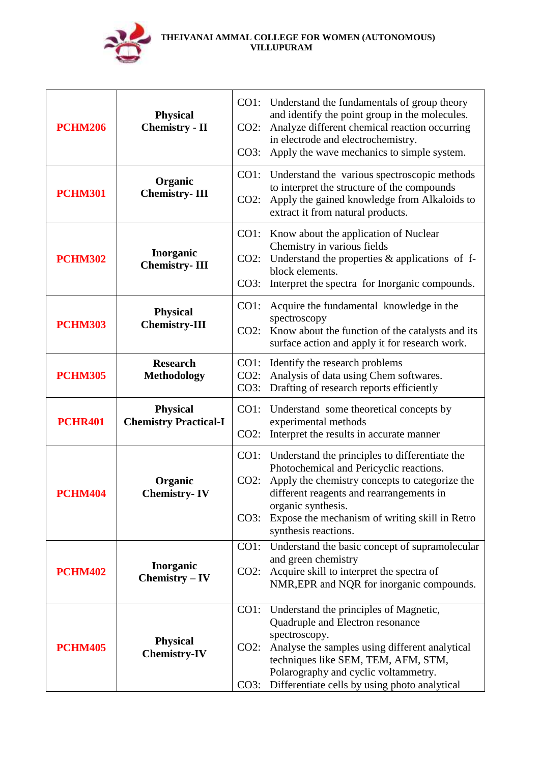| PCHM206 | Physical Chemistry - II | CO1: Understand the fundamentals of group theory and identify the point group in the molecules.<br>CO2: Analyze different chemical reaction occurring in electrode and electrochemistry.<br>CO3: Apply the wave mechanics to simple system. |
|---|---|---|
| PCHM301 | Organic Chemistry- III | CO1: Understand the various spectroscopic methods to interpret the structure of the compounds<br>CO2: Apply the gained knowledge from Alkaloids to extract it from natural products. |
| PCHM302 | Inorganic Chemistry- III | CO1: Know about the application of Nuclear Chemistry in various fields<br>CO2: Understand the properties & applications of f-block elements.<br>CO3: Interpret the spectra for Inorganic compounds. |
| PCHM303 | Physical Chemistry-III | CO1: Acquire the fundamental knowledge in the spectroscopy<br>CO2: Know about the function of the catalysts and its surface action and apply it for research work. |
| PCHM305 | Research Methodology | CO1: Identify the research problems<br>CO2: Analysis of data using Chem softwares.<br>CO3: Drafting of research reports efficiently |
| PCHR401 | Physical Chemistry Practical-I | CO1: Understand some theoretical concepts by experimental methods<br>CO2: Interpret the results in accurate manner |
| PCHM404 | Organic Chemistry- IV | CO1: Understand the principles to differentiate the Photochemical and Pericyclic reactions.<br>CO2: Apply the chemistry concepts to categorize the different reagents and rearrangements in organic synthesis.<br>CO3: Expose the mechanism of writing skill in Retro synthesis reactions. |
| PCHM402 | Inorganic Chemistry – IV | CO1: Understand the basic concept of supramolecular and green chemistry<br>CO2: Acquire skill to interpret the spectra of NMR,EPR and NQR for inorganic compounds. |
| PCHM405 | Physical Chemistry-IV | CO1: Understand the principles of Magnetic, Quadruple and Electron resonance spectroscopy.<br>CO2: Analyse the samples using different analytical techniques like SEM, TEM, AFM, STM, Polarography and cyclic voltammetry.<br>CO3: Differentiate cells by using photo analytical |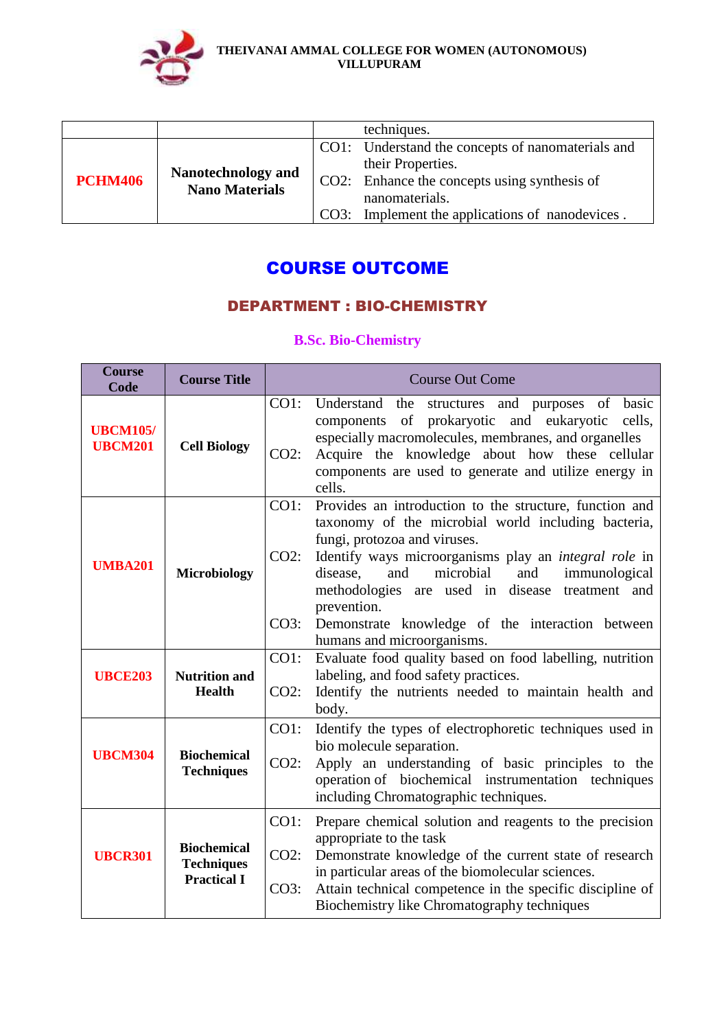| | | techniques. |
|---|---|---|
| **PCHM406** | **Nanotechnology and Nano Materials** | CO1: Understand the concepts of nanomaterials and their Properties.<br>CO2: Enhance the concepts using synthesis of nanomaterials.<br>CO3: Implement the applications of nanodevices . |

# COURSE OUTCOME

## DEPARTMENT : BIO-CHEMISTRY

### B.Sc. Bio-Chemistry

| Course Code | Course Title | Course Out Come |
|---|---|---|
| **UBCM105/ UBCM201** | **Cell Biology** | CO1: Understand the structures and purposes of basic components of prokaryotic and eukaryotic cells, especially macromolecules, membranes, and organelles<br>CO2: Acquire the knowledge about how these cellular components are used to generate and utilize energy in cells. |
| **UMBA201** | **Microbiology** | CO1: Provides an introduction to the structure, function and taxonomy of the microbial world including bacteria, fungi, protozoa and viruses.<br>CO2: Identify ways microorganisms play an *integral role* in disease, and microbial and immunological methodologies are used in disease treatment and prevention.<br>CO3: Demonstrate knowledge of the interaction between humans and microorganisms. |
| **UBCE203** | **Nutrition and Health** | CO1: Evaluate food quality based on food labelling, nutrition labeling, and food safety practices.<br>CO2: Identify the nutrients needed to maintain health and body. |
| **UBCM304** | **Biochemical Techniques** | CO1: Identify the types of electrophoretic techniques used in bio molecule separation.<br>CO2: Apply an understanding of basic principles to the operation of biochemical instrumentation techniques including Chromatographic techniques. |
| **UBCR301** | **Biochemical Techniques Practical I** | CO1: Prepare chemical solution and reagents to the precision appropriate to the task<br>CO2: Demonstrate knowledge of the current state of research in particular areas of the biomolecular sciences.<br>CO3: Attain technical competence in the specific discipline of Biochemistry like Chromatography techniques |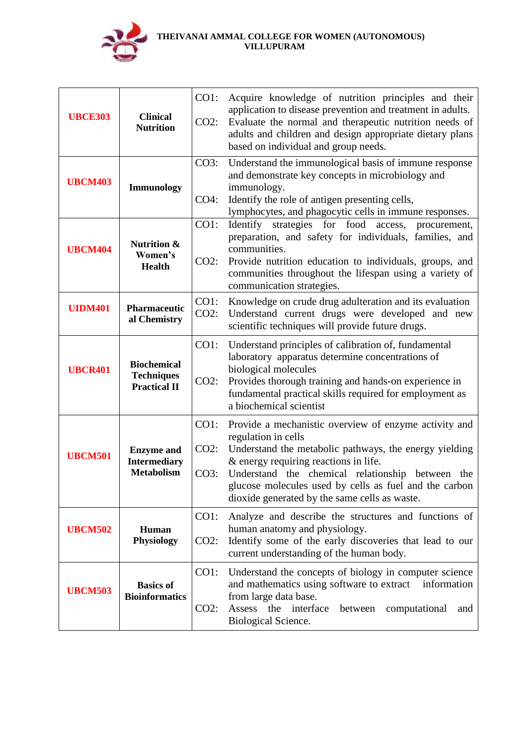**THEIVANAI AMMAL COLLEGE FOR WOMEN (AUTONOMOUS)**
**VILLUPURAM**

| | | |
|---|---|---|
| **UBCE303** | **Clinical Nutrition** | CO1: Acquire knowledge of nutrition principles and their application to disease prevention and treatment in adults.<br>CO2: Evaluate the normal and therapeutic nutrition needs of adults and children and design appropriate dietary plans based on individual and group needs. |
| **UBCM403** | **Immunology** | CO3: Understand the immunological basis of immune response and demonstrate key concepts in microbiology and immunology.<br>CO4: Identify the role of antigen presenting cells, lymphocytes, and phagocytic cells in immune responses. |
| **UBCM404** | **Nutrition & Women's Health** | CO1: Identify strategies for food access, procurement, preparation, and safety for individuals, families, and communities.<br>CO2: Provide nutrition education to individuals, groups, and communities throughout the lifespan using a variety of communication strategies. |
| **UIDM401** | **Pharmaceutical Chemistry** | CO1: Knowledge on crude drug adulteration and its evaluation<br>CO2: Understand current drugs were developed and new scientific techniques will provide future drugs. |
| **UBCR401** | **Biochemical Techniques Practical II** | CO1: Understand principles of calibration of, fundamental laboratory apparatus determine concentrations of biological molecules<br>CO2: Provides thorough training and hands-on experience in fundamental practical skills required for employment as a biochemical scientist |
| **UBCM501** | **Enzyme and Intermediary Metabolism** | CO1: Provide a mechanistic overview of enzyme activity and regulation in cells<br>CO2: Understand the metabolic pathways, the energy yielding & energy requiring reactions in life.<br>CO3: Understand the chemical relationship between the glucose molecules used by cells as fuel and the carbon dioxide generated by the same cells as waste. |
| **UBCM502** | **Human Physiology** | CO1: Analyze and describe the structures and functions of human anatomy and physiology.<br>CO2: Identify some of the early discoveries that lead to our current understanding of the human body. |
| **UBCM503** | **Basics of Bioinformatics** | CO1: Understand the concepts of biology in computer science and mathematics using software to extract information from large data base.<br>CO2: Assess the interface between computational and Biological Science. |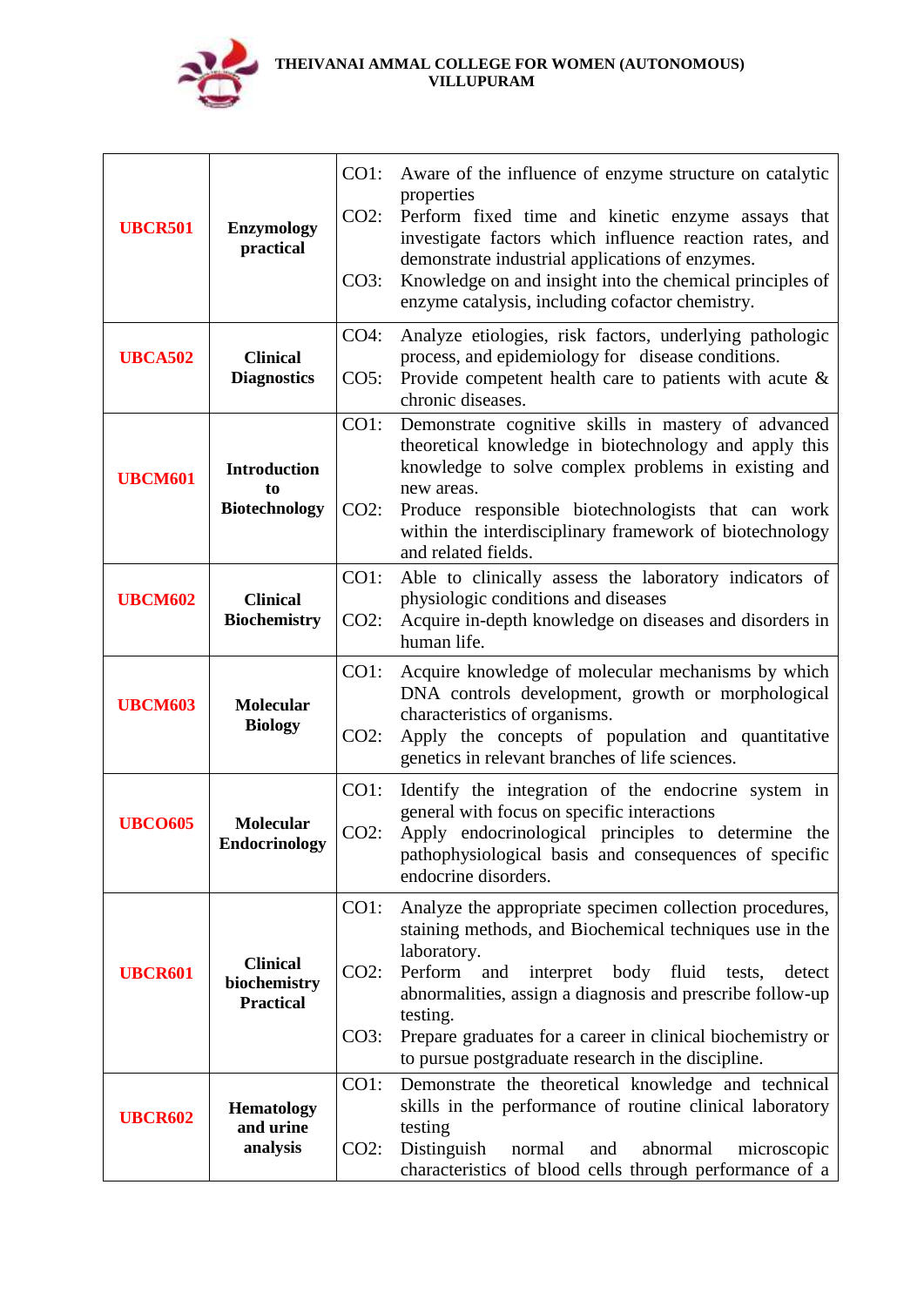| UBCR501 | Enzymology practical | CO1: Aware of the influence of enzyme structure on catalytic properties<br>CO2: Perform fixed time and kinetic enzyme assays that investigate factors which influence reaction rates, and demonstrate industrial applications of enzymes.<br>CO3: Knowledge on and insight into the chemical principles of enzyme catalysis, including cofactor chemistry. |
|---|---|---|
| UBCA502 | Clinical Diagnostics | CO4: Analyze etiologies, risk factors, underlying pathologic process, and epidemiology for disease conditions.<br>CO5: Provide competent health care to patients with acute & chronic diseases. |
| UBCM601 | Introduction to Biotechnology | CO1: Demonstrate cognitive skills in mastery of advanced theoretical knowledge in biotechnology and apply this knowledge to solve complex problems in existing and new areas.<br>CO2: Produce responsible biotechnologists that can work within the interdisciplinary framework of biotechnology and related fields. |
| UBCM602 | Clinical Biochemistry | CO1: Able to clinically assess the laboratory indicators of physiologic conditions and diseases<br>CO2: Acquire in-depth knowledge on diseases and disorders in human life. |
| UBCM603 | Molecular Biology | CO1: Acquire knowledge of molecular mechanisms by which DNA controls development, growth or morphological characteristics of organisms.<br>CO2: Apply the concepts of population and quantitative genetics in relevant branches of life sciences. |
| UBCO605 | Molecular Endocrinology | CO1: Identify the integration of the endocrine system in general with focus on specific interactions<br>CO2: Apply endocrinological principles to determine the pathophysiological basis and consequences of specific endocrine disorders. |
| UBCR601 | Clinical biochemistry Practical | CO1: Analyze the appropriate specimen collection procedures, staining methods, and Biochemical techniques use in the laboratory.<br>CO2: Perform and interpret body fluid tests, detect abnormalities, assign a diagnosis and prescribe follow-up testing.<br>CO3: Prepare graduates for a career in clinical biochemistry or to pursue postgraduate research in the discipline. |
| UBCR602 | Hematology and urine analysis | CO1: Demonstrate the theoretical knowledge and technical skills in the performance of routine clinical laboratory testing<br>CO2: Distinguish normal and abnormal microscopic characteristics of blood cells through performance of a |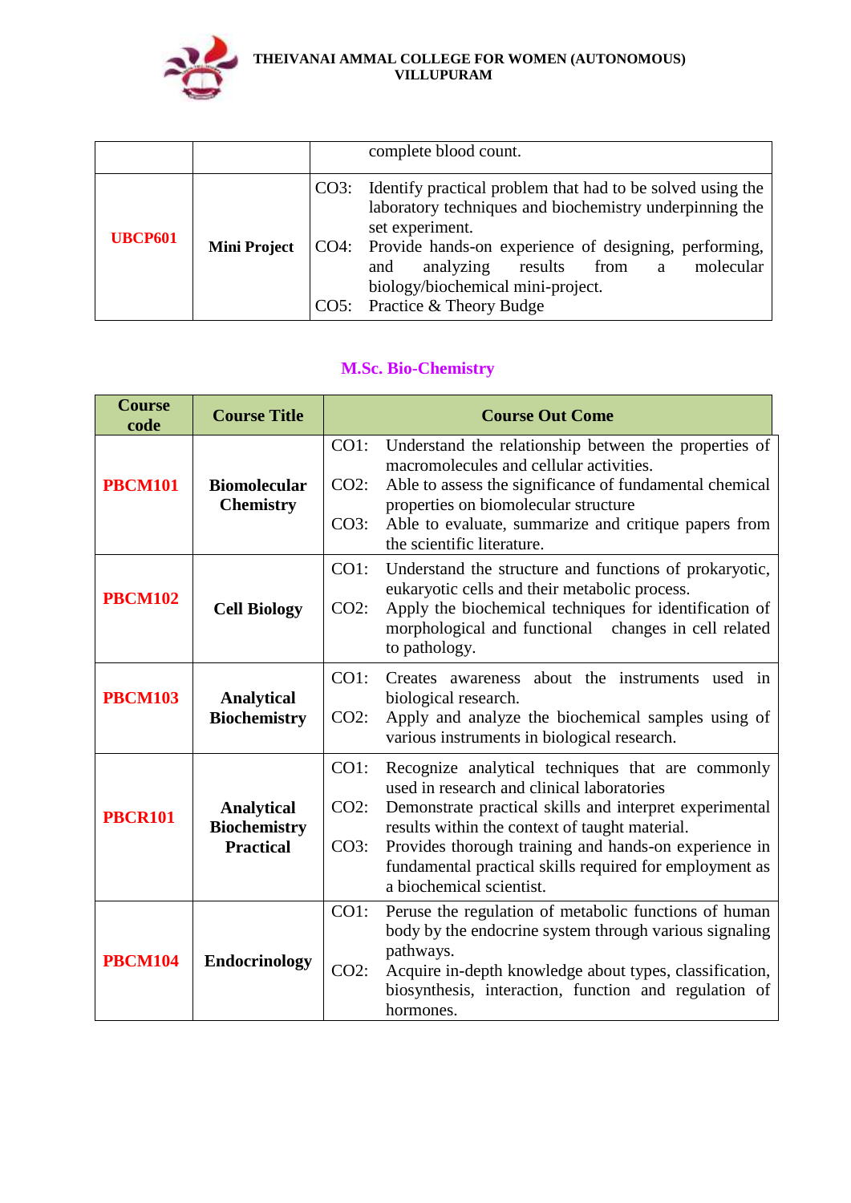| | | |
|---|---|---|
| | | complete blood count. |
| **UBCP601** | **Mini Project** | CO3: Identify practical problem that had to be solved using the laboratory techniques and biochemistry underpinning the set experiment.<br>CO4: Provide hands-on experience of designing, performing, and analyzing results from a molecular biology/biochemical mini-project.<br>CO5: Practice & Theory Budge |

## M.Sc. Bio-Chemistry

| Course code | Course Title | Course Out Come |
|---|---|---|
| **PBCM101** | **Biomolecular Chemistry** | CO1: Understand the relationship between the properties of macromolecules and cellular activities.<br>CO2: Able to assess the significance of fundamental chemical properties on biomolecular structure<br>CO3: Able to evaluate, summarize and critique papers from the scientific literature. |
| **PBCM102** | **Cell Biology** | CO1: Understand the structure and functions of prokaryotic, eukaryotic cells and their metabolic process.<br>CO2: Apply the biochemical techniques for identification of morphological and functional changes in cell related to pathology. |
| **PBCM103** | **Analytical Biochemistry** | CO1: Creates awareness about the instruments used in biological research.<br>CO2: Apply and analyze the biochemical samples using of various instruments in biological research. |
| **PBCR101** | **Analytical Biochemistry Practical** | CO1: Recognize analytical techniques that are commonly used in research and clinical laboratories<br>CO2: Demonstrate practical skills and interpret experimental results within the context of taught material.<br>CO3: Provides thorough training and hands-on experience in fundamental practical skills required for employment as a biochemical scientist. |
| **PBCM104** | **Endocrinology** | CO1: Peruse the regulation of metabolic functions of human body by the endocrine system through various signaling pathways.<br>CO2: Acquire in-depth knowledge about types, classification, biosynthesis, interaction, function and regulation of hormones. |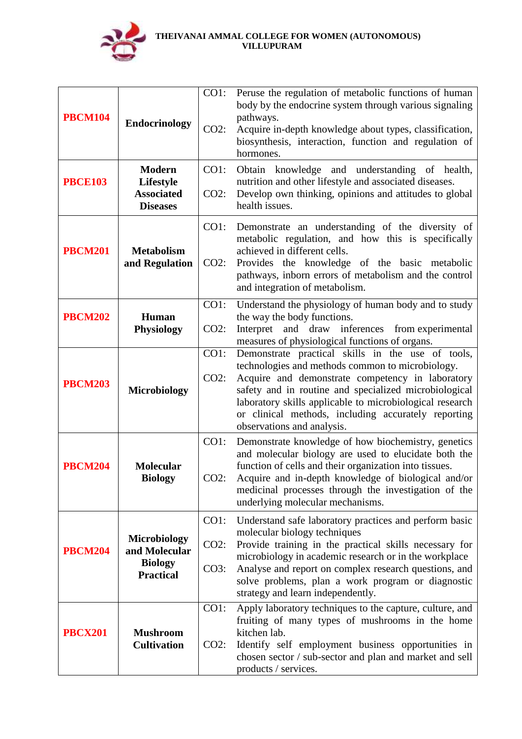**THEIVANAI AMMAL COLLEGE FOR WOMEN (AUTONOMOUS)**
**VILLUPURAM**

| | | |
|---|---|---|
| **PBCM104** | **Endocrinology** | CO1: Peruse the regulation of metabolic functions of human body by the endocrine system through various signaling pathways.<br>CO2: Acquire in-depth knowledge about types, classification, biosynthesis, interaction, function and regulation of hormones. |
| **PBCE103** | **Modern Lifestyle Associated Diseases** | CO1: Obtain knowledge and understanding of health, nutrition and other lifestyle and associated diseases.<br>CO2: Develop own thinking, opinions and attitudes to global health issues. |
| **PBCM201** | **Metabolism and Regulation** | CO1: Demonstrate an understanding of the diversity of metabolic regulation, and how this is specifically achieved in different cells.<br>CO2: Provides the knowledge of the basic metabolic pathways, inborn errors of metabolism and the control and integration of metabolism. |
| **PBCM202** | **Human Physiology** | CO1: Understand the physiology of human body and to study the way the body functions.<br>CO2: Interpret and draw inferences from experimental measures of physiological functions of organs. |
| **PBCM203** | **Microbiology** | CO1: Demonstrate practical skills in the use of tools, technologies and methods common to microbiology.<br>CO2: Acquire and demonstrate competency in laboratory safety and in routine and specialized microbiological laboratory skills applicable to microbiological research or clinical methods, including accurately reporting observations and analysis. |
| **PBCM204** | **Molecular Biology** | CO1: Demonstrate knowledge of how biochemistry, genetics and molecular biology are used to elucidate both the function of cells and their organization into tissues.<br>CO2: Acquire and in-depth knowledge of biological and/or medicinal processes through the investigation of the underlying molecular mechanisms. |
| **PBCM204** | **Microbiology and Molecular Biology Practical** | CO1: Understand safe laboratory practices and perform basic molecular biology techniques<br>CO2: Provide training in the practical skills necessary for microbiology in academic research or in the workplace<br>CO3: Analyse and report on complex research questions, and solve problems, plan a work program or diagnostic strategy and learn independently. |
| **PBCX201** | **Mushroom Cultivation** | CO1: Apply laboratory techniques to the capture, culture, and fruiting of many types of mushrooms in the home kitchen lab.<br>CO2: Identify self employment business opportunities in chosen sector / sub-sector and plan and market and sell products / services. |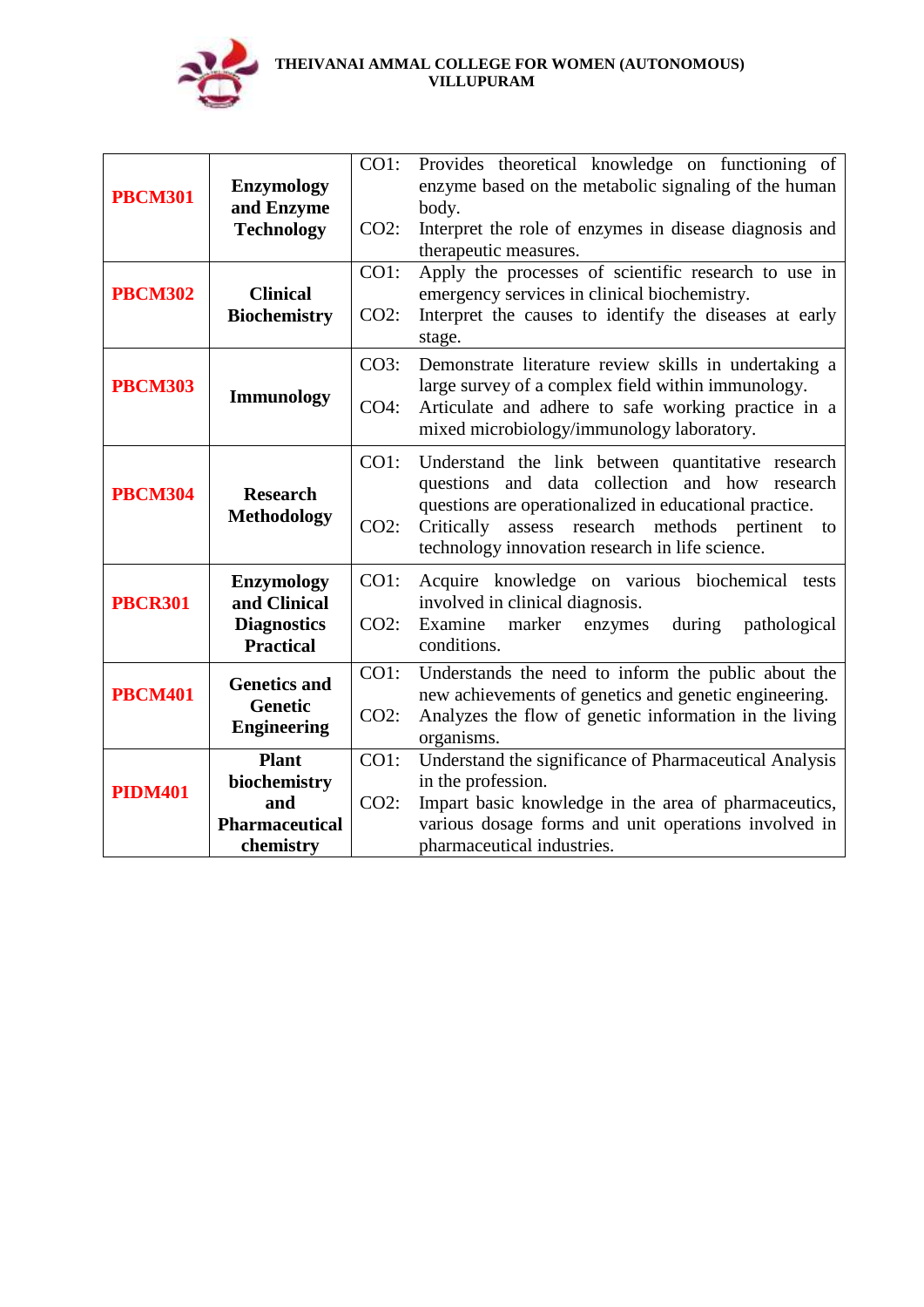| | | |
|---|---|---|
| **PBCM301** | **Enzymology and Enzyme Technology** | CO1: Provides theoretical knowledge on functioning of enzyme based on the metabolic signaling of the human body.<br>CO2: Interpret the role of enzymes in disease diagnosis and therapeutic measures. |
| **PBCM302** | **Clinical Biochemistry** | CO1: Apply the processes of scientific research to use in emergency services in clinical biochemistry.<br>CO2: Interpret the causes to identify the diseases at early stage. |
| **PBCM303** | **Immunology** | CO3: Demonstrate literature review skills in undertaking a large survey of a complex field within immunology.<br>CO4: Articulate and adhere to safe working practice in a mixed microbiology/immunology laboratory. |
| **PBCM304** | **Research Methodology** | CO1: Understand the link between quantitative research questions and data collection and how research questions are operationalized in educational practice.<br>CO2: Critically assess research methods pertinent to technology innovation research in life science. |
| **PBCR301** | **Enzymology and Clinical Diagnostics Practical** | CO1: Acquire knowledge on various biochemical tests involved in clinical diagnosis.<br>CO2: Examine marker enzymes during pathological conditions. |
| **PBCM401** | **Genetics and Genetic Engineering** | CO1: Understands the need to inform the public about the new achievements of genetics and genetic engineering.<br>CO2: Analyzes the flow of genetic information in the living organisms. |
| **PIDM401** | **Plant biochemistry and Pharmaceutical chemistry** | CO1: Understand the significance of Pharmaceutical Analysis in the profession.<br>CO2: Impart basic knowledge in the area of pharmaceutics, various dosage forms and unit operations involved in pharmaceutical industries. |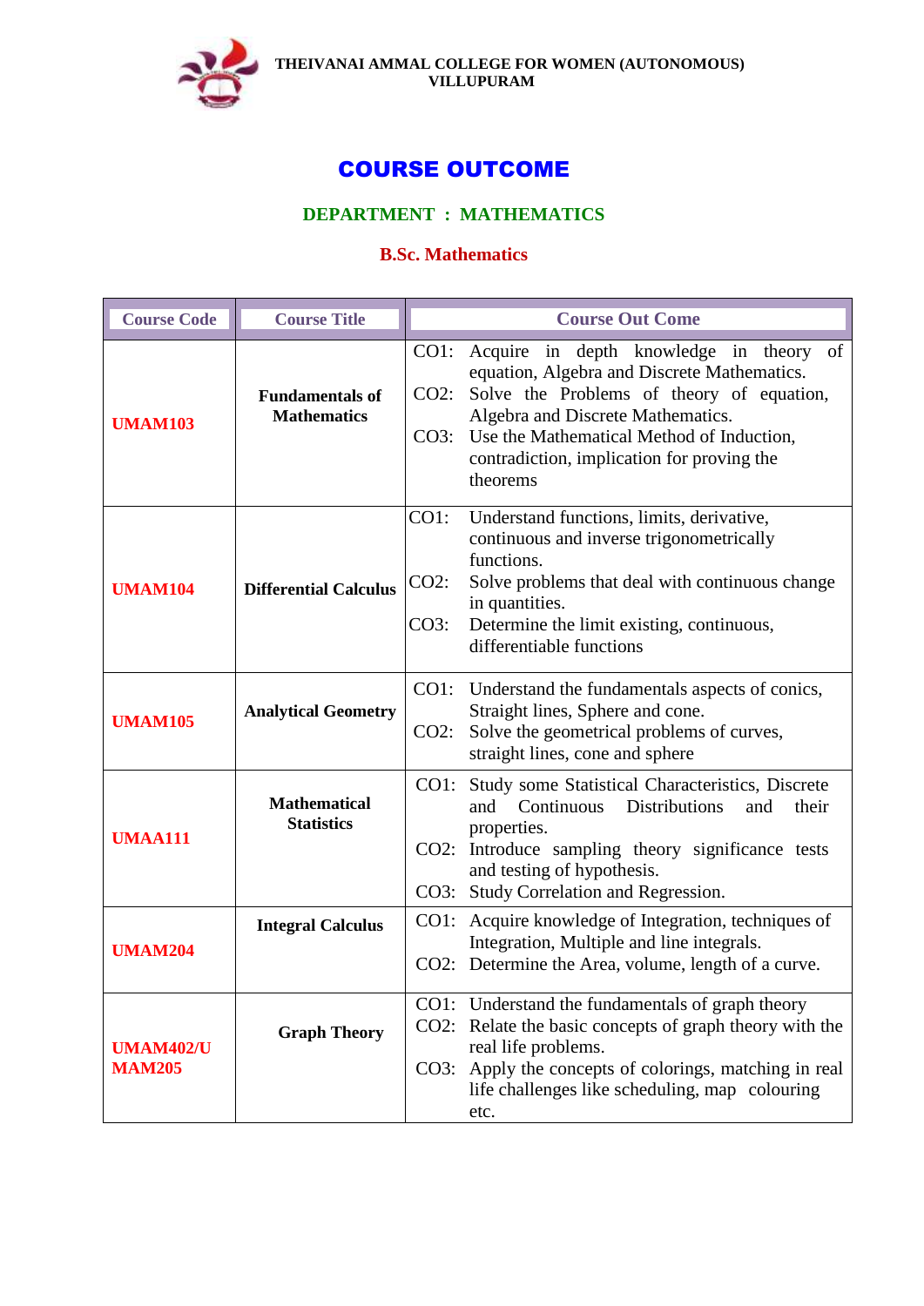THEIVANAI AMMAL COLLEGE FOR WOMEN (AUTONOMOUS)
VILLUPURAM

# COURSE OUTCOME

## DEPARTMENT : MATHEMATICS

### B.Sc. Mathematics

| Course Code | Course Title | Course Out Come |
|---|---|---|
| **UMAM103** | **Fundamentals of Mathematics** | CO1: Acquire in depth knowledge in theory of equation, Algebra and Discrete Mathematics.<br>CO2: Solve the Problems of theory of equation, Algebra and Discrete Mathematics.<br>CO3: Use the Mathematical Method of Induction, contradiction, implication for proving the theorems |
| **UMAM104** | **Differential Calculus** | CO1: Understand functions, limits, derivative, continuous and inverse trigonometrically functions.<br>CO2: Solve problems that deal with continuous change in quantities.<br>CO3: Determine the limit existing, continuous, differentiable functions |
| **UMAM105** | **Analytical Geometry** | CO1: Understand the fundamentals aspects of conics, Straight lines, Sphere and cone.<br>CO2: Solve the geometrical problems of curves, straight lines, cone and sphere |
| **UMAA111** | **Mathematical Statistics** | CO1: Study some Statistical Characteristics, Discrete and Continuous Distributions and their properties.<br>CO2: Introduce sampling theory significance tests and testing of hypothesis.<br>CO3: Study Correlation and Regression. |
| **UMAM204** | **Integral Calculus** | CO1: Acquire knowledge of Integration, techniques of Integration, Multiple and line integrals.<br>CO2: Determine the Area, volume, length of a curve. |
| **UMAM402/UMAM205** | **Graph Theory** | CO1: Understand the fundamentals of graph theory<br>CO2: Relate the basic concepts of graph theory with the real life problems.<br>CO3: Apply the concepts of colorings, matching in real life challenges like scheduling, map colouring etc. |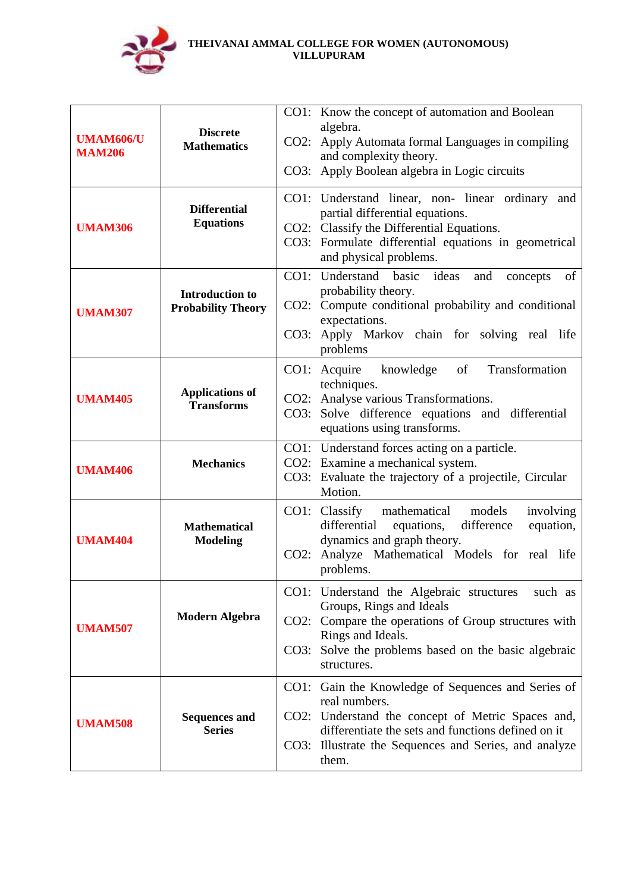THEIVANAI AMMAL COLLEGE FOR WOMEN (AUTONOMOUS)
VILLUPURAM

| | | |
|---|---|---|
| **UMAM606/UMAM206** | **Discrete Mathematics** | CO1: Know the concept of automation and Boolean algebra.<br>CO2: Apply Automata formal Languages in compiling and complexity theory.<br>CO3: Apply Boolean algebra in Logic circuits |
| **UMAM306** | **Differential Equations** | CO1: Understand linear, non- linear ordinary and partial differential equations.<br>CO2: Classify the Differential Equations.<br>CO3: Formulate differential equations in geometrical and physical problems. |
| **UMAM307** | **Introduction to Probability Theory** | CO1: Understand basic ideas and concepts of probability theory.<br>CO2: Compute conditional probability and conditional expectations.<br>CO3: Apply Markov chain for solving real life problems |
| **UMAM405** | **Applications of Transforms** | CO1: Acquire knowledge of Transformation techniques.<br>CO2: Analyse various Transformations.<br>CO3: Solve difference equations and differential equations using transforms. |
| **UMAM406** | **Mechanics** | CO1: Understand forces acting on a particle.<br>CO2: Examine a mechanical system.<br>CO3: Evaluate the trajectory of a projectile, Circular Motion. |
| **UMAM404** | **Mathematical Modeling** | CO1: Classify mathematical models involving differential equations, difference equation, dynamics and graph theory.<br>CO2: Analyze Mathematical Models for real life problems. |
| **UMAM507** | **Modern Algebra** | CO1: Understand the Algebraic structures such as Groups, Rings and Ideals<br>CO2: Compare the operations of Group structures with Rings and Ideals.<br>CO3: Solve the problems based on the basic algebraic structures. |
| **UMAM508** | **Sequences and Series** | CO1: Gain the Knowledge of Sequences and Series of real numbers.<br>CO2: Understand the concept of Metric Spaces and, differentiate the sets and functions defined on it<br>CO3: Illustrate the Sequences and Series, and analyze them. |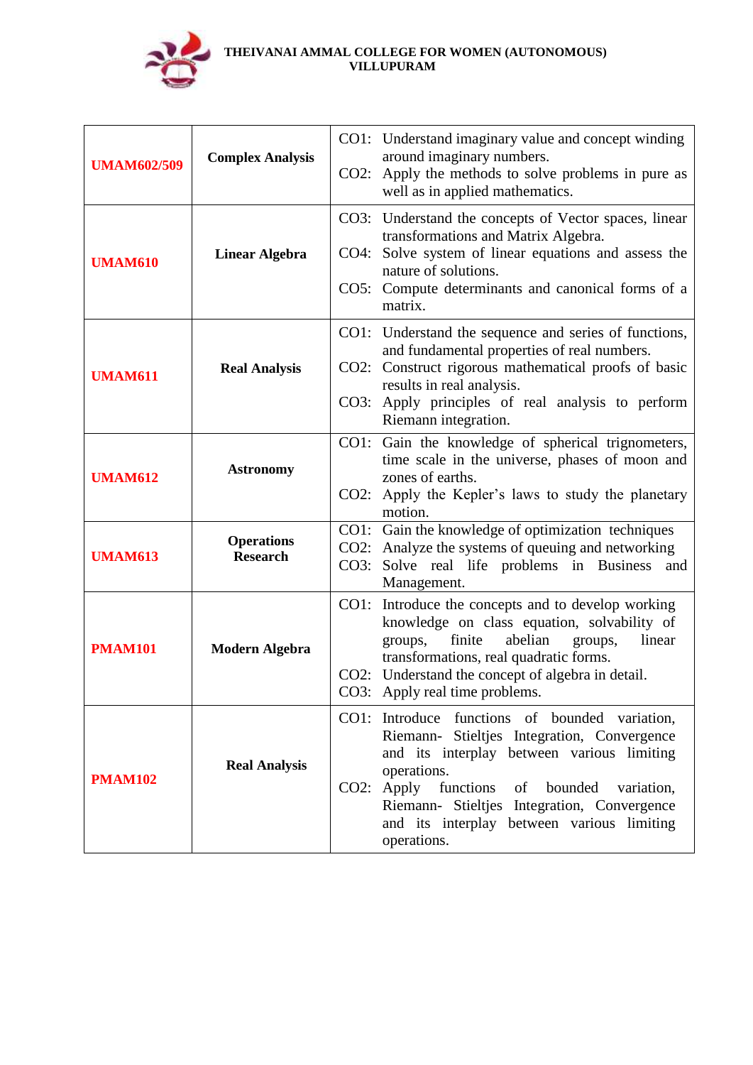| UMAM602/509 | Complex Analysis | CO1: Understand imaginary value and concept winding around imaginary numbers.<br>CO2: Apply the methods to solve problems in pure as well as in applied mathematics. |
|---|---|---|
| UMAM610 | Linear Algebra | CO3: Understand the concepts of Vector spaces, linear transformations and Matrix Algebra.<br>CO4: Solve system of linear equations and assess the nature of solutions.<br>CO5: Compute determinants and canonical forms of a matrix. |
| UMAM611 | Real Analysis | CO1: Understand the sequence and series of functions, and fundamental properties of real numbers.<br>CO2: Construct rigorous mathematical proofs of basic results in real analysis.<br>CO3: Apply principles of real analysis to perform Riemann integration. |
| UMAM612 | Astronomy | CO1: Gain the knowledge of spherical trignometers, time scale in the universe, phases of moon and zones of earths.<br>CO2: Apply the Kepler's laws to study the planetary motion. |
| UMAM613 | Operations Research | CO1: Gain the knowledge of optimization techniques<br>CO2: Analyze the systems of queuing and networking<br>CO3: Solve real life problems in Business and Management. |
| PMAM101 | Modern Algebra | CO1: Introduce the concepts and to develop working knowledge on class equation, solvability of groups, finite abelian groups, linear transformations, real quadratic forms.<br>CO2: Understand the concept of algebra in detail.<br>CO3: Apply real time problems. |
| PMAM102 | Real Analysis | CO1: Introduce functions of bounded variation, Riemann- Stieltjes Integration, Convergence and its interplay between various limiting operations.<br>CO2: Apply functions of bounded variation, Riemann- Stieltjes Integration, Convergence and its interplay between various limiting operations. |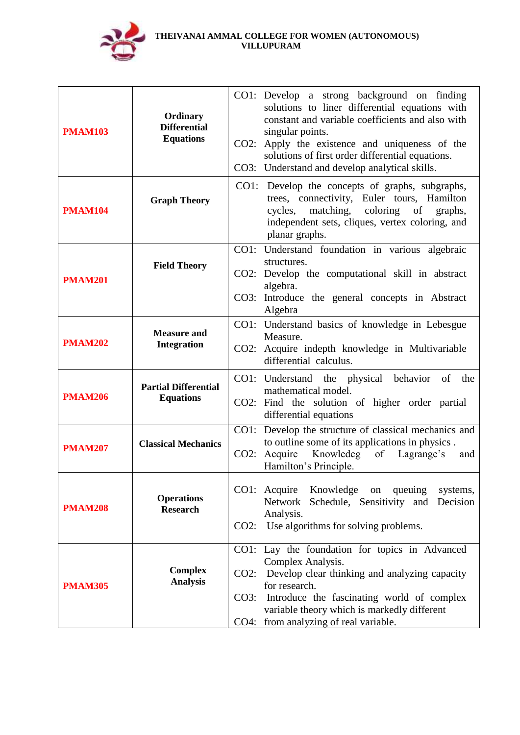**THEIVANAI AMMAL COLLEGE FOR WOMEN (AUTONOMOUS)**
**VILLUPURAM**

| | | |
|---|---|---|
| **PMAM103** | **Ordinary Differential Equations** | CO1: Develop a strong background on finding solutions to liner differential equations with constant and variable coefficients and also with singular points.<br>CO2: Apply the existence and uniqueness of the solutions of first order differential equations.<br>CO3: Understand and develop analytical skills. |
| **PMAM104** | **Graph Theory** | CO1: Develop the concepts of graphs, subgraphs, trees, connectivity, Euler tours, Hamilton cycles, matching, coloring of graphs, independent sets, cliques, vertex coloring, and planar graphs. |
| **PMAM201** | **Field Theory** | CO1: Understand foundation in various algebraic structures.<br>CO2: Develop the computational skill in abstract algebra.<br>CO3: Introduce the general concepts in Abstract Algebra |
| **PMAM202** | **Measure and Integration** | CO1: Understand basics of knowledge in Lebesgue Measure.<br>CO2: Acquire indepth knowledge in Multivariable differential calculus. |
| **PMAM206** | **Partial Differential Equations** | CO1: Understand the physical behavior of the mathematical model.<br>CO2: Find the solution of higher order partial differential equations |
| **PMAM207** | **Classical Mechanics** | CO1: Develop the structure of classical mechanics and to outline some of its applications in physics .<br>CO2: Acquire Knowledeg of Lagrange's and Hamilton's Principle. |
| **PMAM208** | **Operations Research** | CO1: Acquire Knowledge on queuing systems, Network Schedule, Sensitivity and Decision Analysis.<br>CO2: Use algorithms for solving problems. |
| **PMAM305** | **Complex Analysis** | CO1: Lay the foundation for topics in Advanced Complex Analysis.<br>CO2: Develop clear thinking and analyzing capacity for research.<br>CO3: Introduce the fascinating world of complex variable theory which is markedly different<br>CO4: from analyzing of real variable. |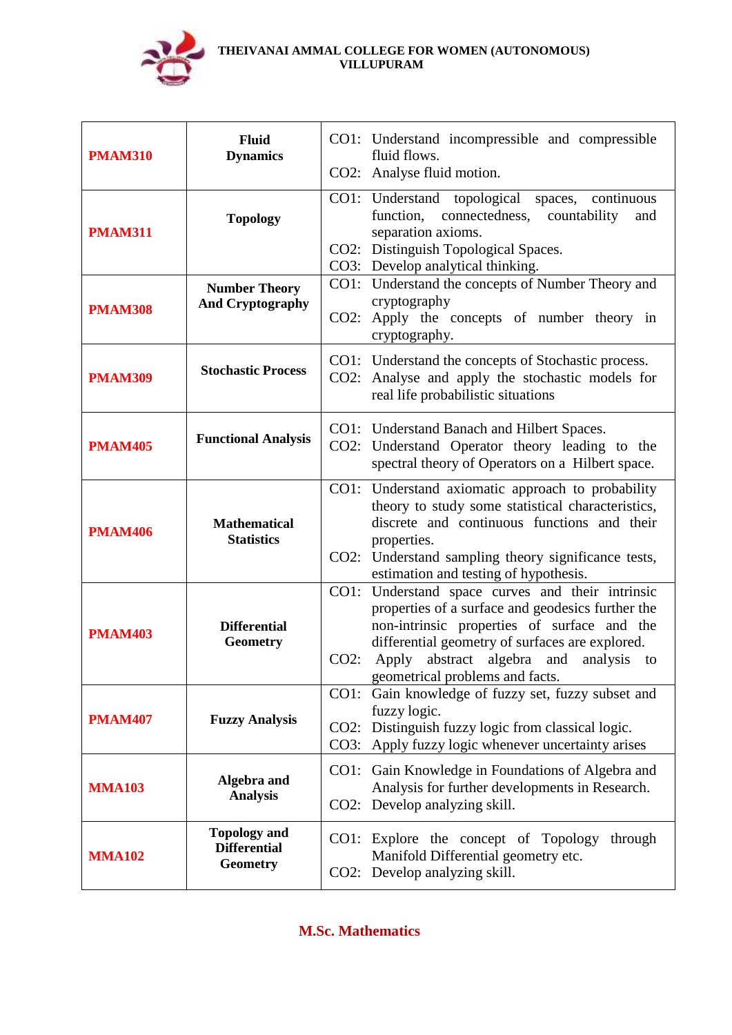| | | |
|---|---|---|
| **PMAM310** | **Fluid Dynamics** | CO1: Understand incompressible and compressible fluid flows.<br>CO2: Analyse fluid motion. |
| **PMAM311** | **Topology** | CO1: Understand topological spaces, continuous function, connectedness, countability and separation axioms.<br>CO2: Distinguish Topological Spaces.<br>CO3: Develop analytical thinking. |
| **PMAM308** | **Number Theory And Cryptography** | CO1: Understand the concepts of Number Theory and cryptography<br>CO2: Apply the concepts of number theory in cryptography. |
| **PMAM309** | **Stochastic Process** | CO1: Understand the concepts of Stochastic process.<br>CO2: Analyse and apply the stochastic models for real life probabilistic situations |
| **PMAM405** | **Functional Analysis** | CO1: Understand Banach and Hilbert Spaces.<br>CO2: Understand Operator theory leading to the spectral theory of Operators on a Hilbert space. |
| **PMAM406** | **Mathematical Statistics** | CO1: Understand axiomatic approach to probability theory to study some statistical characteristics, discrete and continuous functions and their properties.<br>CO2: Understand sampling theory significance tests, estimation and testing of hypothesis. |
| **PMAM403** | **Differential Geometry** | CO1: Understand space curves and their intrinsic properties of a surface and geodesics further the non-intrinsic properties of surface and the differential geometry of surfaces are explored.<br>CO2: Apply abstract algebra and analysis to geometrical problems and facts. |
| **PMAM407** | **Fuzzy Analysis** | CO1: Gain knowledge of fuzzy set, fuzzy subset and fuzzy logic.<br>CO2: Distinguish fuzzy logic from classical logic.<br>CO3: Apply fuzzy logic whenever uncertainty arises |
| **MMA103** | **Algebra and Analysis** | CO1: Gain Knowledge in Foundations of Algebra and Analysis for further developments in Research.<br>CO2: Develop analyzing skill. |
| **MMA102** | **Topology and Differential Geometry** | CO1: Explore the concept of Topology through Manifold Differential geometry etc.<br>CO2: Develop analyzing skill. |

**M.Sc. Mathematics**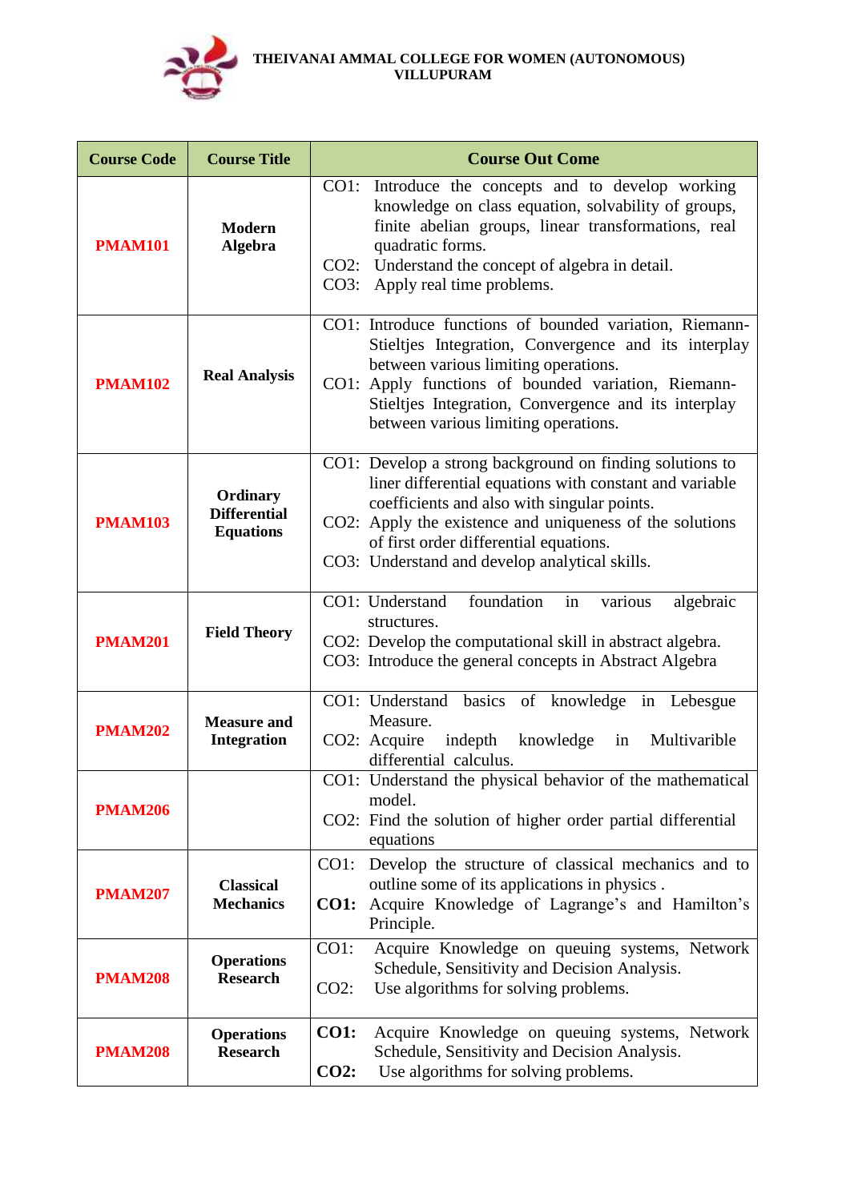**THEIVANAI AMMAL COLLEGE FOR WOMEN (AUTONOMOUS)**
**VILLUPURAM**

| Course Code | Course Title | Course Out Come |
|---|---|---|
| **PMAM101** | **Modern Algebra** | CO1: Introduce the concepts and to develop working knowledge on class equation, solvability of groups, finite abelian groups, linear transformations, real quadratic forms.<br>CO2: Understand the concept of algebra in detail.<br>CO3: Apply real time problems. |
| **PMAM102** | **Real Analysis** | CO1: Introduce functions of bounded variation, Riemann-Stieltjes Integration, Convergence and its interplay between various limiting operations.<br>CO1: Apply functions of bounded variation, Riemann-Stieltjes Integration, Convergence and its interplay between various limiting operations. |
| **PMAM103** | **Ordinary Differential Equations** | CO1: Develop a strong background on finding solutions to liner differential equations with constant and variable coefficients and also with singular points.<br>CO2: Apply the existence and uniqueness of the solutions of first order differential equations.<br>CO3: Understand and develop analytical skills. |
| **PMAM201** | **Field Theory** | CO1: Understand foundation in various algebraic structures.<br>CO2: Develop the computational skill in abstract algebra.<br>CO3: Introduce the general concepts in Abstract Algebra |
| **PMAM202** | **Measure and Integration** | CO1: Understand basics of knowledge in Lebesgue Measure.<br>CO2: Acquire indepth knowledge in Multivarible differential calculus. |
| **PMAM206** | | CO1: Understand the physical behavior of the mathematical model.<br>CO2: Find the solution of higher order partial differential equations |
| **PMAM207** | **Classical Mechanics** | CO1: Develop the structure of classical mechanics and to outline some of its applications in physics .<br>**CO1:** Acquire Knowledge of Lagrange's and Hamilton's Principle. |
| **PMAM208** | **Operations Research** | CO1: Acquire Knowledge on queuing systems, Network Schedule, Sensitivity and Decision Analysis.<br>CO2: Use algorithms for solving problems. |
| **PMAM208** | **Operations Research** | **CO1:** Acquire Knowledge on queuing systems, Network Schedule, Sensitivity and Decision Analysis.<br>**CO2:** Use algorithms for solving problems. |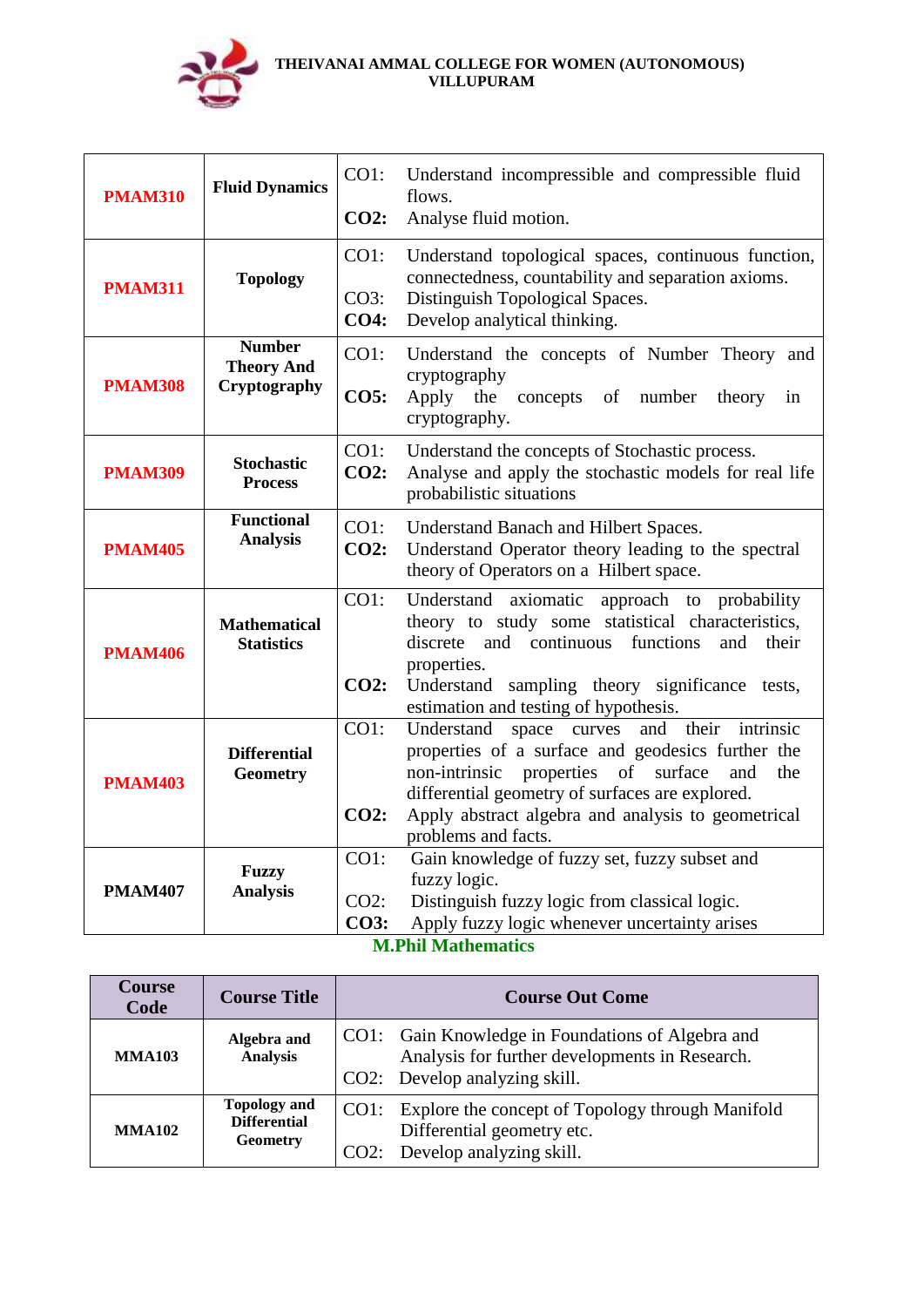**THEIVANAI AMMAL COLLEGE FOR WOMEN (AUTONOMOUS)**
**VILLUPURAM**

| | | |
|---|---|---|
| **PMAM310** | **Fluid Dynamics** | CO1: Understand incompressible and compressible fluid flows.<br>**CO2:** Analyse fluid motion. |
| **PMAM311** | **Topology** | CO1: Understand topological spaces, continuous function, connectedness, countability and separation axioms.<br>CO3: Distinguish Topological Spaces.<br>**CO4:** Develop analytical thinking. |
| **PMAM308** | **Number Theory And Cryptography** | CO1: Understand the concepts of Number Theory and cryptography<br>**CO5:** Apply the concepts of number theory in cryptography. |
| **PMAM309** | **Stochastic Process** | CO1: Understand the concepts of Stochastic process.<br>**CO2:** Analyse and apply the stochastic models for real life probabilistic situations |
| **PMAM405** | **Functional Analysis** | CO1: Understand Banach and Hilbert Spaces.<br>**CO2:** Understand Operator theory leading to the spectral theory of Operators on a Hilbert space. |
| **PMAM406** | **Mathematical Statistics** | CO1: Understand axiomatic approach to probability theory to study some statistical characteristics, discrete and continuous functions and their properties.<br>**CO2:** Understand sampling theory significance tests, estimation and testing of hypothesis. |
| **PMAM403** | **Differential Geometry** | CO1: Understand space curves and their intrinsic properties of a surface and geodesics further the non-intrinsic properties of surface and the differential geometry of surfaces are explored.<br>**CO2:** Apply abstract algebra and analysis to geometrical problems and facts. |
| **PMAM407** | **Fuzzy Analysis** | CO1: Gain knowledge of fuzzy set, fuzzy subset and fuzzy logic.<br>CO2: Distinguish fuzzy logic from classical logic.<br>**CO3:** Apply fuzzy logic whenever uncertainty arises |

## M.Phil Mathematics

| Course Code | Course Title | Course Out Come |
|---|---|---|
| **MMA103** | **Algebra and Analysis** | CO1: Gain Knowledge in Foundations of Algebra and Analysis for further developments in Research.<br>CO2: Develop analyzing skill. |
| **MMA102** | **Topology and Differential Geometry** | CO1: Explore the concept of Topology through Manifold Differential geometry etc.<br>CO2: Develop analyzing skill. |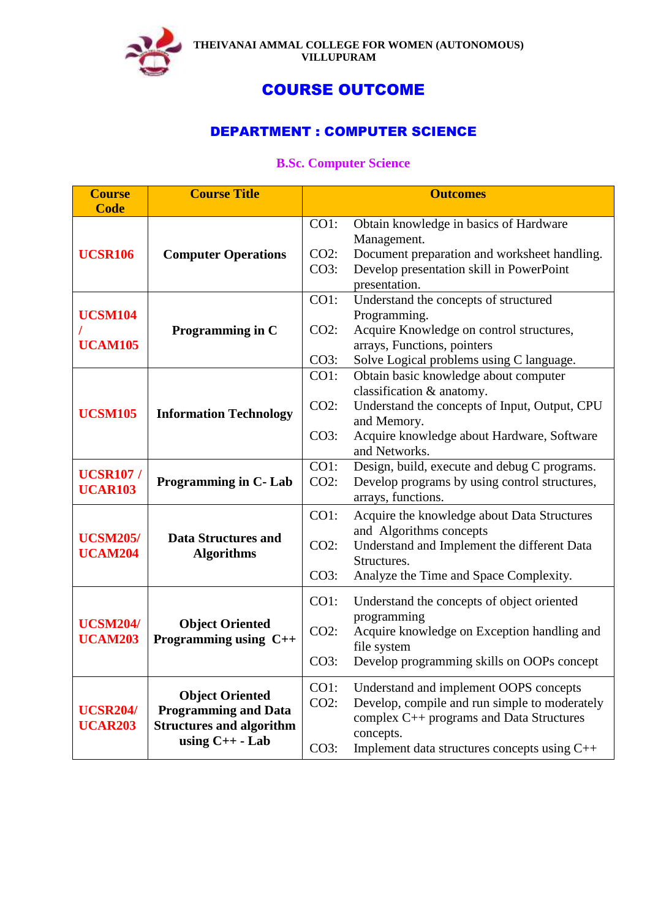THEIVANAI AMMAL COLLEGE FOR WOMEN (AUTONOMOUS)
VILLUPURAM

# COURSE OUTCOME

## DEPARTMENT : COMPUTER SCIENCE

### B.Sc. Computer Science

| Course Code | Course Title | Outcomes |
|---|---|---|
| **UCSR106** | **Computer Operations** | CO1: Obtain knowledge in basics of Hardware Management.<br>CO2: Document preparation and worksheet handling.<br>CO3: Develop presentation skill in PowerPoint presentation. |
| **UCSM104 / UCAM105** | **Programming in C** | CO1: Understand the concepts of structured Programming.<br>CO2: Acquire Knowledge on control structures, arrays, Functions, pointers<br>CO3: Solve Logical problems using C language. |
| **UCSM105** | **Information Technology** | CO1: Obtain basic knowledge about computer classification & anatomy.<br>CO2: Understand the concepts of Input, Output, CPU and Memory.<br>CO3: Acquire knowledge about Hardware, Software and Networks. |
| **UCSR107 / UCAR103** | **Programming in C- Lab** | CO1: Design, build, execute and debug C programs.<br>CO2: Develop programs by using control structures, arrays, functions. |
| **UCSM205/ UCAM204** | **Data Structures and Algorithms** | CO1: Acquire the knowledge about Data Structures and Algorithms concepts<br>CO2: Understand and Implement the different Data Structures.<br>CO3: Analyze the Time and Space Complexity. |
| **UCSM204/ UCAM203** | **Object Oriented Programming using C++** | CO1: Understand the concepts of object oriented programming<br>CO2: Acquire knowledge on Exception handling and file system<br>CO3: Develop programming skills on OOPs concept |
| **UCSR204/ UCAR203** | **Object Oriented Programming and Data Structures and algorithm using C++ - Lab** | CO1: Understand and implement OOPS concepts<br>CO2: Develop, compile and run simple to moderately complex C++ programs and Data Structures concepts.<br>CO3: Implement data structures concepts using C++ |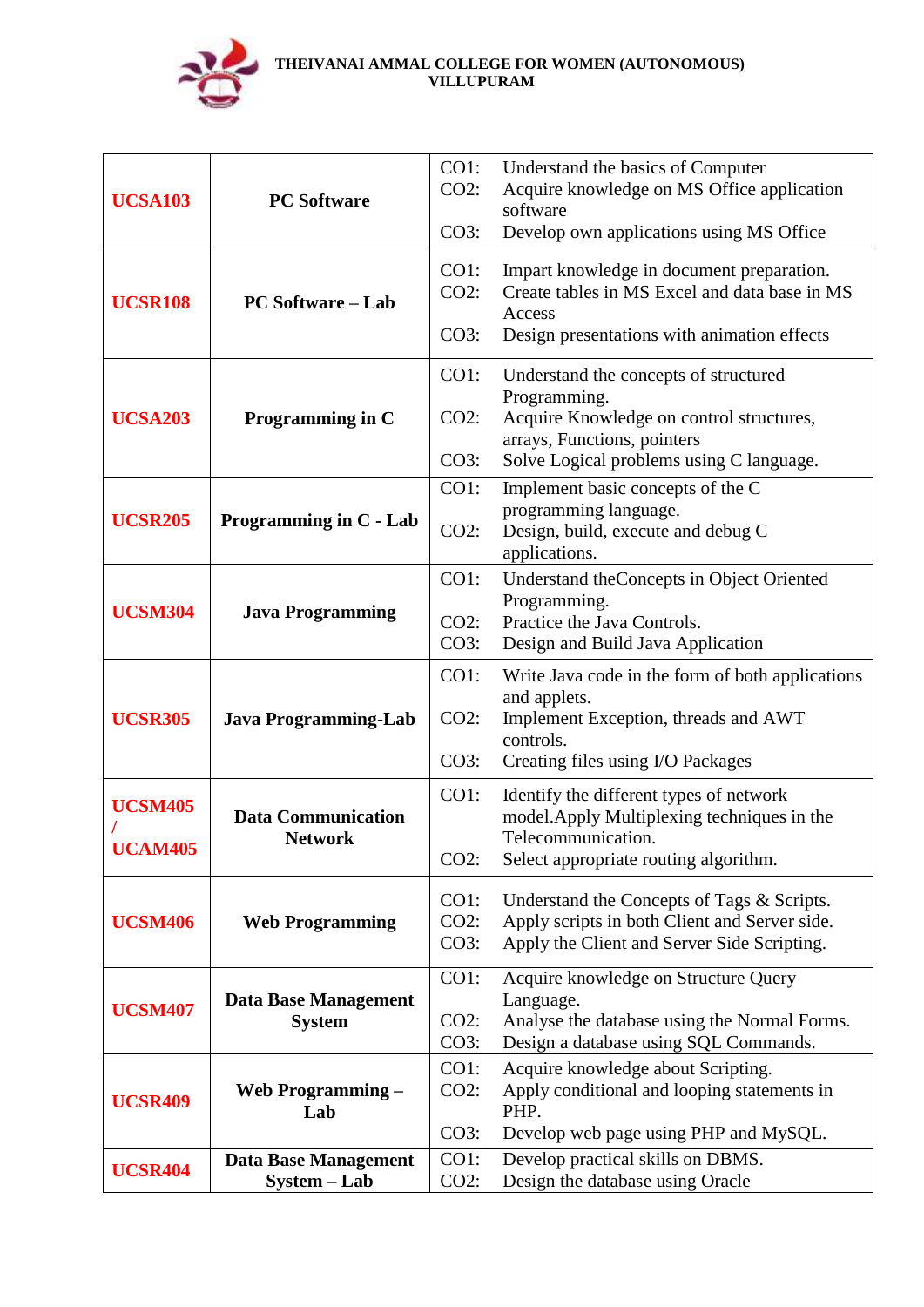**THEIVANAI AMMAL COLLEGE FOR WOMEN (AUTONOMOUS)**
**VILLUPURAM**

| | | |
|---|---|---|
| **UCSA103** | **PC Software** | CO1: Understand the basics of Computer<br>CO2: Acquire knowledge on MS Office application software<br>CO3: Develop own applications using MS Office |
| **UCSR108** | **PC Software – Lab** | CO1: Impart knowledge in document preparation.<br>CO2: Create tables in MS Excel and data base in MS Access<br>CO3: Design presentations with animation effects |
| **UCSA203** | **Programming in C** | CO1: Understand the concepts of structured Programming.<br>CO2: Acquire Knowledge on control structures, arrays, Functions, pointers<br>CO3: Solve Logical problems using C language. |
| **UCSR205** | **Programming in C - Lab** | CO1: Implement basic concepts of the C programming language.<br>CO2: Design, build, execute and debug C applications. |
| **UCSM304** | **Java Programming** | CO1: Understand theConcepts in Object Oriented Programming.<br>CO2: Practice the Java Controls.<br>CO3: Design and Build Java Application |
| **UCSR305** | **Java Programming-Lab** | CO1: Write Java code in the form of both applications and applets.<br>CO2: Implement Exception, threads and AWT controls.<br>CO3: Creating files using I/O Packages |
| **UCSM405 / UCAM405** | **Data Communication Network** | CO1: Identify the different types of network model.Apply Multiplexing techniques in the Telecommunication.<br>CO2: Select appropriate routing algorithm. |
| **UCSM406** | **Web Programming** | CO1: Understand the Concepts of Tags & Scripts.<br>CO2: Apply scripts in both Client and Server side.<br>CO3: Apply the Client and Server Side Scripting. |
| **UCSM407** | **Data Base Management System** | CO1: Acquire knowledge on Structure Query Language.<br>CO2: Analyse the database using the Normal Forms.<br>CO3: Design a database using SQL Commands. |
| **UCSR409** | **Web Programming – Lab** | CO1: Acquire knowledge about Scripting.<br>CO2: Apply conditional and looping statements in PHP.<br>CO3: Develop web page using PHP and MySQL. |
| **UCSR404** | **Data Base Management System – Lab** | CO1: Develop practical skills on DBMS.<br>CO2: Design the database using Oracle |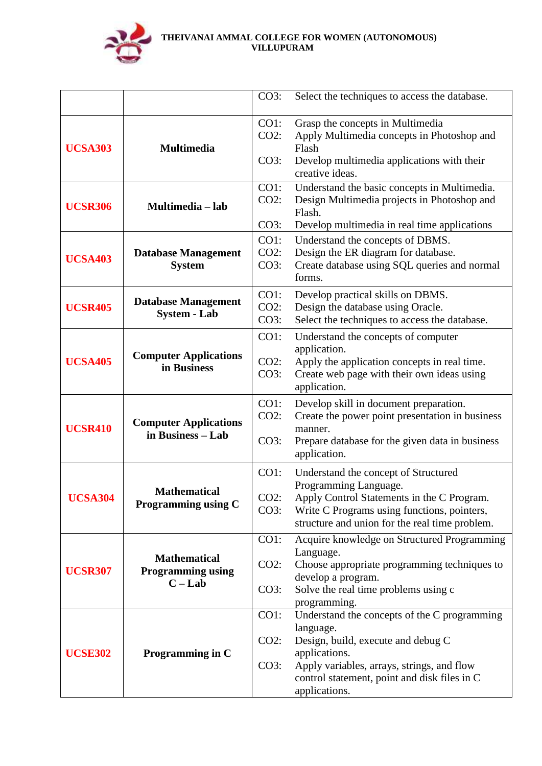| | | |
|---|---|---|
| | | CO3: Select the techniques to access the database. |
| **UCSA303** | **Multimedia** | CO1: Grasp the concepts in Multimedia<br>CO2: Apply Multimedia concepts in Photoshop and Flash<br>CO3: Develop multimedia applications with their creative ideas. |
| **UCSR306** | **Multimedia – lab** | CO1: Understand the basic concepts in Multimedia.<br>CO2: Design Multimedia projects in Photoshop and Flash.<br>CO3: Develop multimedia in real time applications |
| **UCSA403** | **Database Management System** | CO1: Understand the concepts of DBMS.<br>CO2: Design the ER diagram for database.<br>CO3: Create database using SQL queries and normal forms. |
| **UCSR405** | **Database Management System - Lab** | CO1: Develop practical skills on DBMS.<br>CO2: Design the database using Oracle.<br>CO3: Select the techniques to access the database. |
| **UCSA405** | **Computer Applications in Business** | CO1: Understand the concepts of computer application.<br>CO2: Apply the application concepts in real time.<br>CO3: Create web page with their own ideas using application. |
| **UCSR410** | **Computer Applications in Business – Lab** | CO1: Develop skill in document preparation.<br>CO2: Create the power point presentation in business manner.<br>CO3: Prepare database for the given data in business application. |
| **UCSA304** | **Mathematical Programming using C** | CO1: Understand the concept of Structured Programming Language.<br>CO2: Apply Control Statements in the C Program.<br>CO3: Write C Programs using functions, pointers, structure and union for the real time problem. |
| **UCSR307** | **Mathematical Programming using C – Lab** | CO1: Acquire knowledge on Structured Programming Language.<br>CO2: Choose appropriate programming techniques to develop a program.<br>CO3: Solve the real time problems using c programming. |
| **UCSE302** | **Programming in C** | CO1: Understand the concepts of the C programming language.<br>CO2: Design, build, execute and debug C applications.<br>CO3: Apply variables, arrays, strings, and flow control statement, point and disk files in C applications. |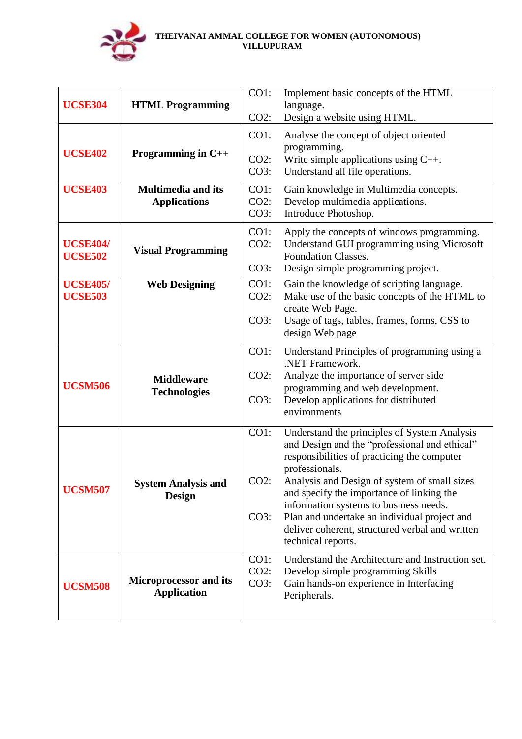| | | |
|---|---|---|
| **UCSE304** | **HTML Programming** | CO1: Implement basic concepts of the HTML language.<br>CO2: Design a website using HTML. |
| **UCSE402** | **Programming in C++** | CO1: Analyse the concept of object oriented programming.<br>CO2: Write simple applications using C++.<br>CO3: Understand all file operations. |
| **UCSE403** | **Multimedia and its Applications** | CO1: Gain knowledge in Multimedia concepts.<br>CO2: Develop multimedia applications.<br>CO3: Introduce Photoshop. |
| **UCSE404/ UCSE502** | **Visual Programming** | CO1: Apply the concepts of windows programming.<br>CO2: Understand GUI programming using Microsoft Foundation Classes.<br>CO3: Design simple programming project. |
| **UCSE405/ UCSE503** | **Web Designing** | CO1: Gain the knowledge of scripting language.<br>CO2: Make use of the basic concepts of the HTML to create Web Page.<br>CO3: Usage of tags, tables, frames, forms, CSS to design Web page |
| **UCSM506** | **Middleware Technologies** | CO1: Understand Principles of programming using a .NET Framework.<br>CO2: Analyze the importance of server side programming and web development.<br>CO3: Develop applications for distributed environments |
| **UCSM507** | **System Analysis and Design** | CO1: Understand the principles of System Analysis and Design and the "professional and ethical" responsibilities of practicing the computer professionals.<br>CO2: Analysis and Design of system of small sizes and specify the importance of linking the information systems to business needs.<br>CO3: Plan and undertake an individual project and deliver coherent, structured verbal and written technical reports. |
| **UCSM508** | **Microprocessor and its Application** | CO1: Understand the Architecture and Instruction set.<br>CO2: Develop simple programming Skills<br>CO3: Gain hands-on experience in Interfacing Peripherals. |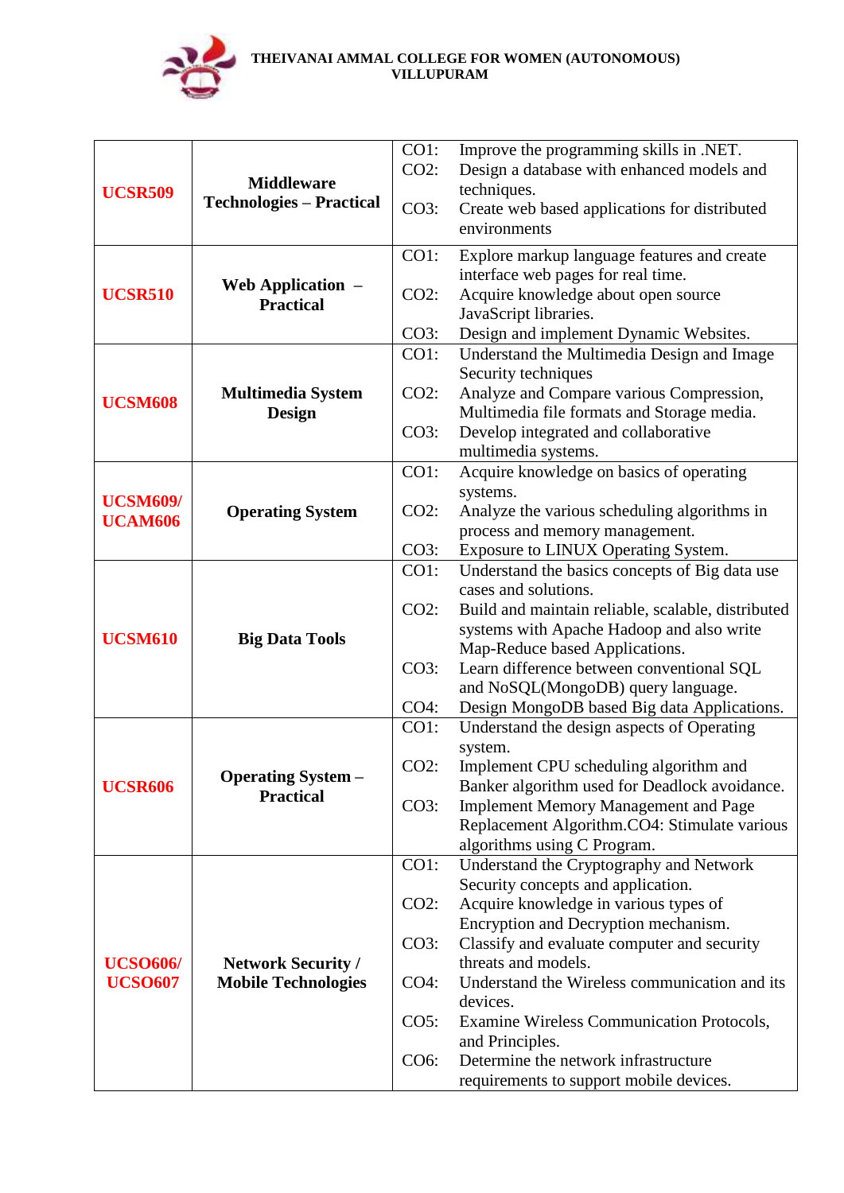**THEIVANAI AMMAL COLLEGE FOR WOMEN (AUTONOMOUS)**
**VILLUPURAM**

| | | |
|---|---|---|
| **UCSR509** | **Middleware Technologies – Practical** | CO1: Improve the programming skills in .NET.<br>CO2: Design a database with enhanced models and techniques.<br>CO3: Create web based applications for distributed environments |
| **UCSR510** | **Web Application – Practical** | CO1: Explore markup language features and create interface web pages for real time.<br>CO2: Acquire knowledge about open source JavaScript libraries.<br>CO3: Design and implement Dynamic Websites. |
| **UCSM608** | **Multimedia System Design** | CO1: Understand the Multimedia Design and Image Security techniques<br>CO2: Analyze and Compare various Compression, Multimedia file formats and Storage media.<br>CO3: Develop integrated and collaborative multimedia systems. |
| **UCSM609/ UCAM606** | **Operating System** | CO1: Acquire knowledge on basics of operating systems.<br>CO2: Analyze the various scheduling algorithms in process and memory management.<br>CO3: Exposure to LINUX Operating System. |
| **UCSM610** | **Big Data Tools** | CO1: Understand the basics concepts of Big data use cases and solutions.<br>CO2: Build and maintain reliable, scalable, distributed systems with Apache Hadoop and also write Map-Reduce based Applications.<br>CO3: Learn difference between conventional SQL and NoSQL(MongoDB) query language.<br>CO4: Design MongoDB based Big data Applications. |
| **UCSR606** | **Operating System – Practical** | CO1: Understand the design aspects of Operating system.<br>CO2: Implement CPU scheduling algorithm and Banker algorithm used for Deadlock avoidance.<br>CO3: Implement Memory Management and Page Replacement Algorithm.CO4: Stimulate various algorithms using C Program. |
| **UCSO606/ UCSO607** | **Network Security / Mobile Technologies** | CO1: Understand the Cryptography and Network Security concepts and application.<br>CO2: Acquire knowledge in various types of Encryption and Decryption mechanism.<br>CO3: Classify and evaluate computer and security threats and models.<br>CO4: Understand the Wireless communication and its devices.<br>CO5: Examine Wireless Communication Protocols, and Principles.<br>CO6: Determine the network infrastructure requirements to support mobile devices. |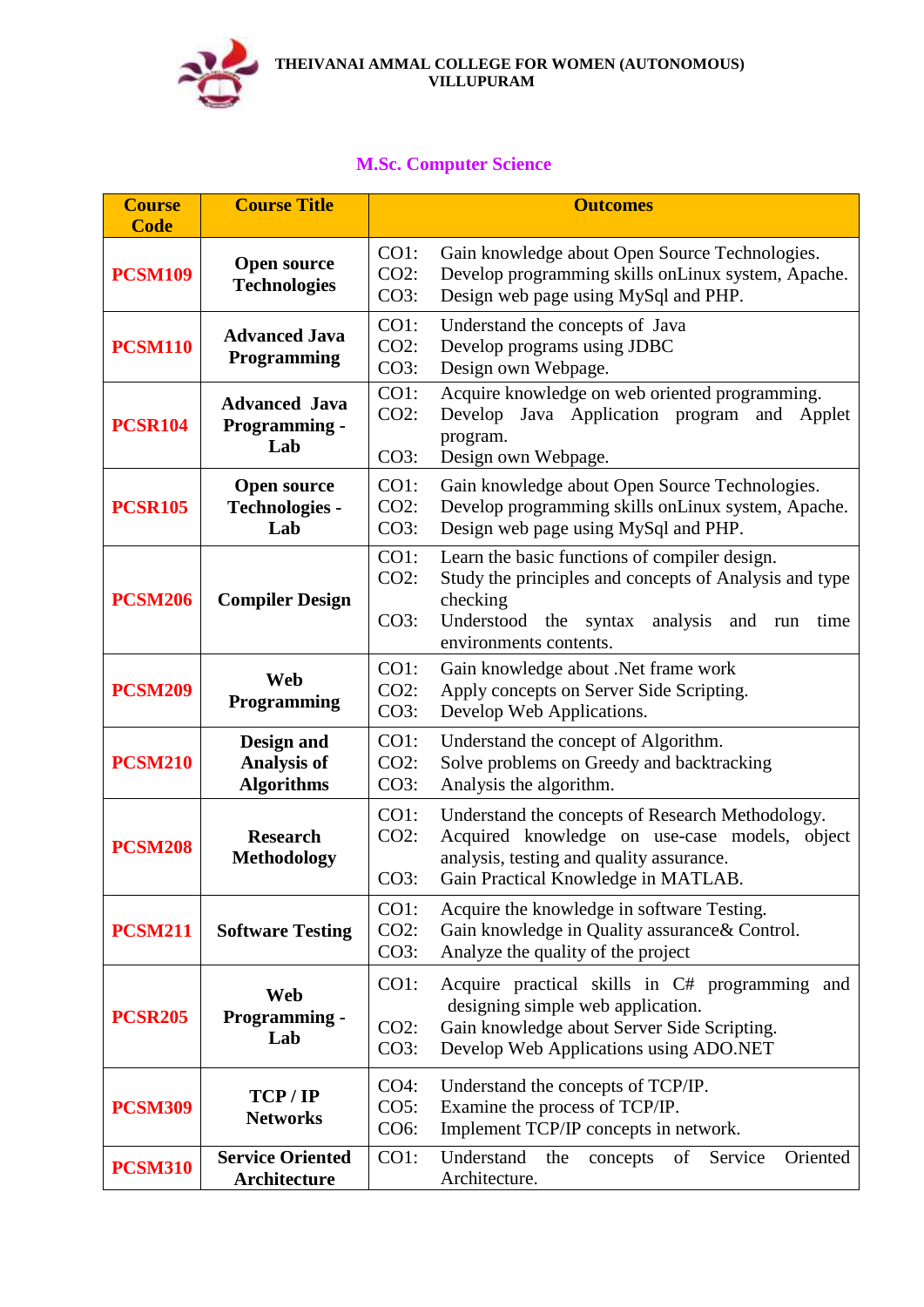**THEIVANAI AMMAL COLLEGE FOR WOMEN (AUTONOMOUS)**
**VILLUPURAM**

## M.Sc. Computer Science

| Course Code | Course Title | Outcomes |
|---|---|---|
| PCSM109 | Open source Technologies | CO1: Gain knowledge about Open Source Technologies.<br>CO2: Develop programming skills onLinux system, Apache.<br>CO3: Design web page using MySql and PHP. |
| PCSM110 | Advanced Java Programming | CO1: Understand the concepts of Java<br>CO2: Develop programs using JDBC<br>CO3: Design own Webpage. |
| PCSR104 | Advanced Java Programming - Lab | CO1: Acquire knowledge on web oriented programming.<br>CO2: Develop Java Application program and Applet program.<br>CO3: Design own Webpage. |
| PCSR105 | Open source Technologies - Lab | CO1: Gain knowledge about Open Source Technologies.<br>CO2: Develop programming skills onLinux system, Apache.<br>CO3: Design web page using MySql and PHP. |
| PCSM206 | Compiler Design | CO1: Learn the basic functions of compiler design.<br>CO2: Study the principles and concepts of Analysis and type checking<br>CO3: Understood the syntax analysis and run time environments contents. |
| PCSM209 | Web Programming | CO1: Gain knowledge about .Net frame work<br>CO2: Apply concepts on Server Side Scripting.<br>CO3: Develop Web Applications. |
| PCSM210 | Design and Analysis of Algorithms | CO1: Understand the concept of Algorithm.<br>CO2: Solve problems on Greedy and backtracking<br>CO3: Analysis the algorithm. |
| PCSM208 | Research Methodology | CO1: Understand the concepts of Research Methodology.<br>CO2: Acquired knowledge on use-case models, object analysis, testing and quality assurance.<br>CO3: Gain Practical Knowledge in MATLAB. |
| PCSM211 | Software Testing | CO1: Acquire the knowledge in software Testing.<br>CO2: Gain knowledge in Quality assurance& Control.<br>CO3: Analyze the quality of the project |
| PCSR205 | Web Programming - Lab | CO1: Acquire practical skills in C# programming and designing simple web application.<br>CO2: Gain knowledge about Server Side Scripting.<br>CO3: Develop Web Applications using ADO.NET |
| PCSM309 | TCP / IP Networks | CO4: Understand the concepts of TCP/IP.<br>CO5: Examine the process of TCP/IP.<br>CO6: Implement TCP/IP concepts in network. |
| PCSM310 | Service Oriented Architecture | CO1: Understand the concepts of Service Oriented Architecture. |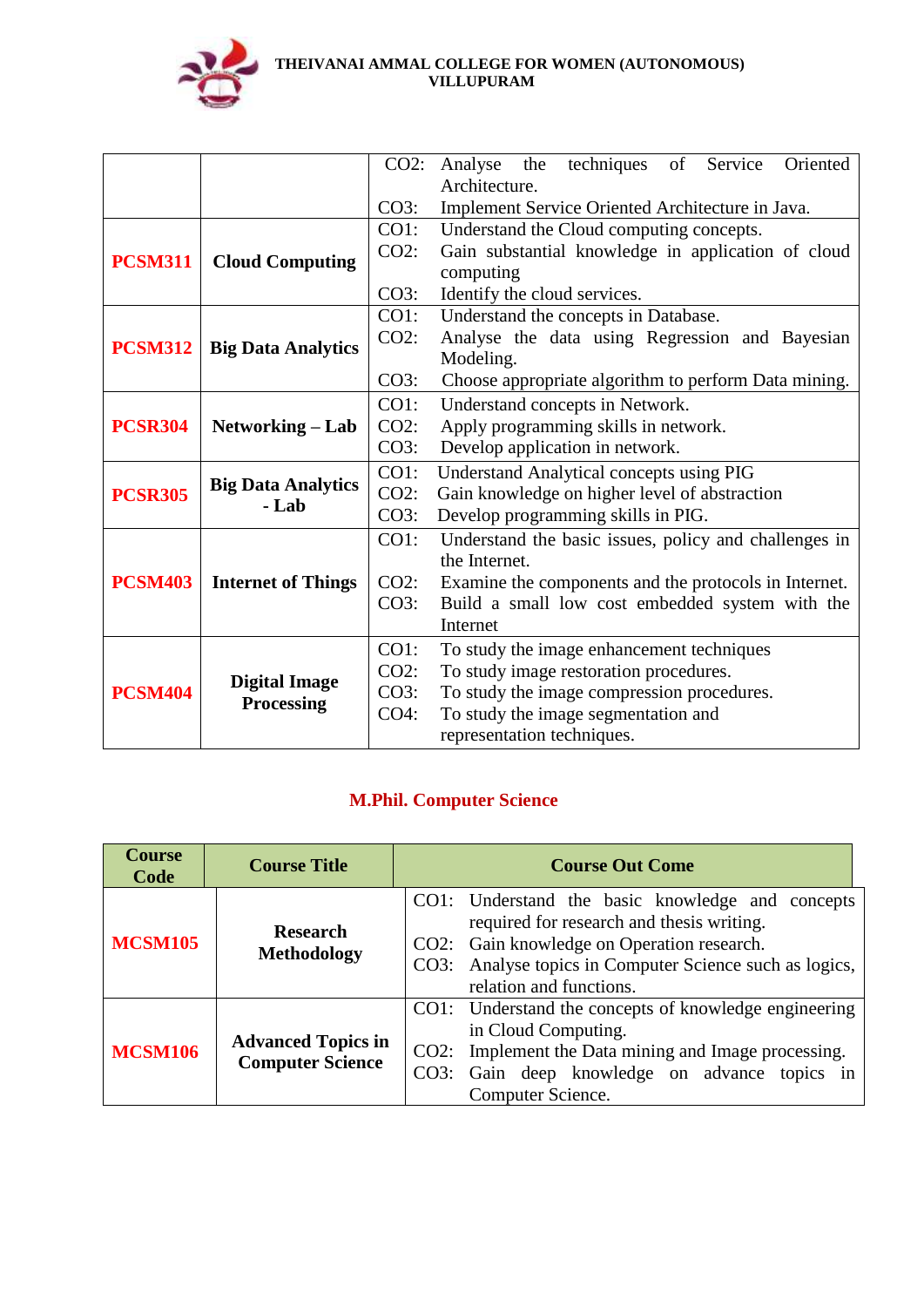| | | |
|---|---|---|
| | | CO2: Analyse the techniques of Service Oriented Architecture.<br>CO3: Implement Service Oriented Architecture in Java. |
| **PCSM311** | **Cloud Computing** | CO1: Understand the Cloud computing concepts.<br>CO2: Gain substantial knowledge in application of cloud computing<br>CO3: Identify the cloud services. |
| **PCSM312** | **Big Data Analytics** | CO1: Understand the concepts in Database.<br>CO2: Analyse the data using Regression and Bayesian Modeling.<br>CO3: Choose appropriate algorithm to perform Data mining. |
| **PCSR304** | **Networking – Lab** | CO1: Understand concepts in Network.<br>CO2: Apply programming skills in network.<br>CO3: Develop application in network. |
| **PCSR305** | **Big Data Analytics - Lab** | CO1: Understand Analytical concepts using PIG<br>CO2: Gain knowledge on higher level of abstraction<br>CO3: Develop programming skills in PIG. |
| **PCSM403** | **Internet of Things** | CO1: Understand the basic issues, policy and challenges in the Internet.<br>CO2: Examine the components and the protocols in Internet.<br>CO3: Build a small low cost embedded system with the Internet |
| **PCSM404** | **Digital Image Processing** | CO1: To study the image enhancement techniques<br>CO2: To study image restoration procedures.<br>CO3: To study the image compression procedures.<br>CO4: To study the image segmentation and representation techniques. |

## M.Phil. Computer Science

| Course Code | Course Title | Course Out Come |
|---|---|---|
| **MCSM105** | **Research Methodology** | CO1: Understand the basic knowledge and concepts required for research and thesis writing.<br>CO2: Gain knowledge on Operation research.<br>CO3: Analyse topics in Computer Science such as logics, relation and functions. |
| **MCSM106** | **Advanced Topics in Computer Science** | CO1: Understand the concepts of knowledge engineering in Cloud Computing.<br>CO2: Implement the Data mining and Image processing.<br>CO3: Gain deep knowledge on advance topics in Computer Science. |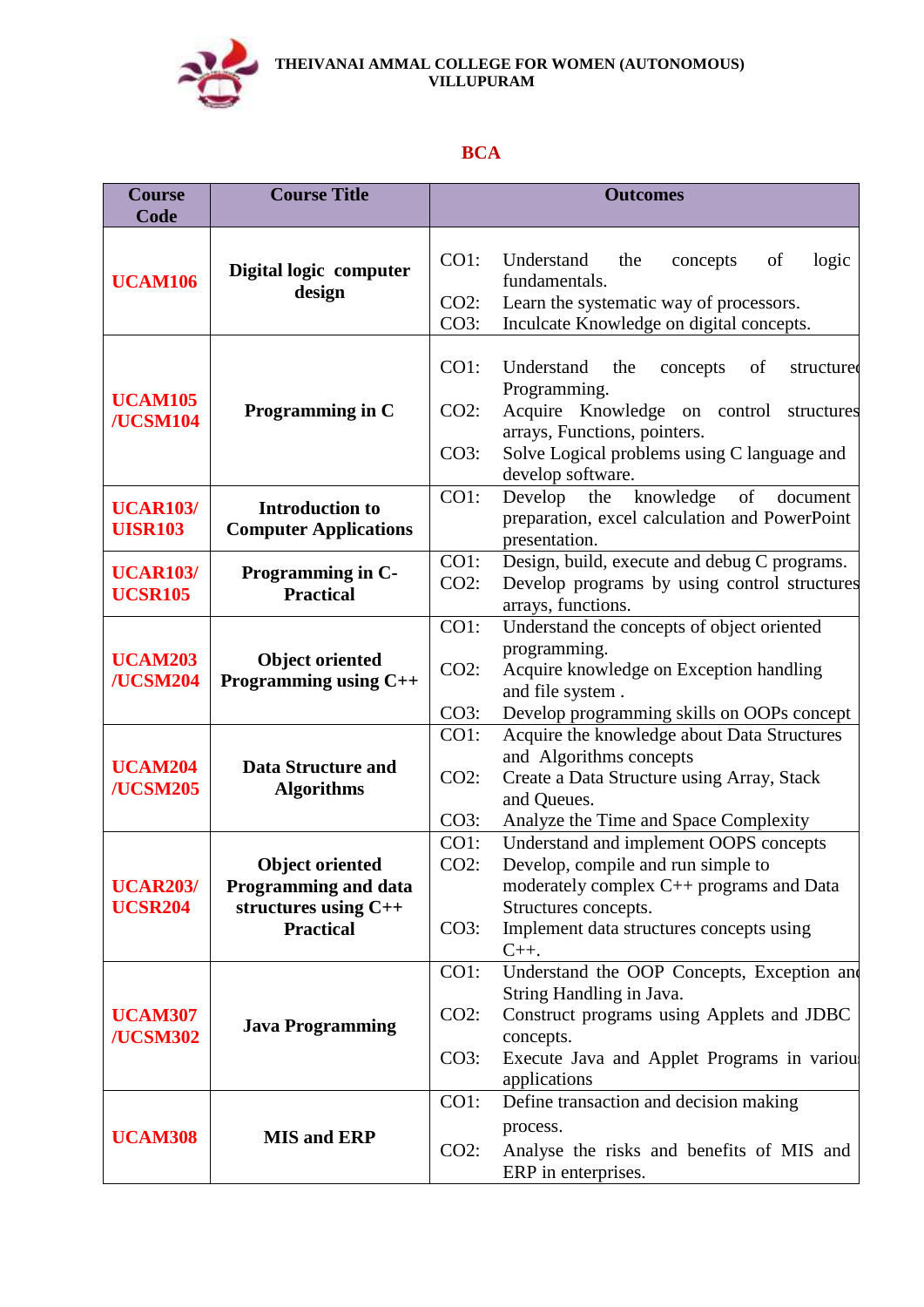**THEIVANAI AMMAL COLLEGE FOR WOMEN (AUTONOMOUS)**
**VILLUPURAM**

## BCA

| Course Code | Course Title | Outcomes |
|---|---|---|
| **UCAM106** | **Digital logic computer design** | CO1: Understand the concepts of logic fundamentals.<br>CO2: Learn the systematic way of processors.<br>CO3: Inculcate Knowledge on digital concepts. |
| **UCAM105 /UCSM104** | **Programming in C** | CO1: Understand the concepts of structured Programming.<br>CO2: Acquire Knowledge on control structures arrays, Functions, pointers.<br>CO3: Solve Logical problems using C language and develop software. |
| **UCAR103/ UISR103** | **Introduction to Computer Applications** | CO1: Develop the knowledge of document preparation, excel calculation and PowerPoint presentation. |
| **UCAR103/ UCSR105** | **Programming in C-Practical** | CO1: Design, build, execute and debug C programs.<br>CO2: Develop programs by using control structures arrays, functions. |
| **UCAM203 /UCSM204** | **Object oriented Programming using C++** | CO1: Understand the concepts of object oriented programming.<br>CO2: Acquire knowledge on Exception handling and file system .<br>CO3: Develop programming skills on OOPs concept |
| **UCAM204 /UCSM205** | **Data Structure and Algorithms** | CO1: Acquire the knowledge about Data Structures and Algorithms concepts<br>CO2: Create a Data Structure using Array, Stack and Queues.<br>CO3: Analyze the Time and Space Complexity |
| **UCAR203/ UCSR204** | **Object oriented Programming and data structures using C++ Practical** | CO1: Understand and implement OOPS concepts<br>CO2: Develop, compile and run simple to moderately complex C++ programs and Data Structures concepts.<br>CO3: Implement data structures concepts using C++. |
| **UCAM307 /UCSM302** | **Java Programming** | CO1: Understand the OOP Concepts, Exception and String Handling in Java.<br>CO2: Construct programs using Applets and JDBC concepts.<br>CO3: Execute Java and Applet Programs in various applications |
| **UCAM308** | **MIS and ERP** | CO1: Define transaction and decision making process.<br>CO2: Analyse the risks and benefits of MIS and ERP in enterprises. |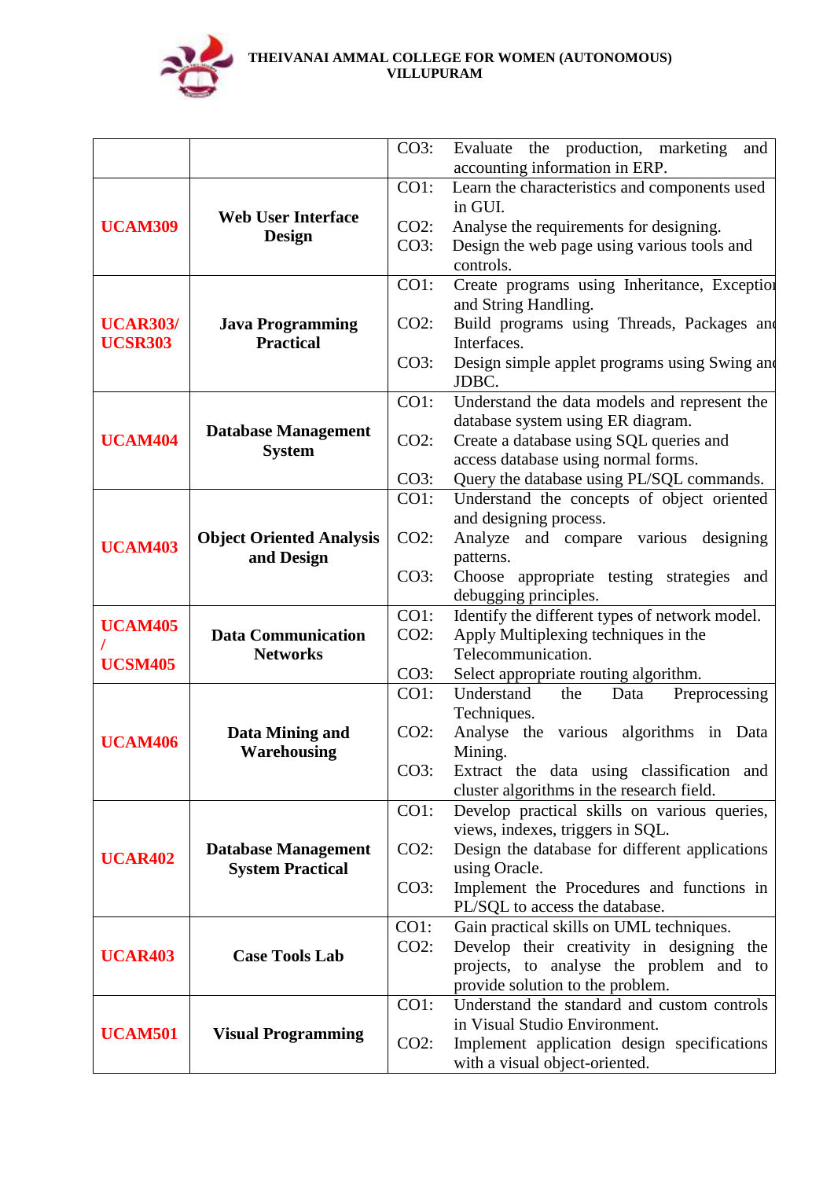| | | |
|---|---|---|
| | | CO3: Evaluate the production, marketing and accounting information in ERP. |
| **UCAM309** | **Web User Interface Design** | CO1: Learn the characteristics and components used in GUI.<br>CO2: Analyse the requirements for designing.<br>CO3: Design the web page using various tools and controls. |
| **UCAR303/ UCSR303** | **Java Programming Practical** | CO1: Create programs using Inheritance, Exception and String Handling.<br>CO2: Build programs using Threads, Packages and Interfaces.<br>CO3: Design simple applet programs using Swing and JDBC. |
| **UCAM404** | **Database Management System** | CO1: Understand the data models and represent the database system using ER diagram.<br>CO2: Create a database using SQL queries and access database using normal forms.<br>CO3: Query the database using PL/SQL commands. |
| **UCAM403** | **Object Oriented Analysis and Design** | CO1: Understand the concepts of object oriented and designing process.<br>CO2: Analyze and compare various designing patterns.<br>CO3: Choose appropriate testing strategies and debugging principles. |
| **UCAM405 / UCSM405** | **Data Communication Networks** | CO1: Identify the different types of network model.<br>CO2: Apply Multiplexing techniques in the Telecommunication.<br>CO3: Select appropriate routing algorithm. |
| **UCAM406** | **Data Mining and Warehousing** | CO1: Understand the Data Preprocessing Techniques.<br>CO2: Analyse the various algorithms in Data Mining.<br>CO3: Extract the data using classification and cluster algorithms in the research field. |
| **UCAR402** | **Database Management System Practical** | CO1: Develop practical skills on various queries, views, indexes, triggers in SQL.<br>CO2: Design the database for different applications using Oracle.<br>CO3: Implement the Procedures and functions in PL/SQL to access the database. |
| **UCAR403** | **Case Tools Lab** | CO1: Gain practical skills on UML techniques.<br>CO2: Develop their creativity in designing the projects, to analyse the problem and to provide solution to the problem. |
| **UCAM501** | **Visual Programming** | CO1: Understand the standard and custom controls in Visual Studio Environment.<br>CO2: Implement application design specifications with a visual object-oriented. |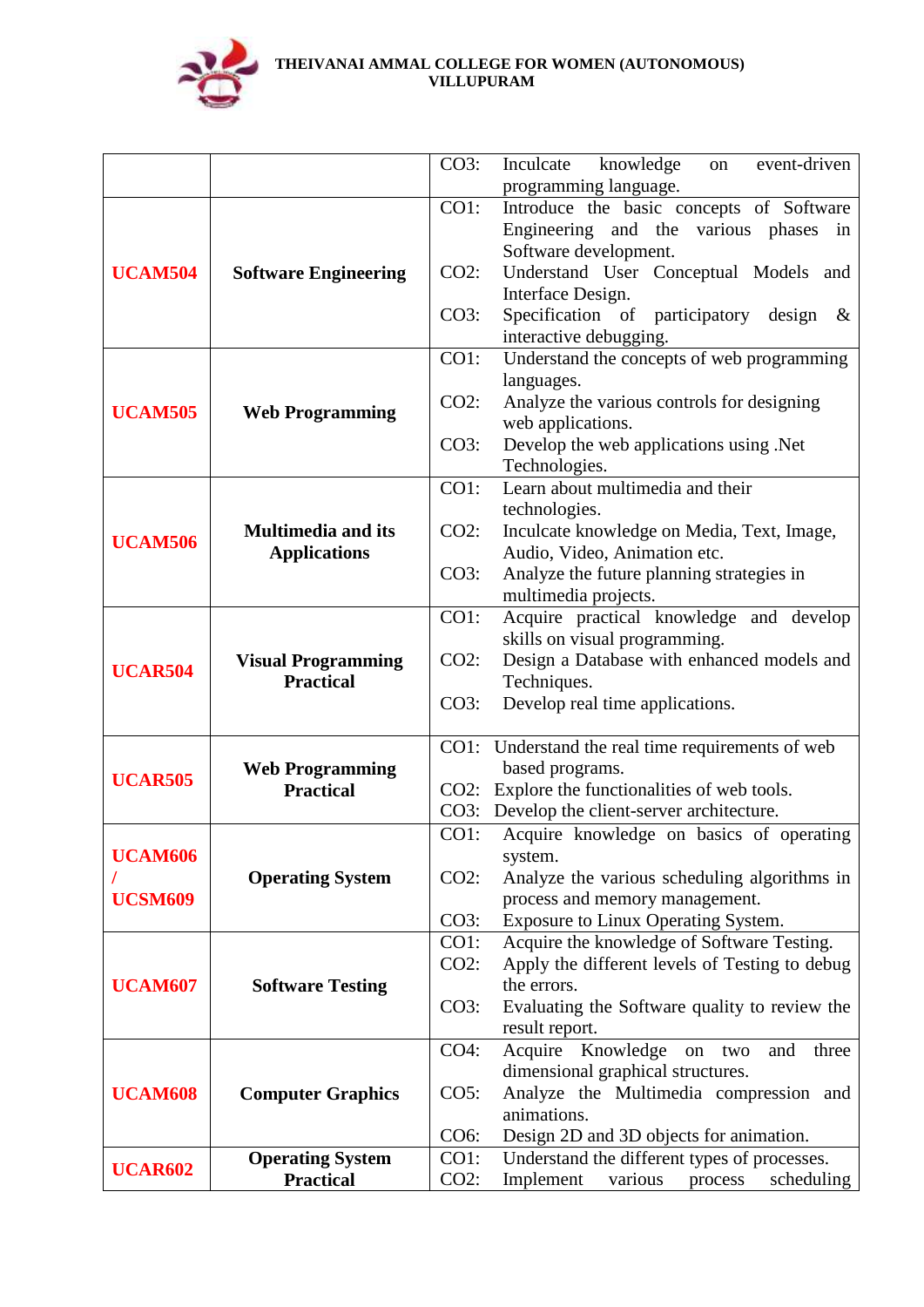**THEIVANAI AMMAL COLLEGE FOR WOMEN (AUTONOMOUS)**
**VILLUPURAM**

| | | |
|---|---|---|
| | | CO3: Inculcate knowledge on event-driven programming language. |
| **UCAM504** | **Software Engineering** | CO1: Introduce the basic concepts of Software Engineering and the various phases in Software development.<br>CO2: Understand User Conceptual Models and Interface Design.<br>CO3: Specification of participatory design & interactive debugging. |
| **UCAM505** | **Web Programming** | CO1: Understand the concepts of web programming languages.<br>CO2: Analyze the various controls for designing web applications.<br>CO3: Develop the web applications using .Net Technologies. |
| **UCAM506** | **Multimedia and its Applications** | CO1: Learn about multimedia and their technologies.<br>CO2: Inculcate knowledge on Media, Text, Image, Audio, Video, Animation etc.<br>CO3: Analyze the future planning strategies in multimedia projects. |
| **UCAR504** | **Visual Programming Practical** | CO1: Acquire practical knowledge and develop skills on visual programming.<br>CO2: Design a Database with enhanced models and Techniques.<br>CO3: Develop real time applications. |
| **UCAR505** | **Web Programming Practical** | CO1: Understand the real time requirements of web based programs.<br>CO2: Explore the functionalities of web tools.<br>CO3: Develop the client-server architecture. |
| **UCAM606 / UCSM609** | **Operating System** | CO1: Acquire knowledge on basics of operating system.<br>CO2: Analyze the various scheduling algorithms in process and memory management.<br>CO3: Exposure to Linux Operating System. |
| **UCAM607** | **Software Testing** | CO1: Acquire the knowledge of Software Testing.<br>CO2: Apply the different levels of Testing to debug the errors.<br>CO3: Evaluating the Software quality to review the result report. |
| **UCAM608** | **Computer Graphics** | CO4: Acquire Knowledge on two and three dimensional graphical structures.<br>CO5: Analyze the Multimedia compression and animations.<br>CO6: Design 2D and 3D objects for animation. |
| **UCAR602** | **Operating System Practical** | CO1: Understand the different types of processes.<br>CO2: Implement various process scheduling |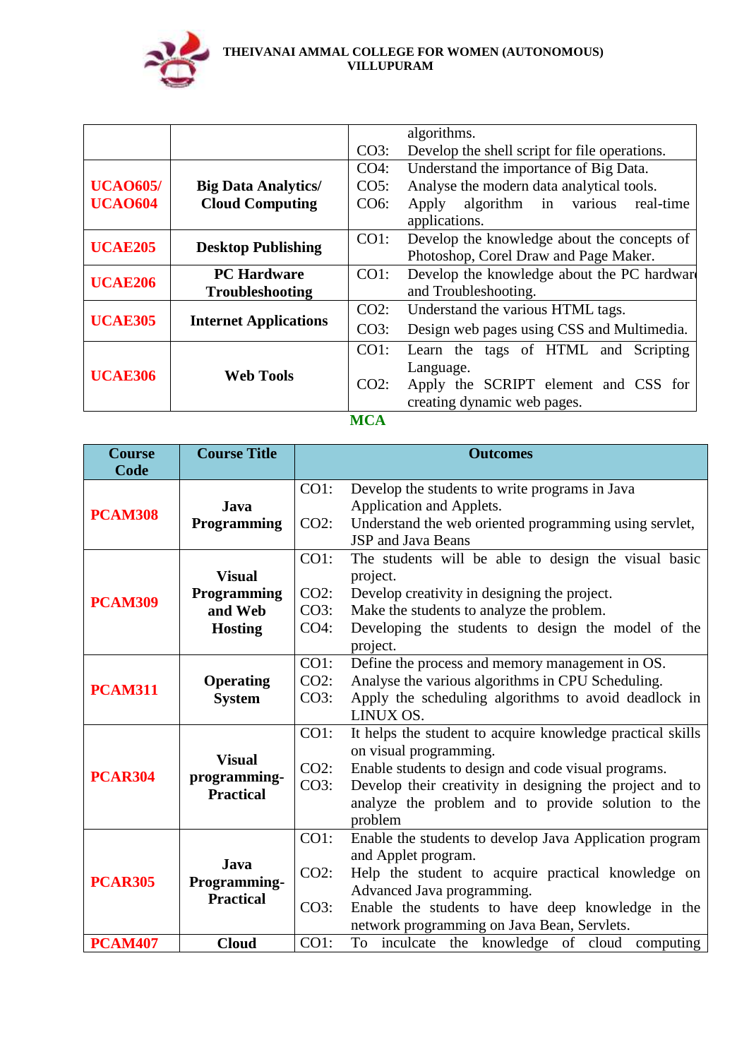| | | |
|---|---|---|
| | | algorithms.<br>CO3: Develop the shell script for file operations. |
| **UCAO605/ UCAO604** | **Big Data Analytics/ Cloud Computing** | CO4: Understand the importance of Big Data.<br>CO5: Analyse the modern data analytical tools.<br>CO6: Apply algorithm in various real-time applications. |
| **UCAE205** | **Desktop Publishing** | CO1: Develop the knowledge about the concepts of Photoshop, Corel Draw and Page Maker. |
| **UCAE206** | **PC Hardware Troubleshooting** | CO1: Develop the knowledge about the PC hardware and Troubleshooting. |
| **UCAE305** | **Internet Applications** | CO2: Understand the various HTML tags.<br>CO3: Design web pages using CSS and Multimedia. |
| **UCAE306** | **Web Tools** | CO1: Learn the tags of HTML and Scripting Language.<br>CO2: Apply the SCRIPT element and CSS for creating dynamic web pages. |

## MCA

| Course Code | Course Title | Outcomes |
|---|---|---|
| **PCAM308** | **Java Programming** | CO1: Develop the students to write programs in Java Application and Applets.<br>CO2: Understand the web oriented programming using servlet, JSP and Java Beans |
| **PCAM309** | **Visual Programming and Web Hosting** | CO1: The students will be able to design the visual basic project.<br>CO2: Develop creativity in designing the project.<br>CO3: Make the students to analyze the problem.<br>CO4: Developing the students to design the model of the project. |
| **PCAM311** | **Operating System** | CO1: Define the process and memory management in OS.<br>CO2: Analyse the various algorithms in CPU Scheduling.<br>CO3: Apply the scheduling algorithms to avoid deadlock in LINUX OS. |
| **PCAR304** | **Visual programming-Practical** | CO1: It helps the student to acquire knowledge practical skills on visual programming.<br>CO2: Enable students to design and code visual programs.<br>CO3: Develop their creativity in designing the project and to analyze the problem and to provide solution to the problem |
| **PCAR305** | **Java Programming-Practical** | CO1: Enable the students to develop Java Application program and Applet program.<br>CO2: Help the student to acquire practical knowledge on Advanced Java programming.<br>CO3: Enable the students to have deep knowledge in the network programming on Java Bean, Servlets. |
| **PCAM407** | **Cloud** | CO1: To inculcate the knowledge of cloud computing |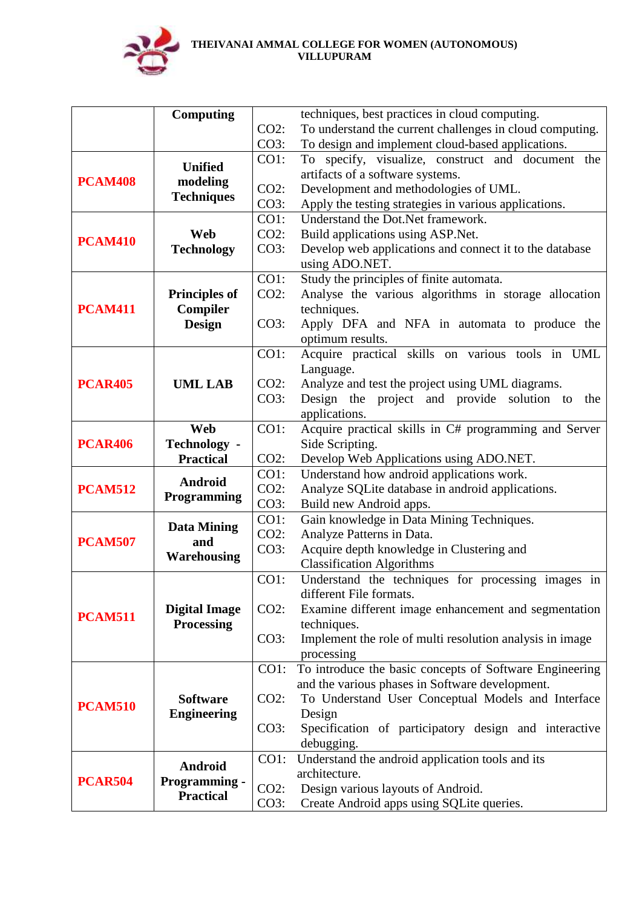**THEIVANAI AMMAL COLLEGE FOR WOMEN (AUTONOMOUS)**
**VILLUPURAM**

| | | |
|---|---|---|
| | **Computing** | techniques, best practices in cloud computing.<br>CO2: To understand the current challenges in cloud computing.<br>CO3: To design and implement cloud-based applications. |
| **PCAM408** | **Unified modeling Techniques** | CO1: To specify, visualize, construct and document the artifacts of a software systems.<br>CO2: Development and methodologies of UML.<br>CO3: Apply the testing strategies in various applications. |
| **PCAM410** | **Web Technology** | CO1: Understand the Dot.Net framework.<br>CO2: Build applications using ASP.Net.<br>CO3: Develop web applications and connect it to the database using ADO.NET. |
| **PCAM411** | **Principles of Compiler Design** | CO1: Study the principles of finite automata.<br>CO2: Analyse the various algorithms in storage allocation techniques.<br>CO3: Apply DFA and NFA in automata to produce the optimum results. |
| **PCAR405** | **UML LAB** | CO1: Acquire practical skills on various tools in UML Language.<br>CO2: Analyze and test the project using UML diagrams.<br>CO3: Design the project and provide solution to the applications. |
| **PCAR406** | **Web Technology - Practical** | CO1: Acquire practical skills in C# programming and Server Side Scripting.<br>CO2: Develop Web Applications using ADO.NET. |
| **PCAM512** | **Android Programming** | CO1: Understand how android applications work.<br>CO2: Analyze SQLite database in android applications.<br>CO3: Build new Android apps. |
| **PCAM507** | **Data Mining and Warehousing** | CO1: Gain knowledge in Data Mining Techniques.<br>CO2: Analyze Patterns in Data.<br>CO3: Acquire depth knowledge in Clustering and Classification Algorithms |
| **PCAM511** | **Digital Image Processing** | CO1: Understand the techniques for processing images in different File formats.<br>CO2: Examine different image enhancement and segmentation techniques.<br>CO3: Implement the role of multi resolution analysis in image processing |
| **PCAM510** | **Software Engineering** | CO1: To introduce the basic concepts of Software Engineering and the various phases in Software development.<br>CO2: To Understand User Conceptual Models and Interface Design<br>CO3: Specification of participatory design and interactive debugging. |
| **PCAR504** | **Android Programming - Practical** | CO1: Understand the android application tools and its architecture.<br>CO2: Design various layouts of Android.<br>CO3: Create Android apps using SQLite queries. |